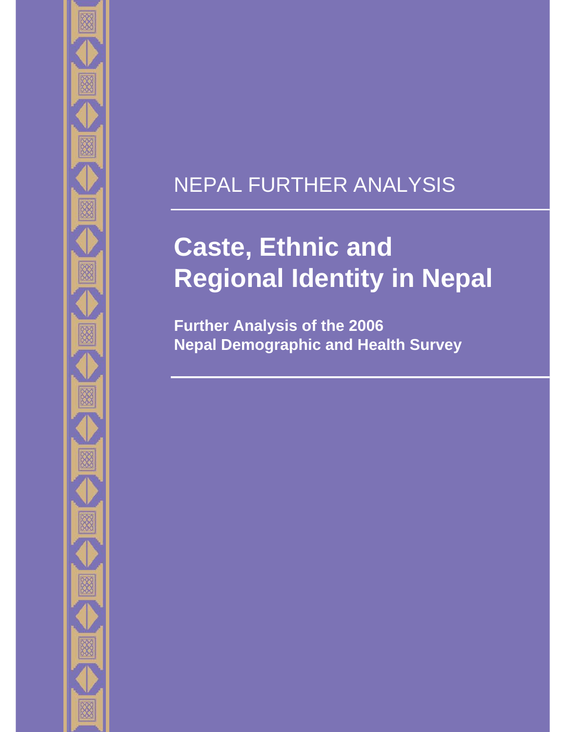NEPAL FURTHER ANALYSIS

# Caste, Ethnic and Regional Identity in Nepal

**Further Analysis of the 2006**
**Nepal Demographic and Health Survey**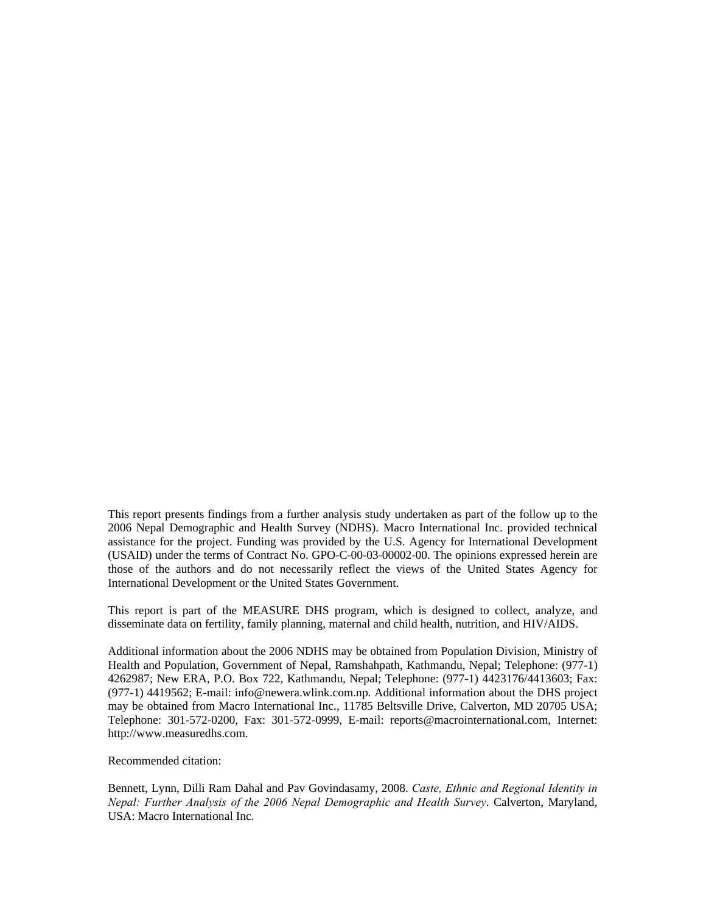This report presents findings from a further analysis study undertaken as part of the follow up to the 2006 Nepal Demographic and Health Survey (NDHS). Macro International Inc. provided technical assistance for the project. Funding was provided by the U.S. Agency for International Development (USAID) under the terms of Contract No. GPO-C-00-03-00002-00. The opinions expressed herein are those of the authors and do not necessarily reflect the views of the United States Agency for International Development or the United States Government.

This report is part of the MEASURE DHS program, which is designed to collect, analyze, and disseminate data on fertility, family planning, maternal and child health, nutrition, and HIV/AIDS.

Additional information about the 2006 NDHS may be obtained from Population Division, Ministry of Health and Population, Government of Nepal, Ramshahpath, Kathmandu, Nepal; Telephone: (977-1) 4262987; New ERA, P.O. Box 722, Kathmandu, Nepal; Telephone: (977-1) 4423176/4413603; Fax: (977-1) 4419562; E-mail: info@newera.wlink.com.np. Additional information about the DHS project may be obtained from Macro International Inc., 11785 Beltsville Drive, Calverton, MD 20705 USA; Telephone: 301-572-0200, Fax: 301-572-0999, E-mail: reports@macrointernational.com, Internet: http://www.measuredhs.com.

Recommended citation:

Bennett, Lynn, Dilli Ram Dahal and Pav Govindasamy, 2008. *Caste, Ethnic and Regional Identity in Nepal: Further Analysis of the 2006 Nepal Demographic and Health Survey*. Calverton, Maryland, USA: Macro International Inc.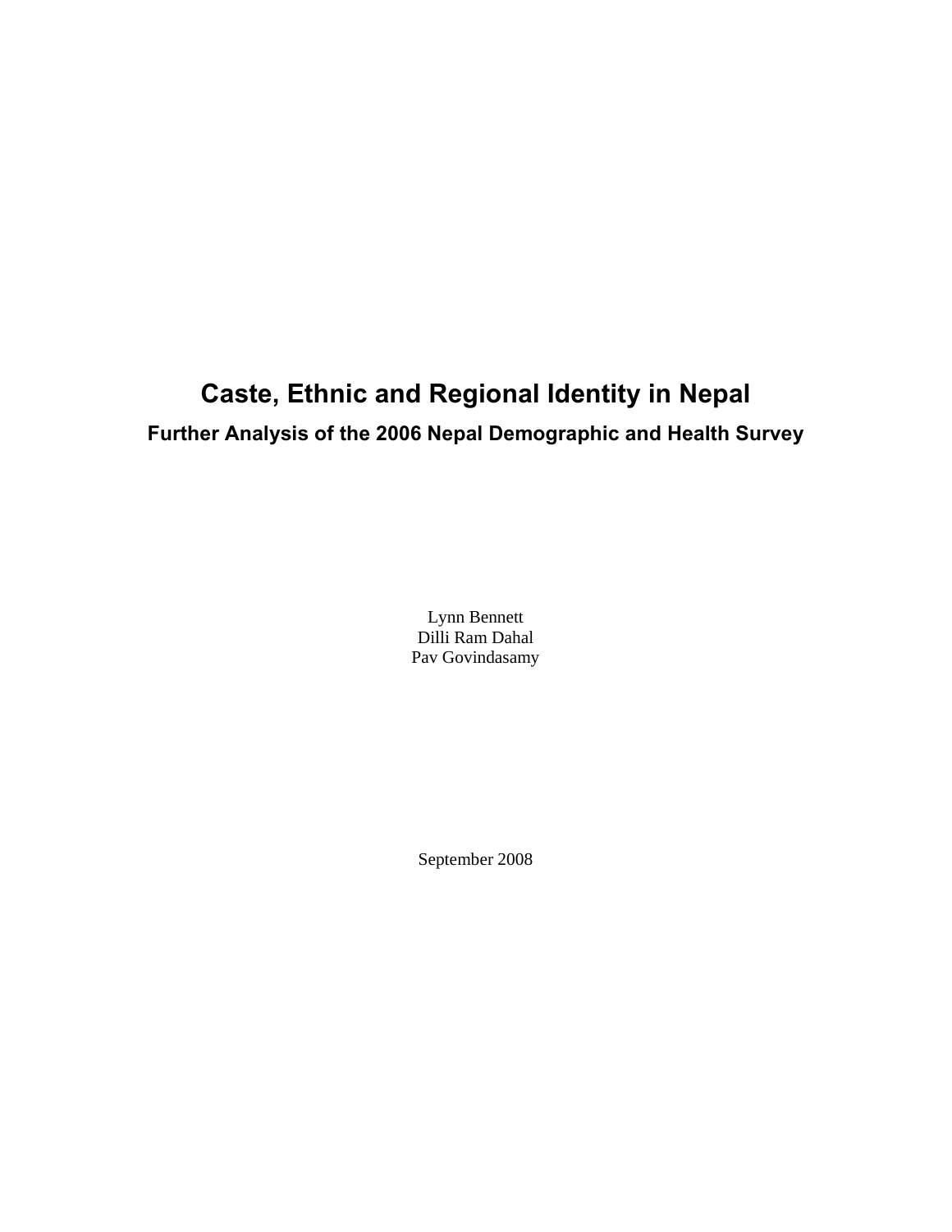# Caste, Ethnic and Regional Identity in Nepal

## Further Analysis of the 2006 Nepal Demographic and Health Survey

Lynn Bennett
Dilli Ram Dahal
Pav Govindasamy

September 2008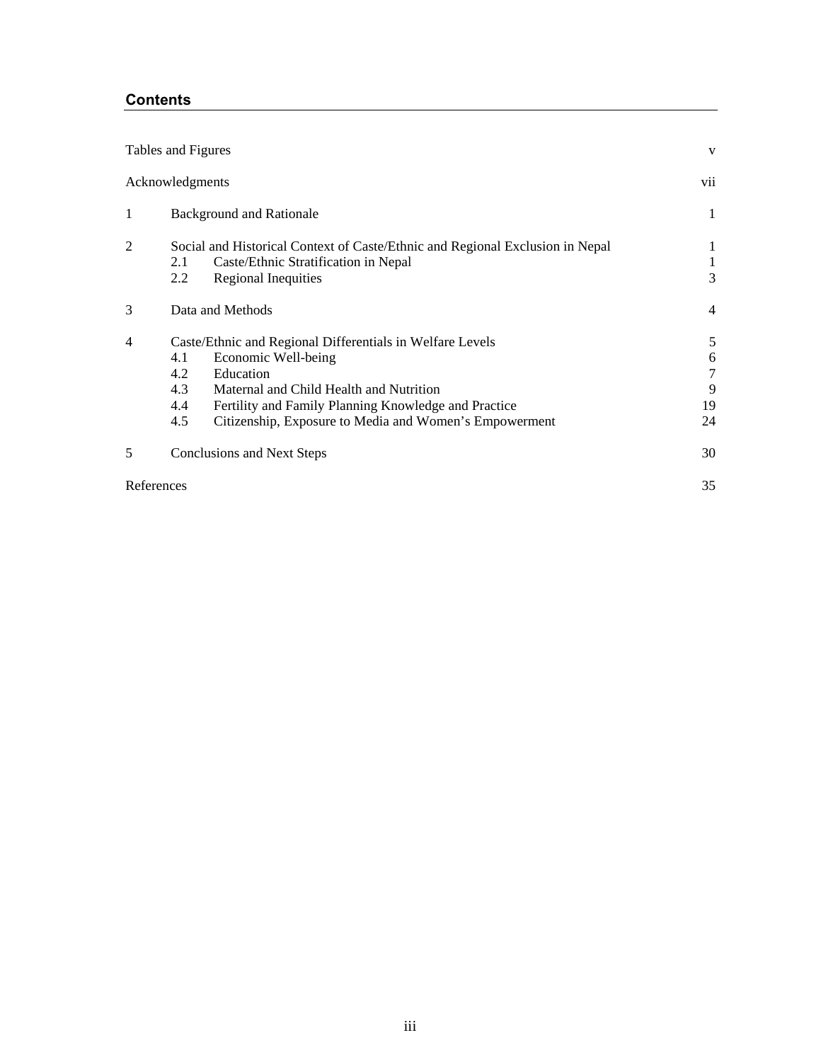## Contents

| | | |
|---|---|---|
| Tables and Figures | | v |
| Acknowledgments | | vii |
| 1 | Background and Rationale | 1 |
| 2 | Social and Historical Context of Caste/Ethnic and Regional Exclusion in Nepal | 1 |
| | 2.1 Caste/Ethnic Stratification in Nepal | 1 |
| | 2.2 Regional Inequities | 3 |
| 3 | Data and Methods | 4 |
| 4 | Caste/Ethnic and Regional Differentials in Welfare Levels | 5 |
| | 4.1 Economic Well-being | 6 |
| | 4.2 Education | 7 |
| | 4.3 Maternal and Child Health and Nutrition | 9 |
| | 4.4 Fertility and Family Planning Knowledge and Practice | 19 |
| | 4.5 Citizenship, Exposure to Media and Women's Empowerment | 24 |
| 5 | Conclusions and Next Steps | 30 |
| References | | 35 |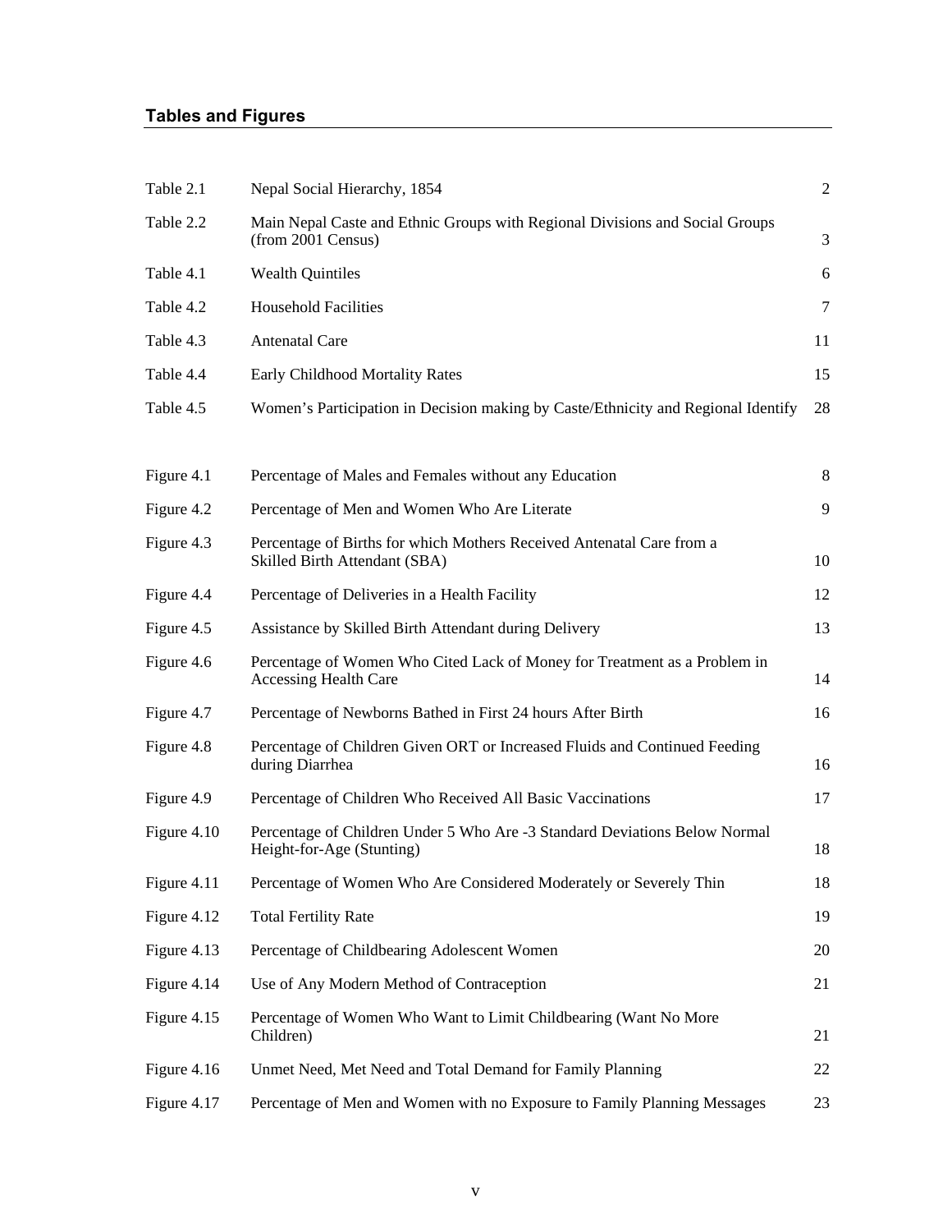## Tables and Figures

| | | |
|---|---|---|
| Table 2.1 | Nepal Social Hierarchy, 1854 | 2 |
| Table 2.2 | Main Nepal Caste and Ethnic Groups with Regional Divisions and Social Groups (from 2001 Census) | 3 |
| Table 4.1 | Wealth Quintiles | 6 |
| Table 4.2 | Household Facilities | 7 |
| Table 4.3 | Antenatal Care | 11 |
| Table 4.4 | Early Childhood Mortality Rates | 15 |
| Table 4.5 | Women's Participation in Decision making by Caste/Ethnicity and Regional Identify | 28 |

| | | |
|---|---|---|
| Figure 4.1 | Percentage of Males and Females without any Education | 8 |
| Figure 4.2 | Percentage of Men and Women Who Are Literate | 9 |
| Figure 4.3 | Percentage of Births for which Mothers Received Antenatal Care from a Skilled Birth Attendant (SBA) | 10 |
| Figure 4.4 | Percentage of Deliveries in a Health Facility | 12 |
| Figure 4.5 | Assistance by Skilled Birth Attendant during Delivery | 13 |
| Figure 4.6 | Percentage of Women Who Cited Lack of Money for Treatment as a Problem in Accessing Health Care | 14 |
| Figure 4.7 | Percentage of Newborns Bathed in First 24 hours After Birth | 16 |
| Figure 4.8 | Percentage of Children Given ORT or Increased Fluids and Continued Feeding during Diarrhea | 16 |
| Figure 4.9 | Percentage of Children Who Received All Basic Vaccinations | 17 |
| Figure 4.10 | Percentage of Children Under 5 Who Are -3 Standard Deviations Below Normal Height-for-Age (Stunting) | 18 |
| Figure 4.11 | Percentage of Women Who Are Considered Moderately or Severely Thin | 18 |
| Figure 4.12 | Total Fertility Rate | 19 |
| Figure 4.13 | Percentage of Childbearing Adolescent Women | 20 |
| Figure 4.14 | Use of Any Modern Method of Contraception | 21 |
| Figure 4.15 | Percentage of Women Who Want to Limit Childbearing (Want No More Children) | 21 |
| Figure 4.16 | Unmet Need, Met Need and Total Demand for Family Planning | 22 |
| Figure 4.17 | Percentage of Men and Women with no Exposure to Family Planning Messages | 23 |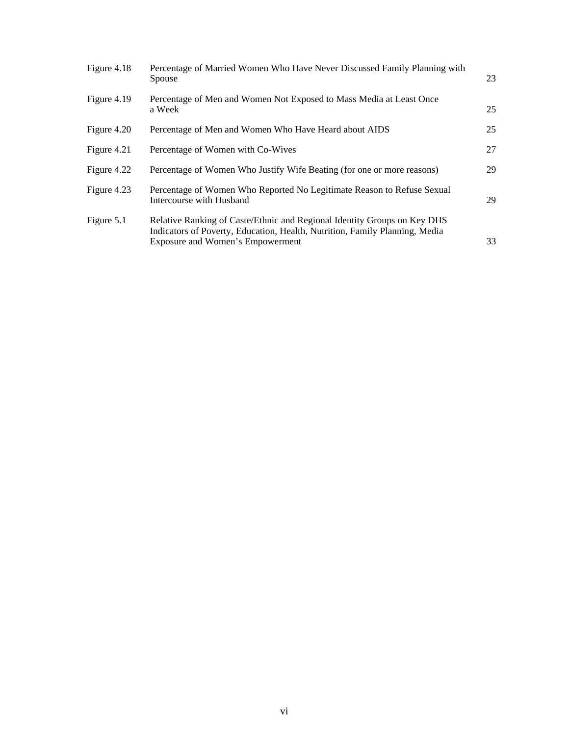| | | |
|---|---|---|
| Figure 4.18 | Percentage of Married Women Who Have Never Discussed Family Planning with Spouse | 23 |
| Figure 4.19 | Percentage of Men and Women Not Exposed to Mass Media at Least Once a Week | 25 |
| Figure 4.20 | Percentage of Men and Women Who Have Heard about AIDS | 25 |
| Figure 4.21 | Percentage of Women with Co-Wives | 27 |
| Figure 4.22 | Percentage of Women Who Justify Wife Beating (for one or more reasons) | 29 |
| Figure 4.23 | Percentage of Women Who Reported No Legitimate Reason to Refuse Sexual Intercourse with Husband | 29 |
| Figure 5.1 | Relative Ranking of Caste/Ethnic and Regional Identity Groups on Key DHS Indicators of Poverty, Education, Health, Nutrition, Family Planning, Media Exposure and Women's Empowerment | 33 |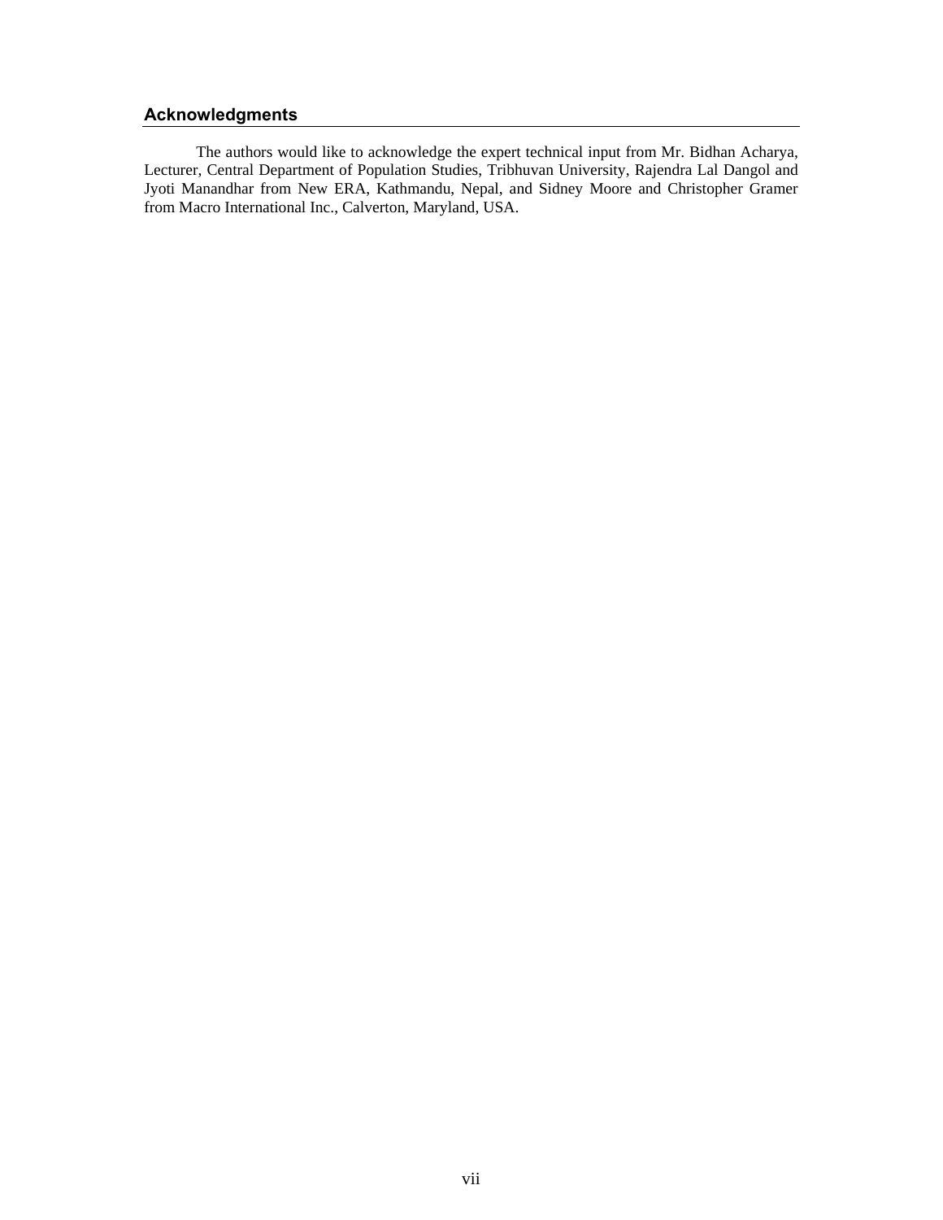## Acknowledgments

The authors would like to acknowledge the expert technical input from Mr. Bidhan Acharya, Lecturer, Central Department of Population Studies, Tribhuvan University, Rajendra Lal Dangol and Jyoti Manandhar from New ERA, Kathmandu, Nepal, and Sidney Moore and Christopher Gramer from Macro International Inc., Calverton, Maryland, USA.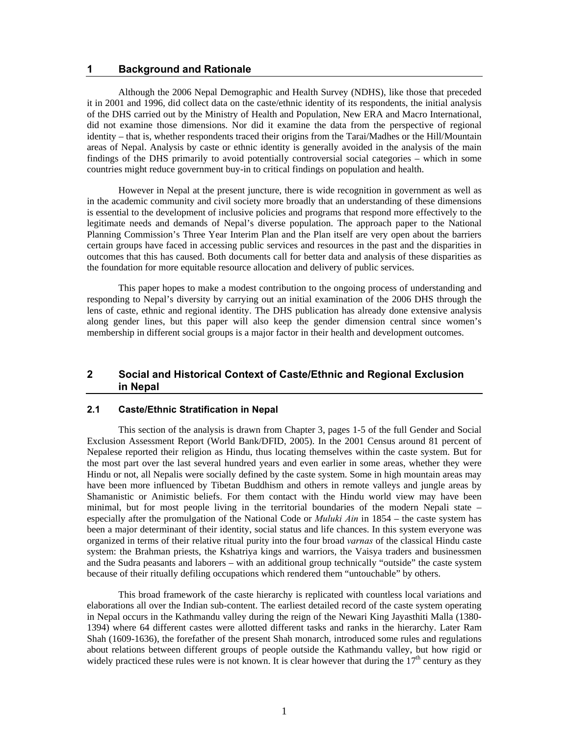## 1 Background and Rationale

Although the 2006 Nepal Demographic and Health Survey (NDHS), like those that preceded it in 2001 and 1996, did collect data on the caste/ethnic identity of its respondents, the initial analysis of the DHS carried out by the Ministry of Health and Population, New ERA and Macro International, did not examine those dimensions. Nor did it examine the data from the perspective of regional identity – that is, whether respondents traced their origins from the Tarai/Madhes or the Hill/Mountain areas of Nepal. Analysis by caste or ethnic identity is generally avoided in the analysis of the main findings of the DHS primarily to avoid potentially controversial social categories – which in some countries might reduce government buy-in to critical findings on population and health.

However in Nepal at the present juncture, there is wide recognition in government as well as in the academic community and civil society more broadly that an understanding of these dimensions is essential to the development of inclusive policies and programs that respond more effectively to the legitimate needs and demands of Nepal's diverse population. The approach paper to the National Planning Commission's Three Year Interim Plan and the Plan itself are very open about the barriers certain groups have faced in accessing public services and resources in the past and the disparities in outcomes that this has caused. Both documents call for better data and analysis of these disparities as the foundation for more equitable resource allocation and delivery of public services.

This paper hopes to make a modest contribution to the ongoing process of understanding and responding to Nepal's diversity by carrying out an initial examination of the 2006 DHS through the lens of caste, ethnic and regional identity. The DHS publication has already done extensive analysis along gender lines, but this paper will also keep the gender dimension central since women's membership in different social groups is a major factor in their health and development outcomes.

## 2 Social and Historical Context of Caste/Ethnic and Regional Exclusion in Nepal

### 2.1 Caste/Ethnic Stratification in Nepal

This section of the analysis is drawn from Chapter 3, pages 1-5 of the full Gender and Social Exclusion Assessment Report (World Bank/DFID, 2005). In the 2001 Census around 81 percent of Nepalese reported their religion as Hindu, thus locating themselves within the caste system. But for the most part over the last several hundred years and even earlier in some areas, whether they were Hindu or not, all Nepalis were socially defined by the caste system. Some in high mountain areas may have been more influenced by Tibetan Buddhism and others in remote valleys and jungle areas by Shamanistic or Animistic beliefs. For them contact with the Hindu world view may have been minimal, but for most people living in the territorial boundaries of the modern Nepali state – especially after the promulgation of the National Code or *Muluki Ain* in 1854 – the caste system has been a major determinant of their identity, social status and life chances. In this system everyone was organized in terms of their relative ritual purity into the four broad *varnas* of the classical Hindu caste system: the Brahman priests, the Kshatriya kings and warriors, the Vaisya traders and businessmen and the Sudra peasants and laborers – with an additional group technically "outside" the caste system because of their ritually defiling occupations which rendered them "untouchable" by others.

This broad framework of the caste hierarchy is replicated with countless local variations and elaborations all over the Indian sub-content. The earliest detailed record of the caste system operating in Nepal occurs in the Kathmandu valley during the reign of the Newari King Jayasthiti Malla (1380-1394) where 64 different castes were allotted different tasks and ranks in the hierarchy. Later Ram Shah (1609-1636), the forefather of the present Shah monarch, introduced some rules and regulations about relations between different groups of people outside the Kathmandu valley, but how rigid or widely practiced these rules were is not known. It is clear however that during the 17th century as they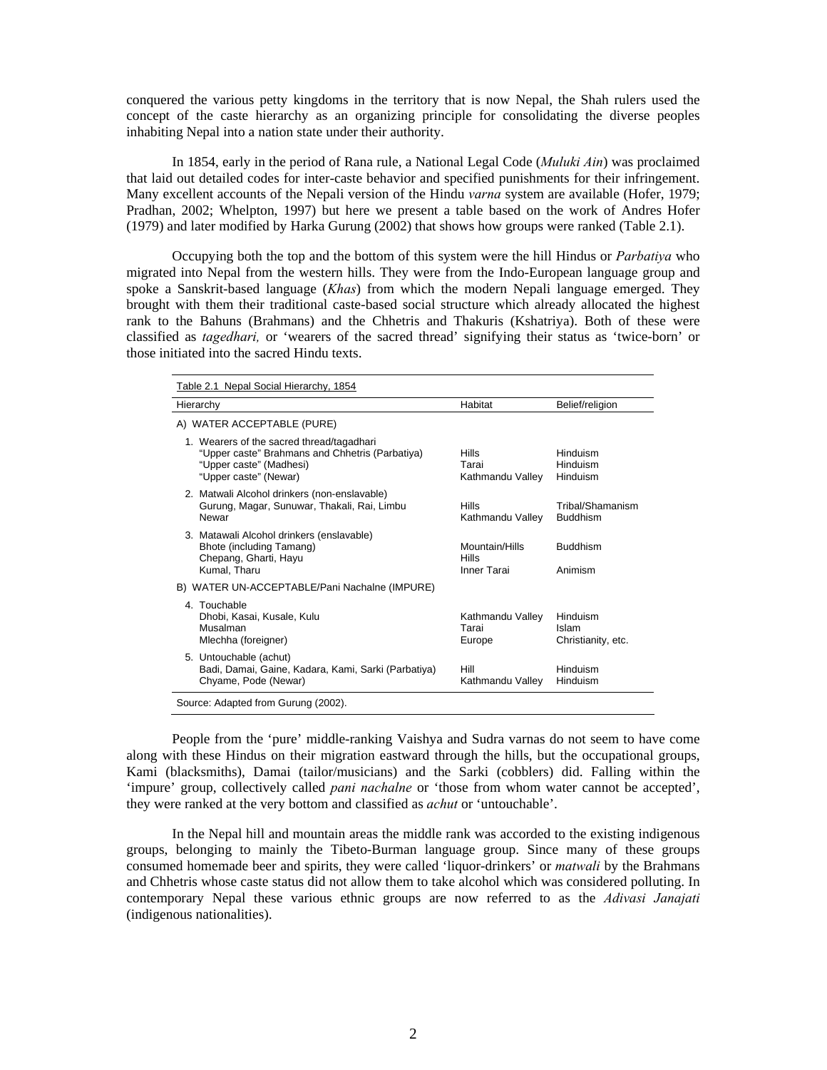conquered the various petty kingdoms in the territory that is now Nepal, the Shah rulers used the concept of the caste hierarchy as an organizing principle for consolidating the diverse peoples inhabiting Nepal into a nation state under their authority.

In 1854, early in the period of Rana rule, a National Legal Code (*Muluki Ain*) was proclaimed that laid out detailed codes for inter-caste behavior and specified punishments for their infringement. Many excellent accounts of the Nepali version of the Hindu *varna* system are available (Hofer, 1979; Pradhan, 2002; Whelpton, 1997) but here we present a table based on the work of Andres Hofer (1979) and later modified by Harka Gurung (2002) that shows how groups were ranked (Table 2.1).

Occupying both the top and the bottom of this system were the hill Hindus or *Parbatiya* who migrated into Nepal from the western hills. They were from the Indo-European language group and spoke a Sanskrit-based language (*Khas*) from which the modern Nepali language emerged. They brought with them their traditional caste-based social structure which already allocated the highest rank to the Bahuns (Brahmans) and the Chhetris and Thakuris (Kshatriya). Both of these were classified as *tagedhari,* or 'wearers of the sacred thread' signifying their status as 'twice-born' or those initiated into the sacred Hindu texts.

Table 2.1 Nepal Social Hierarchy, 1854

| Hierarchy | Habitat | Belief/religion |
|---|---|---|
| A) WATER ACCEPTABLE (PURE) | | |
| 1. Wearers of the sacred thread/tagadhari | | |
| "Upper caste" Brahmans and Chhetris (Parbatiya) | Hills | Hinduism |
| "Upper caste" (Madhesi) | Tarai | Hinduism |
| "Upper caste" (Newar) | Kathmandu Valley | Hinduism |
| 2. Matwali Alcohol drinkers (non-enslavable) | | |
| Gurung, Magar, Sunuwar, Thakali, Rai, Limbu | Hills | Tribal/Shamanism |
| Newar | Kathmandu Valley | Buddhism |
| 3. Matawali Alcohol drinkers (enslavable) | | |
| Bhote (including Tamang) | Mountain/Hills | Buddhism |
| Chepang, Gharti, Hayu | Hills | |
| Kumal, Tharu | Inner Tarai | Animism |
| B) WATER UN-ACCEPTABLE/Pani Nachalne (IMPURE) | | |
| 4. Touchable | | |
| Dhobi, Kasai, Kusale, Kulu | Kathmandu Valley | Hinduism |
| Musalman | Tarai | Islam |
| Mlechha (foreigner) | Europe | Christianity, etc. |
| 5. Untouchable (achut) | | |
| Badi, Damai, Gaine, Kadara, Kami, Sarki (Parbatiya) | Hill | Hinduism |
| Chyame, Pode (Newar) | Kathmandu Valley | Hinduism |

Source: Adapted from Gurung (2002).

People from the 'pure' middle-ranking Vaishya and Sudra varnas do not seem to have come along with these Hindus on their migration eastward through the hills, but the occupational groups, Kami (blacksmiths), Damai (tailor/musicians) and the Sarki (cobblers) did. Falling within the 'impure' group, collectively called *pani nachalne* or 'those from whom water cannot be accepted', they were ranked at the very bottom and classified as *achut* or 'untouchable'.

In the Nepal hill and mountain areas the middle rank was accorded to the existing indigenous groups, belonging to mainly the Tibeto-Burman language group. Since many of these groups consumed homemade beer and spirits, they were called 'liquor-drinkers' or *matwali* by the Brahmans and Chhetris whose caste status did not allow them to take alcohol which was considered polluting. In contemporary Nepal these various ethnic groups are now referred to as the *Adivasi Janajati* (indigenous nationalities).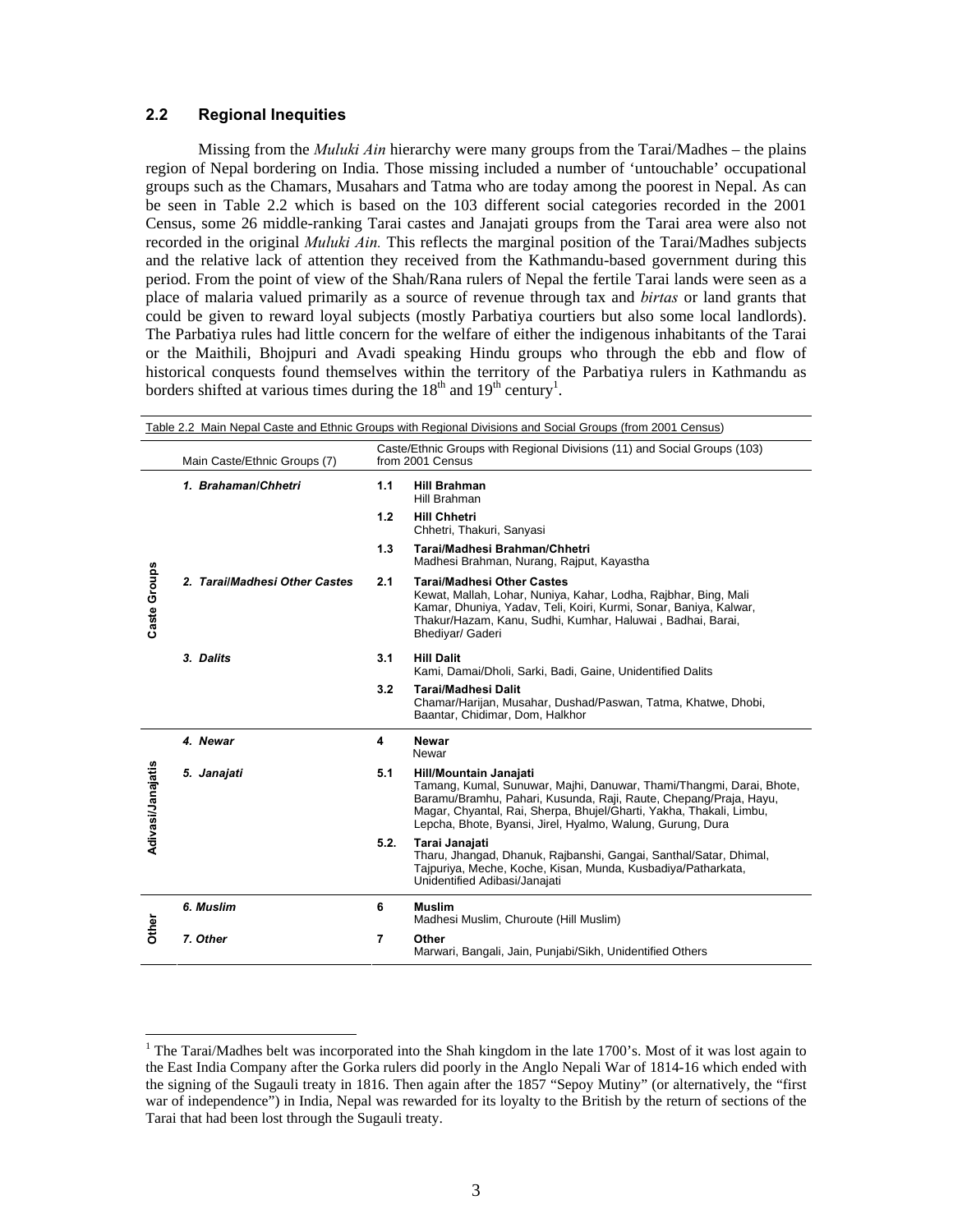## 2.2 Regional Inequities

Missing from the *Muluki Ain* hierarchy were many groups from the Tarai/Madhes – the plains region of Nepal bordering on India. Those missing included a number of 'untouchable' occupational groups such as the Chamars, Musahars and Tatma who are today among the poorest in Nepal. As can be seen in Table 2.2 which is based on the 103 different social categories recorded in the 2001 Census, some 26 middle-ranking Tarai castes and Janajati groups from the Tarai area were also not recorded in the original *Muluki Ain.* This reflects the marginal position of the Tarai/Madhes subjects and the relative lack of attention they received from the Kathmandu-based government during this period. From the point of view of the Shah/Rana rulers of Nepal the fertile Tarai lands were seen as a place of malaria valued primarily as a source of revenue through tax and *birtas* or land grants that could be given to reward loyal subjects (mostly Parbatiya courtiers but also some local landlords). The Parbatiya rules had little concern for the welfare of either the indigenous inhabitants of the Tarai or the Maithili, Bhojpuri and Avadi speaking Hindu groups who through the ebb and flow of historical conquests found themselves within the territory of the Parbatiya rulers in Kathmandu as borders shifted at various times during the 18th and 19th century[1].

Table 2.2 Main Nepal Caste and Ethnic Groups with Regional Divisions and Social Groups (from 2001 Census)

| | Main Caste/Ethnic Groups (7) | Caste/Ethnic Groups with Regional Divisions (11) and Social Groups (103) from 2001 Census | |
|---|---|---|---|
| Caste Groups | *1. Brahaman/Chhetri* | 1.1 | **Hill Brahman**<br>Hill Brahman |
| | | 1.2 | **Hill Chhetri**<br>Chhetri, Thakuri, Sanyasi |
| | | 1.3 | **Tarai/Madhesi Brahman/Chhetri**<br>Madhesi Brahman, Nurang, Rajput, Kayastha |
| | *2. Tarai/Madhesi Other Castes* | 2.1 | **Tarai/Madhesi Other Castes**<br>Kewat, Mallah, Lohar, Nuniya, Kahar, Lodha, Rajbhar, Bing, Mali Kamar, Dhuniya, Yadav, Teli, Koiri, Kurmi, Sonar, Baniya, Kalwar, Thakur/Hazam, Kanu, Sudhi, Kumhar, Haluwai , Badhai, Barai, Bhediyar/ Gaderi |
| | *3. Dalits* | 3.1 | **Hill Dalit**<br>Kami, Damai/Dholi, Sarki, Badi, Gaine, Unidentified Dalits |
| | | 3.2 | **Tarai/Madhesi Dalit**<br>Chamar/Harijan, Musahar, Dushad/Paswan, Tatma, Khatwe, Dhobi, Baantar, Chidimar, Dom, Halkhor |
| Adivasi/Janajatis | *4. Newar* | 4 | **Newar**<br>Newar |
| | *5. Janajati* | 5.1 | **Hill/Mountain Janajati**<br>Tamang, Kumal, Sunuwar, Majhi, Danuwar, Thami/Thangmi, Darai, Bhote, Baramu/Bramhu, Pahari, Kusunda, Raji, Raute, Chepang/Praja, Hayu, Magar, Chyantal, Rai, Sherpa, Bhujel/Gharti, Yakha, Thakali, Limbu, Lepcha, Bhote, Byansi, Jirel, Hyalmo, Walung, Gurung, Dura |
| | | 5.2. | **Tarai Janajati**<br>Tharu, Jhangad, Dhanuk, Rajbanshi, Gangai, Santhal/Satar, Dhimal, Tajpuriya, Meche, Koche, Kisan, Munda, Kusbadiya/Patharkata, Unidentified Adibasi/Janajati |
| Other | *6. Muslim* | 6 | **Muslim**<br>Madhesi Muslim, Churoute (Hill Muslim) |
| | *7. Other* | 7 | **Other**<br>Marwari, Bangali, Jain, Punjabi/Sikh, Unidentified Others |

[1] The Tarai/Madhes belt was incorporated into the Shah kingdom in the late 1700's. Most of it was lost again to the East India Company after the Gorka rulers did poorly in the Anglo Nepali War of 1814-16 which ended with the signing of the Sugauli treaty in 1816. Then again after the 1857 "Sepoy Mutiny" (or alternatively, the "first war of independence") in India, Nepal was rewarded for its loyalty to the British by the return of sections of the Tarai that had been lost through the Sugauli treaty.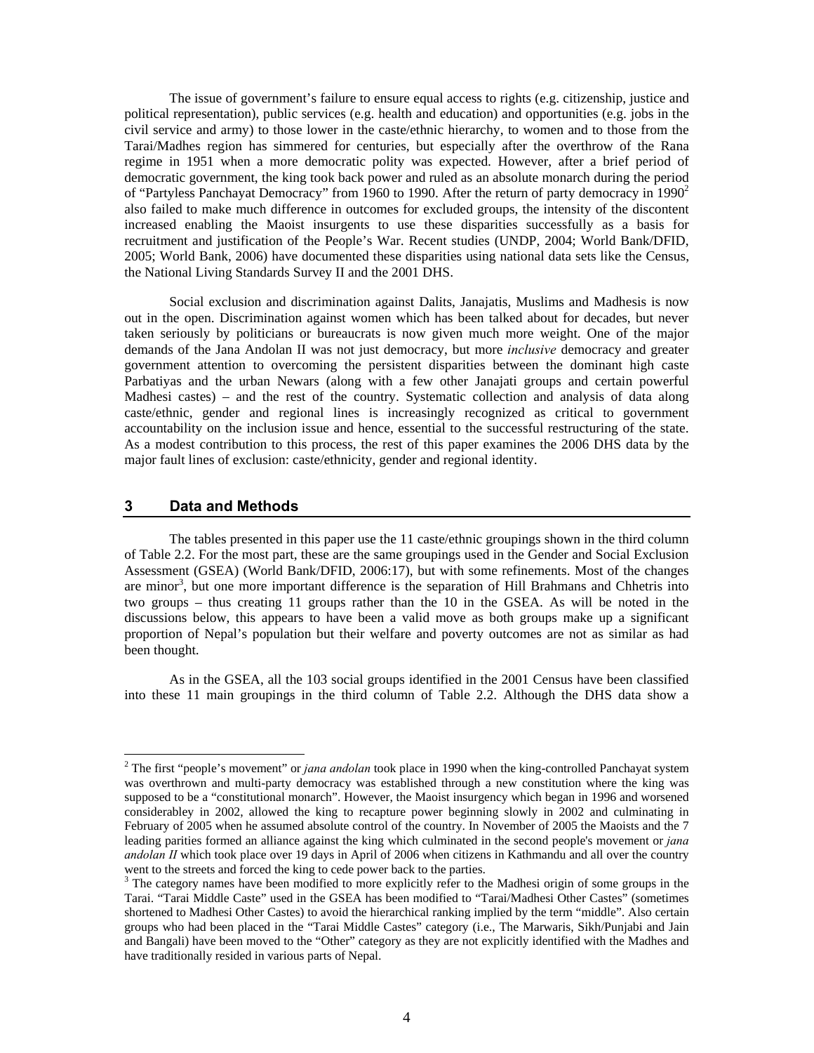The issue of government's failure to ensure equal access to rights (e.g. citizenship, justice and political representation), public services (e.g. health and education) and opportunities (e.g. jobs in the civil service and army) to those lower in the caste/ethnic hierarchy, to women and to those from the Tarai/Madhes region has simmered for centuries, but especially after the overthrow of the Rana regime in 1951 when a more democratic polity was expected. However, after a brief period of democratic government, the king took back power and ruled as an absolute monarch during the period of "Partyless Panchayat Democracy" from 1960 to 1990. After the return of party democracy in 1990[2] also failed to make much difference in outcomes for excluded groups, the intensity of the discontent increased enabling the Maoist insurgents to use these disparities successfully as a basis for recruitment and justification of the People's War. Recent studies (UNDP, 2004; World Bank/DFID, 2005; World Bank, 2006) have documented these disparities using national data sets like the Census, the National Living Standards Survey II and the 2001 DHS.

Social exclusion and discrimination against Dalits, Janajatis, Muslims and Madhesis is now out in the open. Discrimination against women which has been talked about for decades, but never taken seriously by politicians or bureaucrats is now given much more weight. One of the major demands of the Jana Andolan II was not just democracy, but more *inclusive* democracy and greater government attention to overcoming the persistent disparities between the dominant high caste Parbatiyas and the urban Newars (along with a few other Janajati groups and certain powerful Madhesi castes) – and the rest of the country. Systematic collection and analysis of data along caste/ethnic, gender and regional lines is increasingly recognized as critical to government accountability on the inclusion issue and hence, essential to the successful restructuring of the state. As a modest contribution to this process, the rest of this paper examines the 2006 DHS data by the major fault lines of exclusion: caste/ethnicity, gender and regional identity.

## 3 Data and Methods

The tables presented in this paper use the 11 caste/ethnic groupings shown in the third column of Table 2.2. For the most part, these are the same groupings used in the Gender and Social Exclusion Assessment (GSEA) (World Bank/DFID, 2006:17), but with some refinements. Most of the changes are minor[3], but one more important difference is the separation of Hill Brahmans and Chhetris into two groups – thus creating 11 groups rather than the 10 in the GSEA. As will be noted in the discussions below, this appears to have been a valid move as both groups make up a significant proportion of Nepal's population but their welfare and poverty outcomes are not as similar as had been thought.

As in the GSEA, all the 103 social groups identified in the 2001 Census have been classified into these 11 main groupings in the third column of Table 2.2. Although the DHS data show a

---

[2] The first "people's movement" or *jana andolan* took place in 1990 when the king-controlled Panchayat system was overthrown and multi-party democracy was established through a new constitution where the king was supposed to be a "constitutional monarch". However, the Maoist insurgency which began in 1996 and worsened considerabley in 2002, allowed the king to recapture power beginning slowly in 2002 and culminating in February of 2005 when he assumed absolute control of the country. In November of 2005 the Maoists and the 7 leading parities formed an alliance against the king which culminated in the second people's movement or *jana andolan II* which took place over 19 days in April of 2006 when citizens in Kathmandu and all over the country went to the streets and forced the king to cede power back to the parties.

[3] The category names have been modified to more explicitly refer to the Madhesi origin of some groups in the Tarai. "Tarai Middle Caste" used in the GSEA has been modified to "Tarai/Madhesi Other Castes" (sometimes shortened to Madhesi Other Castes) to avoid the hierarchical ranking implied by the term "middle". Also certain groups who had been placed in the "Tarai Middle Castes" category (i.e., The Marwaris, Sikh/Punjabi and Jain and Bangali) have been moved to the "Other" category as they are not explicitly identified with the Madhes and have traditionally resided in various parts of Nepal.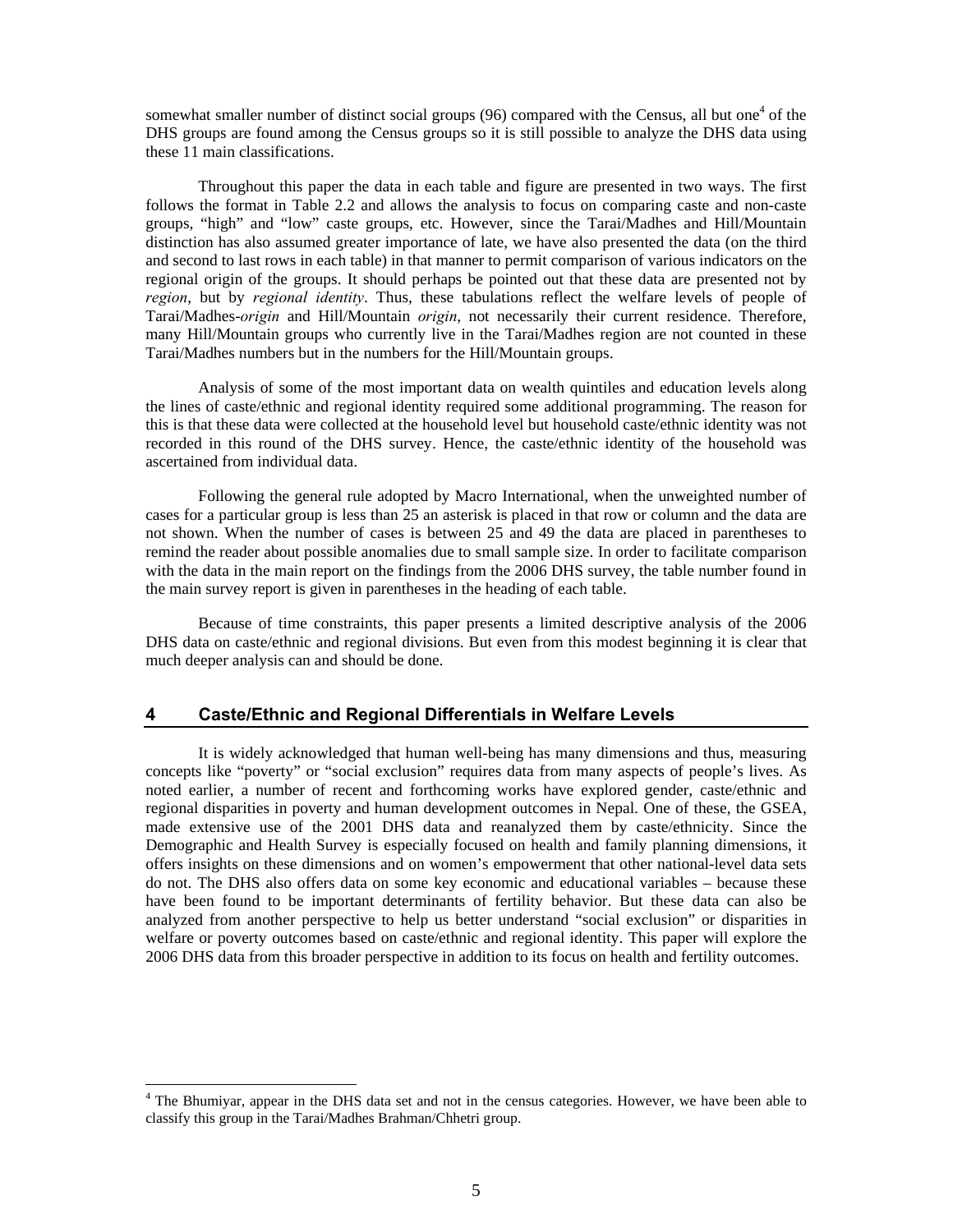somewhat smaller number of distinct social groups (96) compared with the Census, all but one[4] of the DHS groups are found among the Census groups so it is still possible to analyze the DHS data using these 11 main classifications.

Throughout this paper the data in each table and figure are presented in two ways. The first follows the format in Table 2.2 and allows the analysis to focus on comparing caste and non-caste groups, "high" and "low" caste groups, etc. However, since the Tarai/Madhes and Hill/Mountain distinction has also assumed greater importance of late, we have also presented the data (on the third and second to last rows in each table) in that manner to permit comparison of various indicators on the regional origin of the groups. It should perhaps be pointed out that these data are presented not by *region*, but by *regional identity*. Thus, these tabulations reflect the welfare levels of people of Tarai/Madhes-*origin* and Hill/Mountain *origin*, not necessarily their current residence. Therefore, many Hill/Mountain groups who currently live in the Tarai/Madhes region are not counted in these Tarai/Madhes numbers but in the numbers for the Hill/Mountain groups.

Analysis of some of the most important data on wealth quintiles and education levels along the lines of caste/ethnic and regional identity required some additional programming. The reason for this is that these data were collected at the household level but household caste/ethnic identity was not recorded in this round of the DHS survey. Hence, the caste/ethnic identity of the household was ascertained from individual data.

Following the general rule adopted by Macro International, when the unweighted number of cases for a particular group is less than 25 an asterisk is placed in that row or column and the data are not shown. When the number of cases is between 25 and 49 the data are placed in parentheses to remind the reader about possible anomalies due to small sample size. In order to facilitate comparison with the data in the main report on the findings from the 2006 DHS survey, the table number found in the main survey report is given in parentheses in the heading of each table.

Because of time constraints, this paper presents a limited descriptive analysis of the 2006 DHS data on caste/ethnic and regional divisions. But even from this modest beginning it is clear that much deeper analysis can and should be done.

## 4 Caste/Ethnic and Regional Differentials in Welfare Levels

It is widely acknowledged that human well-being has many dimensions and thus, measuring concepts like "poverty" or "social exclusion" requires data from many aspects of people's lives. As noted earlier, a number of recent and forthcoming works have explored gender, caste/ethnic and regional disparities in poverty and human development outcomes in Nepal. One of these, the GSEA, made extensive use of the 2001 DHS data and reanalyzed them by caste/ethnicity. Since the Demographic and Health Survey is especially focused on health and family planning dimensions, it offers insights on these dimensions and on women's empowerment that other national-level data sets do not. The DHS also offers data on some key economic and educational variables – because these have been found to be important determinants of fertility behavior. But these data can also be analyzed from another perspective to help us better understand "social exclusion" or disparities in welfare or poverty outcomes based on caste/ethnic and regional identity. This paper will explore the 2006 DHS data from this broader perspective in addition to its focus on health and fertility outcomes.

[4] The Bhumiyar, appear in the DHS data set and not in the census categories. However, we have been able to classify this group in the Tarai/Madhes Brahman/Chhetri group.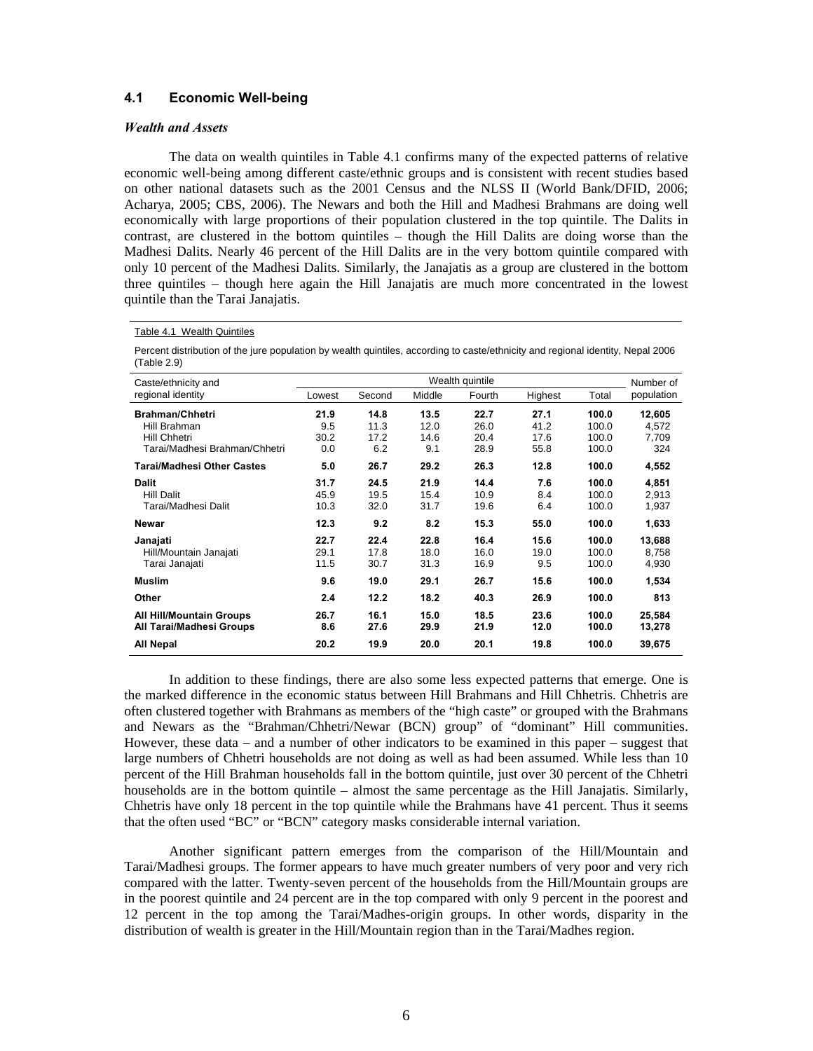## 4.1 Economic Well-being

### *Wealth and Assets*

The data on wealth quintiles in Table 4.1 confirms many of the expected patterns of relative economic well-being among different caste/ethnic groups and is consistent with recent studies based on other national datasets such as the 2001 Census and the NLSS II (World Bank/DFID, 2006; Acharya, 2005; CBS, 2006). The Newars and both the Hill and Madhesi Brahmans are doing well economically with large proportions of their population clustered in the top quintile. The Dalits in contrast, are clustered in the bottom quintiles – though the Hill Dalits are doing worse than the Madhesi Dalits. Nearly 46 percent of the Hill Dalits are in the very bottom quintile compared with only 10 percent of the Madhesi Dalits. Similarly, the Janajatis as a group are clustered in the bottom three quintiles – though here again the Hill Janajatis are much more concentrated in the lowest quintile than the Tarai Janajatis.

Table 4.1 Wealth Quintiles

Percent distribution of the jure population by wealth quintiles, according to caste/ethnicity and regional identity, Nepal 2006 (Table 2.9)

| Caste/ethnicity and regional identity | Wealth quintile | | | | | | Number of population |
|---|---|---|---|---|---|---|---|
| | Lowest | Second | Middle | Fourth | Highest | Total | |
| **Brahman/Chhetri** | **21.9** | **14.8** | **13.5** | **22.7** | **27.1** | **100.0** | **12,605** |
| Hill Brahman | 9.5 | 11.3 | 12.0 | 26.0 | 41.2 | 100.0 | 4,572 |
| Hill Chhetri | 30.2 | 17.2 | 14.6 | 20.4 | 17.6 | 100.0 | 7,709 |
| Tarai/Madhesi Brahman/Chhetri | 0.0 | 6.2 | 9.1 | 28.9 | 55.8 | 100.0 | 324 |
| **Tarai/Madhesi Other Castes** | **5.0** | **26.7** | **29.2** | **26.3** | **12.8** | **100.0** | **4,552** |
| **Dalit** | **31.7** | **24.5** | **21.9** | **14.4** | **7.6** | **100.0** | **4,851** |
| Hill Dalit | 45.9 | 19.5 | 15.4 | 10.9 | 8.4 | 100.0 | 2,913 |
| Tarai/Madhesi Dalit | 10.3 | 32.0 | 31.7 | 19.6 | 6.4 | 100.0 | 1,937 |
| **Newar** | **12.3** | **9.2** | **8.2** | **15.3** | **55.0** | **100.0** | **1,633** |
| **Janajati** | **22.7** | **22.4** | **22.8** | **16.4** | **15.6** | **100.0** | **13,688** |
| Hill/Mountain Janajati | 29.1 | 17.8 | 18.0 | 16.0 | 19.0 | 100.0 | 8,758 |
| Tarai Janajati | 11.5 | 30.7 | 31.3 | 16.9 | 9.5 | 100.0 | 4,930 |
| **Muslim** | **9.6** | **19.0** | **29.1** | **26.7** | **15.6** | **100.0** | **1,534** |
| **Other** | **2.4** | **12.2** | **18.2** | **40.3** | **26.9** | **100.0** | **813** |
| **All Hill/Mountain Groups** | **26.7** | **16.1** | **15.0** | **18.5** | **23.6** | **100.0** | **25,584** |
| **All Tarai/Madhesi Groups** | **8.6** | **27.6** | **29.9** | **21.9** | **12.0** | **100.0** | **13,278** |
| **All Nepal** | **20.2** | **19.9** | **20.0** | **20.1** | **19.8** | **100.0** | **39,675** |

In addition to these findings, there are also some less expected patterns that emerge. One is the marked difference in the economic status between Hill Brahmans and Hill Chhetris. Chhetris are often clustered together with Brahmans as members of the "high caste" or grouped with the Brahmans and Newars as the "Brahman/Chhetri/Newar (BCN) group" of "dominant" Hill communities. However, these data – and a number of other indicators to be examined in this paper – suggest that large numbers of Chhetri households are not doing as well as had been assumed. While less than 10 percent of the Hill Brahman households fall in the bottom quintile, just over 30 percent of the Chhetri households are in the bottom quintile – almost the same percentage as the Hill Janajatis. Similarly, Chhetris have only 18 percent in the top quintile while the Brahmans have 41 percent. Thus it seems that the often used "BC" or "BCN" category masks considerable internal variation.

Another significant pattern emerges from the comparison of the Hill/Mountain and Tarai/Madhesi groups. The former appears to have much greater numbers of very poor and very rich compared with the latter. Twenty-seven percent of the households from the Hill/Mountain groups are in the poorest quintile and 24 percent are in the top compared with only 9 percent in the poorest and 12 percent in the top among the Tarai/Madhes-origin groups. In other words, disparity in the distribution of wealth is greater in the Hill/Mountain region than in the Tarai/Madhes region.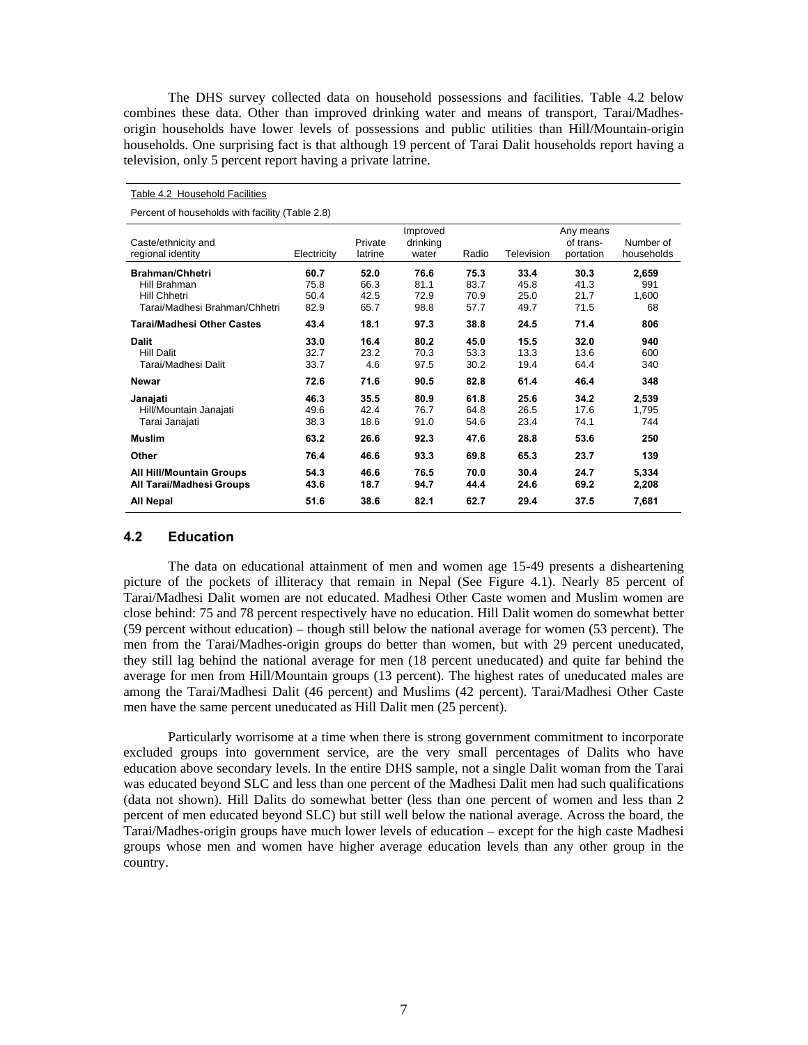The DHS survey collected data on household possessions and facilities. Table 4.2 below combines these data. Other than improved drinking water and means of transport, Tarai/Madhes-origin households have lower levels of possessions and public utilities than Hill/Mountain-origin households. One surprising fact is that although 19 percent of Tarai Dalit households report having a television, only 5 percent report having a private latrine.

Table 4.2 Household Facilities

Percent of households with facility (Table 2.8)

| Caste/ethnicity and regional identity | Electricity | Private latrine | Improved drinking water | Radio | Television | Any means of trans-portation | Number of households |
|---|---|---|---|---|---|---|---|
| **Brahman/Chhetri** | **60.7** | **52.0** | **76.6** | **75.3** | **33.4** | **30.3** | **2,659** |
| Hill Brahman | 75.8 | 66.3 | 81.1 | 83.7 | 45.8 | 41.3 | 991 |
| Hill Chhetri | 50.4 | 42.5 | 72.9 | 70.9 | 25.0 | 21.7 | 1,600 |
| Tarai/Madhesi Brahman/Chhetri | 82.9 | 65.7 | 98.8 | 57.7 | 49.7 | 71.5 | 68 |
| **Tarai/Madhesi Other Castes** | **43.4** | **18.1** | **97.3** | **38.8** | **24.5** | **71.4** | **806** |
| **Dalit** | **33.0** | **16.4** | **80.2** | **45.0** | **15.5** | **32.0** | **940** |
| Hill Dalit | 32.7 | 23.2 | 70.3 | 53.3 | 13.3 | 13.6 | 600 |
| Tarai/Madhesi Dalit | 33.7 | 4.6 | 97.5 | 30.2 | 19.4 | 64.4 | 340 |
| **Newar** | **72.6** | **71.6** | **90.5** | **82.8** | **61.4** | **46.4** | **348** |
| **Janajati** | **46.3** | **35.5** | **80.9** | **61.8** | **25.6** | **34.2** | **2,539** |
| Hill/Mountain Janajati | 49.6 | 42.4 | 76.7 | 64.8 | 26.5 | 17.6 | 1,795 |
| Tarai Janajati | 38.3 | 18.6 | 91.0 | 54.6 | 23.4 | 74.1 | 744 |
| **Muslim** | **63.2** | **26.6** | **92.3** | **47.6** | **28.8** | **53.6** | **250** |
| **Other** | **76.4** | **46.6** | **93.3** | **69.8** | **65.3** | **23.7** | **139** |
| **All Hill/Mountain Groups** | **54.3** | **46.6** | **76.5** | **70.0** | **30.4** | **24.7** | **5,334** |
| **All Tarai/Madhesi Groups** | **43.6** | **18.7** | **94.7** | **44.4** | **24.6** | **69.2** | **2,208** |
| **All Nepal** | **51.6** | **38.6** | **82.1** | **62.7** | **29.4** | **37.5** | **7,681** |

## 4.2 Education

The data on educational attainment of men and women age 15-49 presents a disheartening picture of the pockets of illiteracy that remain in Nepal (See Figure 4.1). Nearly 85 percent of Tarai/Madhesi Dalit women are not educated. Madhesi Other Caste women and Muslim women are close behind: 75 and 78 percent respectively have no education. Hill Dalit women do somewhat better (59 percent without education) – though still below the national average for women (53 percent). The men from the Tarai/Madhes-origin groups do better than women, but with 29 percent uneducated, they still lag behind the national average for men (18 percent uneducated) and quite far behind the average for men from Hill/Mountain groups (13 percent). The highest rates of uneducated males are among the Tarai/Madhesi Dalit (46 percent) and Muslims (42 percent). Tarai/Madhesi Other Caste men have the same percent uneducated as Hill Dalit men (25 percent).

Particularly worrisome at a time when there is strong government commitment to incorporate excluded groups into government service, are the very small percentages of Dalits who have education above secondary levels. In the entire DHS sample, not a single Dalit woman from the Tarai was educated beyond SLC and less than one percent of the Madhesi Dalit men had such qualifications (data not shown). Hill Dalits do somewhat better (less than one percent of women and less than 2 percent of men educated beyond SLC) but still well below the national average. Across the board, the Tarai/Madhes-origin groups have much lower levels of education – except for the high caste Madhesi groups whose men and women have higher average education levels than any other group in the country.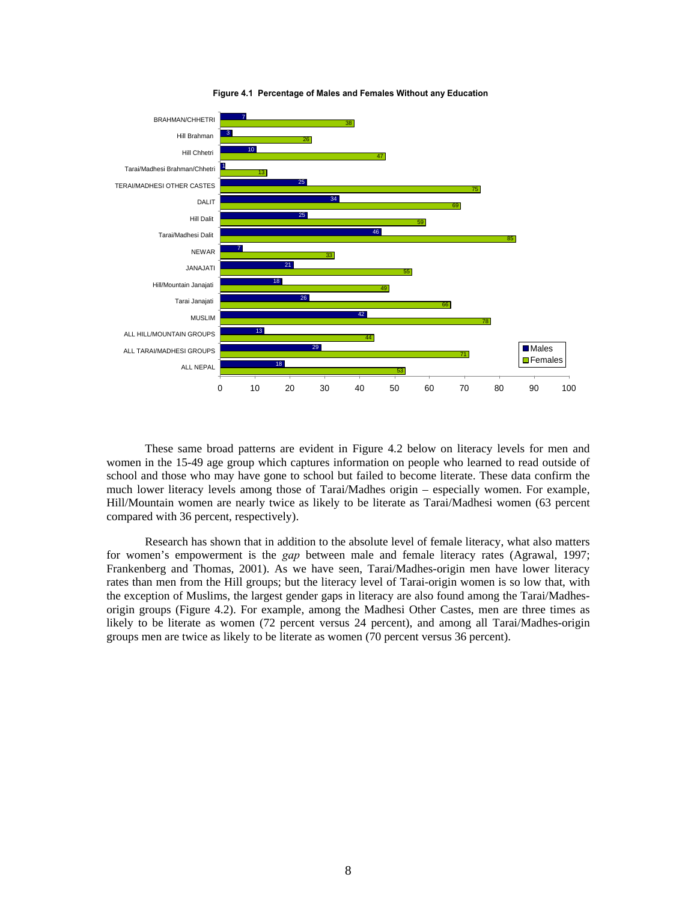**Figure 4.1 Percentage of Males and Females Without any Education**

| Group | Males | Females |
|---|---|---|
| BRAHMAN/CHHETRI | 7 | 38 |
| Hill Brahman | 3 | 26 |
| Hill Chhetri | 10 | 47 |
| Tarai/Madhesi Brahman/Chhetri | 1 | 13 |
| TERAI/MADHESI OTHER CASTES | 25 | 75 |
| DALIT | 34 | 69 |
| Hill Dalit | 25 | 59 |
| Tarai/Madhesi Dalit | 46 | 85 |
| NEWAR | 7 | 33 |
| JANAJATI | 21 | 55 |
| Hill/Mountain Janajati | 18 | 49 |
| Tarai Janajati | 26 | 66 |
| MUSLIM | 42 | 78 |
| ALL HILL/MOUNTAIN GROUPS | 13 | 44 |
| ALL TARAI/MADHESI GROUPS | 29 | 71 |
| ALL NEPAL | 18 | 53 |

These same broad patterns are evident in Figure 4.2 below on literacy levels for men and women in the 15-49 age group which captures information on people who learned to read outside of school and those who may have gone to school but failed to become literate. These data confirm the much lower literacy levels among those of Tarai/Madhes origin – especially women. For example, Hill/Mountain women are nearly twice as likely to be literate as Tarai/Madhesi women (63 percent compared with 36 percent, respectively).

Research has shown that in addition to the absolute level of female literacy, what also matters for women's empowerment is the *gap* between male and female literacy rates (Agrawal, 1997; Frankenberg and Thomas, 2001). As we have seen, Tarai/Madhes-origin men have lower literacy rates than men from the Hill groups; but the literacy level of Tarai-origin women is so low that, with the exception of Muslims, the largest gender gaps in literacy are also found among the Tarai/Madhes-origin groups (Figure 4.2). For example, among the Madhesi Other Castes, men are three times as likely to be literate as women (72 percent versus 24 percent), and among all Tarai/Madhes-origin groups men are twice as likely to be literate as women (70 percent versus 36 percent).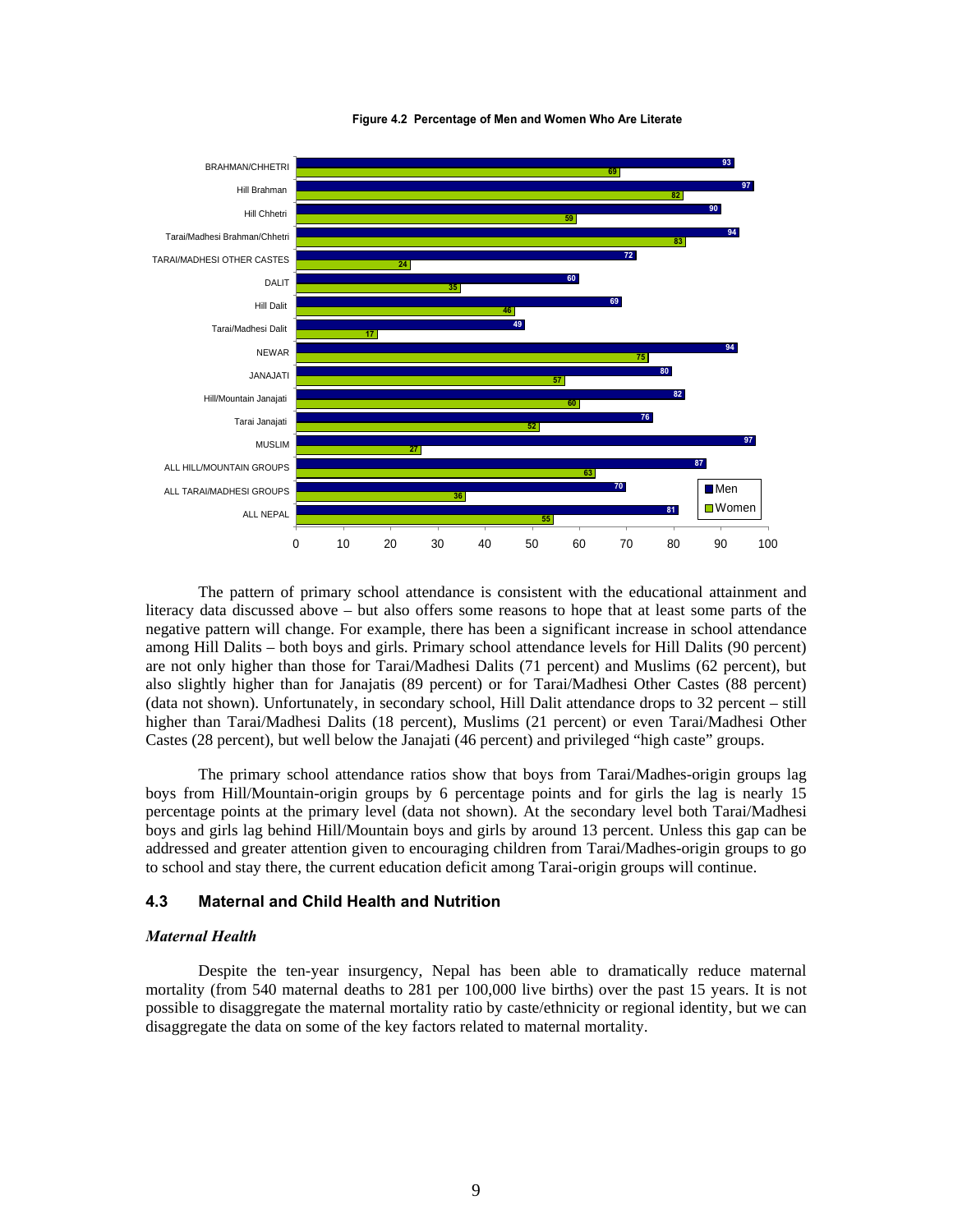**Figure 4.2 Percentage of Men and Women Who Are Literate**

| Group | Men | Women |
|---|---|---|
| BRAHMAN/CHHETRI | 93 | 69 |
| Hill Brahman | 97 | 82 |
| Hill Chhetri | 90 | 59 |
| Tarai/Madhesi Brahman/Chhetri | 94 | 83 |
| TARAI/MADHESI OTHER CASTES | 72 | 24 |
| DALIT | 60 | 35 |
| Hill Dalit | 69 | 46 |
| Tarai/Madhesi Dalit | 49 | 17 |
| NEWAR | 94 | 75 |
| JANAJATI | 80 | 57 |
| Hill/Mountain Janajati | 82 | 60 |
| Tarai Janajati | 76 | 52 |
| MUSLIM | 97 | 27 |
| ALL HILL/MOUNTAIN GROUPS | 87 | 63 |
| ALL TARAI/MADHESI GROUPS | 70 | 36 |
| ALL NEPAL | 81 | 55 |

The pattern of primary school attendance is consistent with the educational attainment and literacy data discussed above – but also offers some reasons to hope that at least some parts of the negative pattern will change. For example, there has been a significant increase in school attendance among Hill Dalits – both boys and girls. Primary school attendance levels for Hill Dalits (90 percent) are not only higher than those for Tarai/Madhesi Dalits (71 percent) and Muslims (62 percent), but also slightly higher than for Janajatis (89 percent) or for Tarai/Madhesi Other Castes (88 percent) (data not shown). Unfortunately, in secondary school, Hill Dalit attendance drops to 32 percent – still higher than Tarai/Madhesi Dalits (18 percent), Muslims (21 percent) or even Tarai/Madhesi Other Castes (28 percent), but well below the Janajati (46 percent) and privileged "high caste" groups.

The primary school attendance ratios show that boys from Tarai/Madhes-origin groups lag boys from Hill/Mountain-origin groups by 6 percentage points and for girls the lag is nearly 15 percentage points at the primary level (data not shown). At the secondary level both Tarai/Madhesi boys and girls lag behind Hill/Mountain boys and girls by around 13 percent. Unless this gap can be addressed and greater attention given to encouraging children from Tarai/Madhes-origin groups to go to school and stay there, the current education deficit among Tarai-origin groups will continue.

## 4.3 Maternal and Child Health and Nutrition

### *Maternal Health*

Despite the ten-year insurgency, Nepal has been able to dramatically reduce maternal mortality (from 540 maternal deaths to 281 per 100,000 live births) over the past 15 years. It is not possible to disaggregate the maternal mortality ratio by caste/ethnicity or regional identity, but we can disaggregate the data on some of the key factors related to maternal mortality.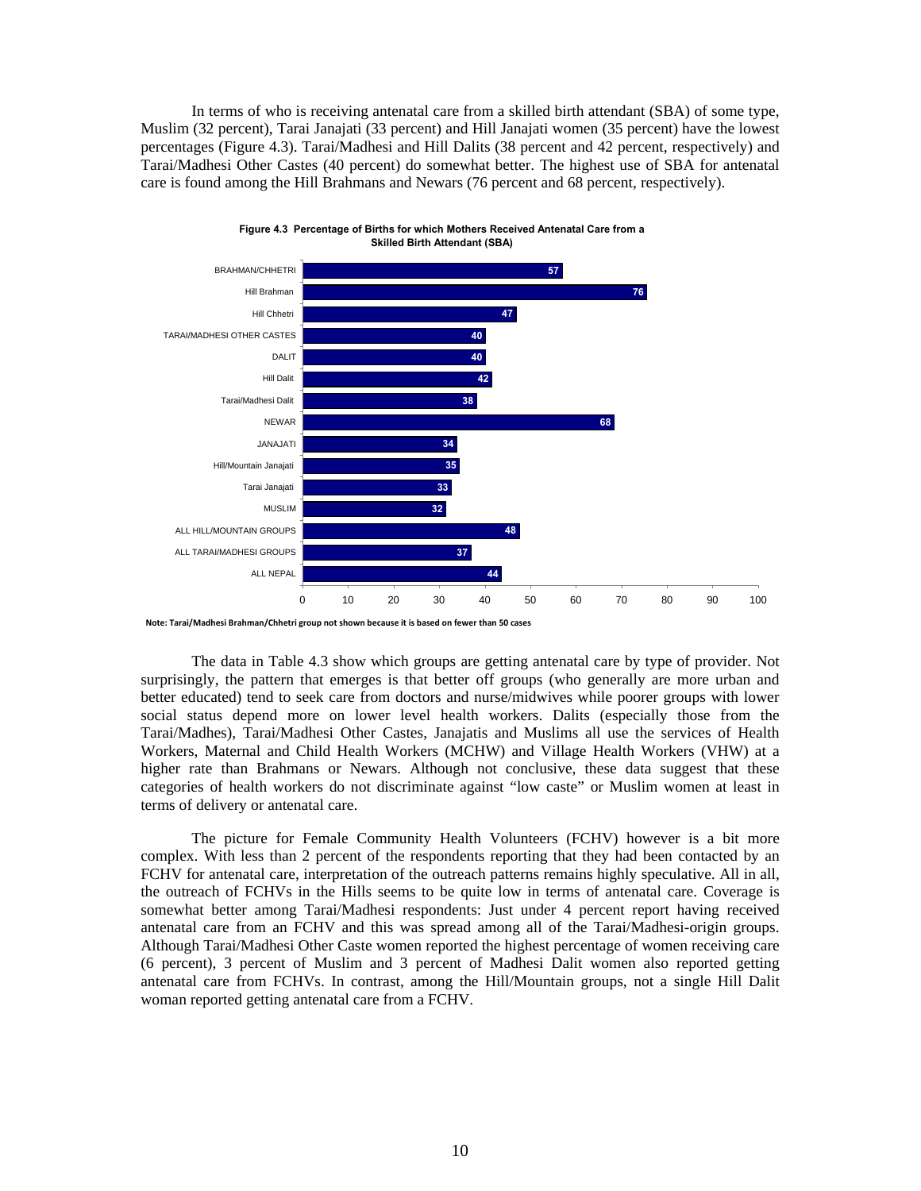In terms of who is receiving antenatal care from a skilled birth attendant (SBA) of some type, Muslim (32 percent), Tarai Janajati (33 percent) and Hill Janajati women (35 percent) have the lowest percentages (Figure 4.3). Tarai/Madhesi and Hill Dalits (38 percent and 42 percent, respectively) and Tarai/Madhesi Other Castes (40 percent) do somewhat better. The highest use of SBA for antenatal care is found among the Hill Brahmans and Newars (76 percent and 68 percent, respectively).

**Figure 4.3 Percentage of Births for which Mothers Received Antenatal Care from a Skilled Birth Attendant (SBA)**

| Group | Percentage |
|---|---|
| BRAHMAN/CHHETRI | 57 |
| Hill Brahman | 76 |
| Hill Chhetri | 47 |
| TARAI/MADHESI OTHER CASTES | 40 |
| DALIT | 40 |
| Hill Dalit | 42 |
| Tarai/Madhesi Dalit | 38 |
| NEWAR | 68 |
| JANAJATI | 34 |
| Hill/Mountain Janajati | 35 |
| Tarai Janajati | 33 |
| MUSLIM | 32 |
| ALL HILL/MOUNTAIN GROUPS | 48 |
| ALL TARAI/MADHESI GROUPS | 37 |
| ALL NEPAL | 44 |

**Note: Tarai/Madhesi Brahman/Chhetri group not shown because it is based on fewer than 50 cases**

The data in Table 4.3 show which groups are getting antenatal care by type of provider. Not surprisingly, the pattern that emerges is that better off groups (who generally are more urban and better educated) tend to seek care from doctors and nurse/midwives while poorer groups with lower social status depend more on lower level health workers. Dalits (especially those from the Tarai/Madhes), Tarai/Madhesi Other Castes, Janajatis and Muslims all use the services of Health Workers, Maternal and Child Health Workers (MCHW) and Village Health Workers (VHW) at a higher rate than Brahmans or Newars. Although not conclusive, these data suggest that these categories of health workers do not discriminate against "low caste" or Muslim women at least in terms of delivery or antenatal care.

The picture for Female Community Health Volunteers (FCHV) however is a bit more complex. With less than 2 percent of the respondents reporting that they had been contacted by an FCHV for antenatal care, interpretation of the outreach patterns remains highly speculative. All in all, the outreach of FCHVs in the Hills seems to be quite low in terms of antenatal care. Coverage is somewhat better among Tarai/Madhesi respondents: Just under 4 percent report having received antenatal care from an FCHV and this was spread among all of the Tarai/Madhesi-origin groups. Although Tarai/Madhesi Other Caste women reported the highest percentage of women receiving care (6 percent), 3 percent of Muslim and 3 percent of Madhesi Dalit women also reported getting antenatal care from FCHVs. In contrast, among the Hill/Mountain groups, not a single Hill Dalit woman reported getting antenatal care from a FCHV.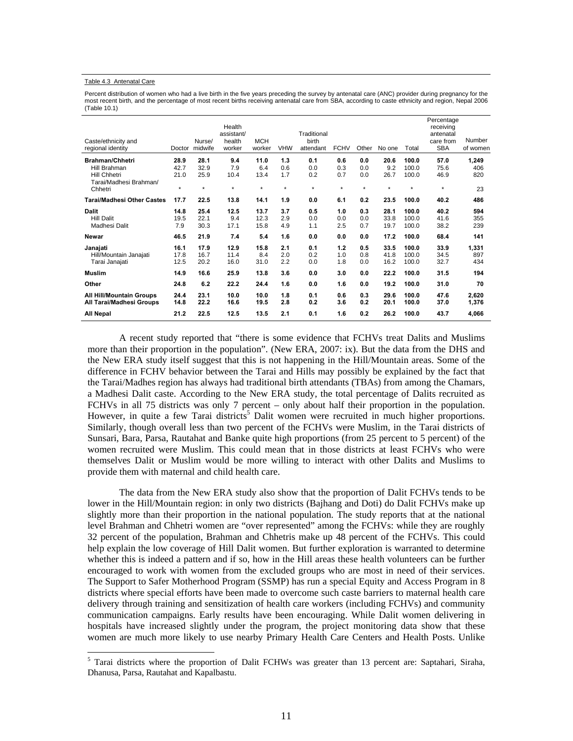Table 4.3 Antenatal Care

Percent distribution of women who had a live birth in the five years preceding the survey by antenatal care (ANC) provider during pregnancy for the most recent birth, and the percentage of most recent births receiving antenatal care from SBA, according to caste ethnicity and region, Nepal 2006 (Table 10.1)

| Caste/ethnicity and regional identity | Doctor | Nurse/ midwife | Health assistant/ health worker | MCH worker | VHW | Traditional birth attendant | FCHV | Other | No one | Total | Percentage receiving antenatal care from SBA | Number of women |
|---|---|---|---|---|---|---|---|---|---|---|---|---|
| **Brahman/Chhetri** | **28.9** | **28.1** | **9.4** | **11.0** | **1.3** | **0.1** | **0.6** | **0.0** | **20.6** | **100.0** | **57.0** | **1,249** |
| Hill Brahman | 42.7 | 32.9 | 7.9 | 6.4 | 0.6 | 0.0 | 0.3 | 0.0 | 9.2 | 100.0 | 75.6 | 406 |
| Hill Chhetri | 21.0 | 25.9 | 10.4 | 13.4 | 1.7 | 0.2 | 0.7 | 0.0 | 26.7 | 100.0 | 46.9 | 820 |
| Tarai/Madhesi Brahman/ Chhetri | * | * | * | * | * | * | * | * | * | * | * | 23 |
| **Tarai/Madhesi Other Castes** | **17.7** | **22.5** | **13.8** | **14.1** | **1.9** | **0.0** | **6.1** | **0.2** | **23.5** | **100.0** | **40.2** | **486** |
| **Dalit** | **14.8** | **25.4** | **12.5** | **13.7** | **3.7** | **0.5** | **1.0** | **0.3** | **28.1** | **100.0** | **40.2** | **594** |
| Hill Dalit | 19.5 | 22.1 | 9.4 | 12.3 | 2.9 | 0.0 | 0.0 | 0.0 | 33.8 | 100.0 | 41.6 | 355 |
| Madhesi Dalit | 7.9 | 30.3 | 17.1 | 15.8 | 4.9 | 1.1 | 2.5 | 0.7 | 19.7 | 100.0 | 38.2 | 239 |
| **Newar** | **46.5** | **21.9** | **7.4** | **5.4** | **1.6** | **0.0** | **0.0** | **0.0** | **17.2** | **100.0** | **68.4** | **141** |
| **Janajati** | **16.1** | **17.9** | **12.9** | **15.8** | **2.1** | **0.1** | **1.2** | **0.5** | **33.5** | **100.0** | **33.9** | **1,331** |
| Hill/Mountain Janajati | 17.8 | 16.7 | 11.4 | 8.4 | 2.0 | 0.2 | 1.0 | 0.8 | 41.8 | 100.0 | 34.5 | 897 |
| Tarai Janajati | 12.5 | 20.2 | 16.0 | 31.0 | 2.2 | 0.0 | 1.8 | 0.0 | 16.2 | 100.0 | 32.7 | 434 |
| **Muslim** | **14.9** | **16.6** | **25.9** | **13.8** | **3.6** | **0.0** | **3.0** | **0.0** | **22.2** | **100.0** | **31.5** | **194** |
| **Other** | **24.8** | **6.2** | **22.2** | **24.4** | **1.6** | **0.0** | **1.6** | **0.0** | **19.2** | **100.0** | **31.0** | **70** |
| **All Hill/Mountain Groups** | **24.4** | **23.1** | **10.0** | **10.0** | **1.8** | **0.1** | **0.6** | **0.3** | **29.6** | **100.0** | **47.6** | **2,620** |
| **All Tarai/Madhesi Groups** | **14.8** | **22.2** | **16.6** | **19.5** | **2.8** | **0.2** | **3.6** | **0.2** | **20.1** | **100.0** | **37.0** | **1,376** |
| **All Nepal** | **21.2** | **22.5** | **12.5** | **13.5** | **2.1** | **0.1** | **1.6** | **0.2** | **26.2** | **100.0** | **43.7** | **4,066** |

A recent study reported that "there is some evidence that FCHVs treat Dalits and Muslims more than their proportion in the population". (New ERA, 2007: ix). But the data from the DHS and the New ERA study itself suggest that this is not happening in the Hill/Mountain areas. Some of the difference in FCHV behavior between the Tarai and Hills may possibly be explained by the fact that the Tarai/Madhes region has always had traditional birth attendants (TBAs) from among the Chamars, a Madhesi Dalit caste. According to the New ERA study, the total percentage of Dalits recruited as FCHVs in all 75 districts was only 7 percent – only about half their proportion in the population. However, in quite a few Tarai districts[5] Dalit women were recruited in much higher proportions. Similarly, though overall less than two percent of the FCHVs were Muslim, in the Tarai districts of Sunsari, Bara, Parsa, Rautahat and Banke quite high proportions (from 25 percent to 5 percent) of the women recruited were Muslim. This could mean that in those districts at least FCHVs who were themselves Dalit or Muslim would be more willing to interact with other Dalits and Muslims to provide them with maternal and child health care.

The data from the New ERA study also show that the proportion of Dalit FCHVs tends to be lower in the Hill/Mountain region: in only two districts (Bajhang and Doti) do Dalit FCHVs make up slightly more than their proportion in the national population. The study reports that at the national level Brahman and Chhetri women are "over represented" among the FCHVs: while they are roughly 32 percent of the population, Brahman and Chhetris make up 48 percent of the FCHVs. This could help explain the low coverage of Hill Dalit women. But further exploration is warranted to determine whether this is indeed a pattern and if so, how in the Hill areas these health volunteers can be further encouraged to work with women from the excluded groups who are most in need of their services. The Support to Safer Motherhood Program (SSMP) has run a special Equity and Access Program in 8 districts where special efforts have been made to overcome such caste barriers to maternal health care delivery through training and sensitization of health care workers (including FCHVs) and community communication campaigns. Early results have been encouraging. While Dalit women delivering in hospitals have increased slightly under the program, the project monitoring data show that these women are much more likely to use nearby Primary Health Care Centers and Health Posts. Unlike

[5] Tarai districts where the proportion of Dalit FCHWs was greater than 13 percent are: Saptahari, Siraha, Dhanusa, Parsa, Rautahat and Kapalbastu.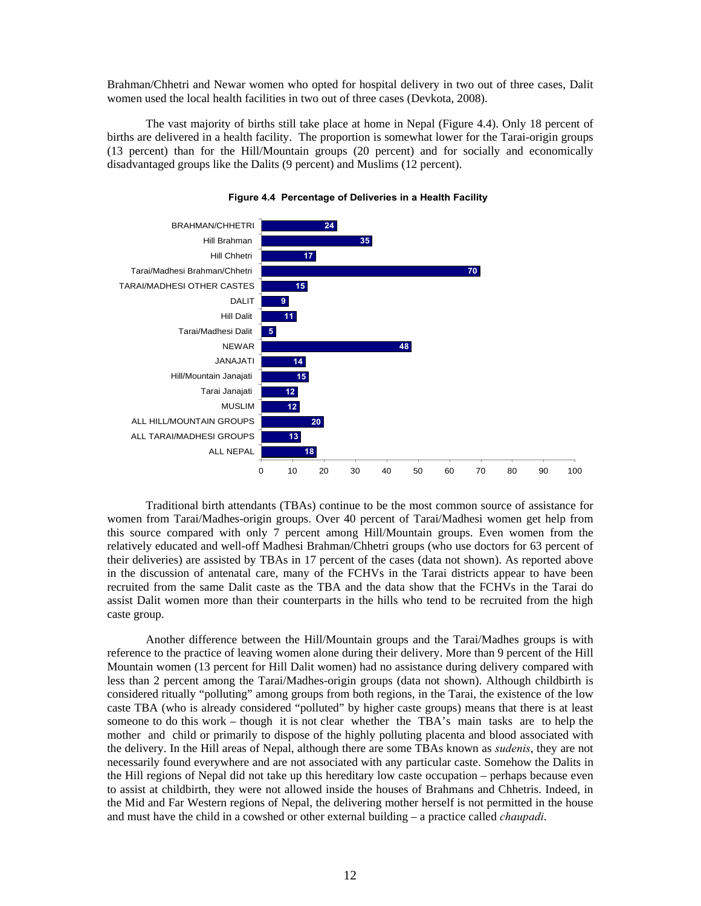Brahman/Chhetri and Newar women who opted for hospital delivery in two out of three cases, Dalit women used the local health facilities in two out of three cases (Devkota, 2008).

The vast majority of births still take place at home in Nepal (Figure 4.4). Only 18 percent of births are delivered in a health facility. The proportion is somewhat lower for the Tarai-origin groups (13 percent) than for the Hill/Mountain groups (20 percent) and for socially and economically disadvantaged groups like the Dalits (9 percent) and Muslims (12 percent).

**Figure 4.4 Percentage of Deliveries in a Health Facility**

| Group | Percent |
|---|---|
| BRAHMAN/CHHETRI | 24 |
| Hill Brahman | 35 |
| Hill Chhetri | 17 |
| Tarai/Madhesi Brahman/Chhetri | 70 |
| TARAI/MADHESI OTHER CASTES | 15 |
| DALIT | 9 |
| Hill Dalit | 11 |
| Tarai/Madhesi Dalit | 5 |
| NEWAR | 48 |
| JANAJATI | 14 |
| Hill/Mountain Janajati | 15 |
| Tarai Janajati | 12 |
| MUSLIM | 12 |
| ALL HILL/MOUNTAIN GROUPS | 20 |
| ALL TARAI/MADHESI GROUPS | 13 |
| ALL NEPAL | 18 |

Traditional birth attendants (TBAs) continue to be the most common source of assistance for women from Tarai/Madhes-origin groups. Over 40 percent of Tarai/Madhesi women get help from this source compared with only 7 percent among Hill/Mountain groups. Even women from the relatively educated and well-off Madhesi Brahman/Chhetri groups (who use doctors for 63 percent of their deliveries) are assisted by TBAs in 17 percent of the cases (data not shown). As reported above in the discussion of antenatal care, many of the FCHVs in the Tarai districts appear to have been recruited from the same Dalit caste as the TBA and the data show that the FCHVs in the Tarai do assist Dalit women more than their counterparts in the hills who tend to be recruited from the high caste group.

Another difference between the Hill/Mountain groups and the Tarai/Madhes groups is with reference to the practice of leaving women alone during their delivery. More than 9 percent of the Hill Mountain women (13 percent for Hill Dalit women) had no assistance during delivery compared with less than 2 percent among the Tarai/Madhes-origin groups (data not shown). Although childbirth is considered ritually "polluting" among groups from both regions, in the Tarai, the existence of the low caste TBA (who is already considered "polluted" by higher caste groups) means that there is at least someone to do this work – though it is not clear whether the TBA's main tasks are to help the mother and child or primarily to dispose of the highly polluting placenta and blood associated with the delivery. In the Hill areas of Nepal, although there are some TBAs known as *sudenis*, they are not necessarily found everywhere and are not associated with any particular caste. Somehow the Dalits in the Hill regions of Nepal did not take up this hereditary low caste occupation – perhaps because even to assist at childbirth, they were not allowed inside the houses of Brahmans and Chhetris. Indeed, in the Mid and Far Western regions of Nepal, the delivering mother herself is not permitted in the house and must have the child in a cowshed or other external building – a practice called *chaupadi*.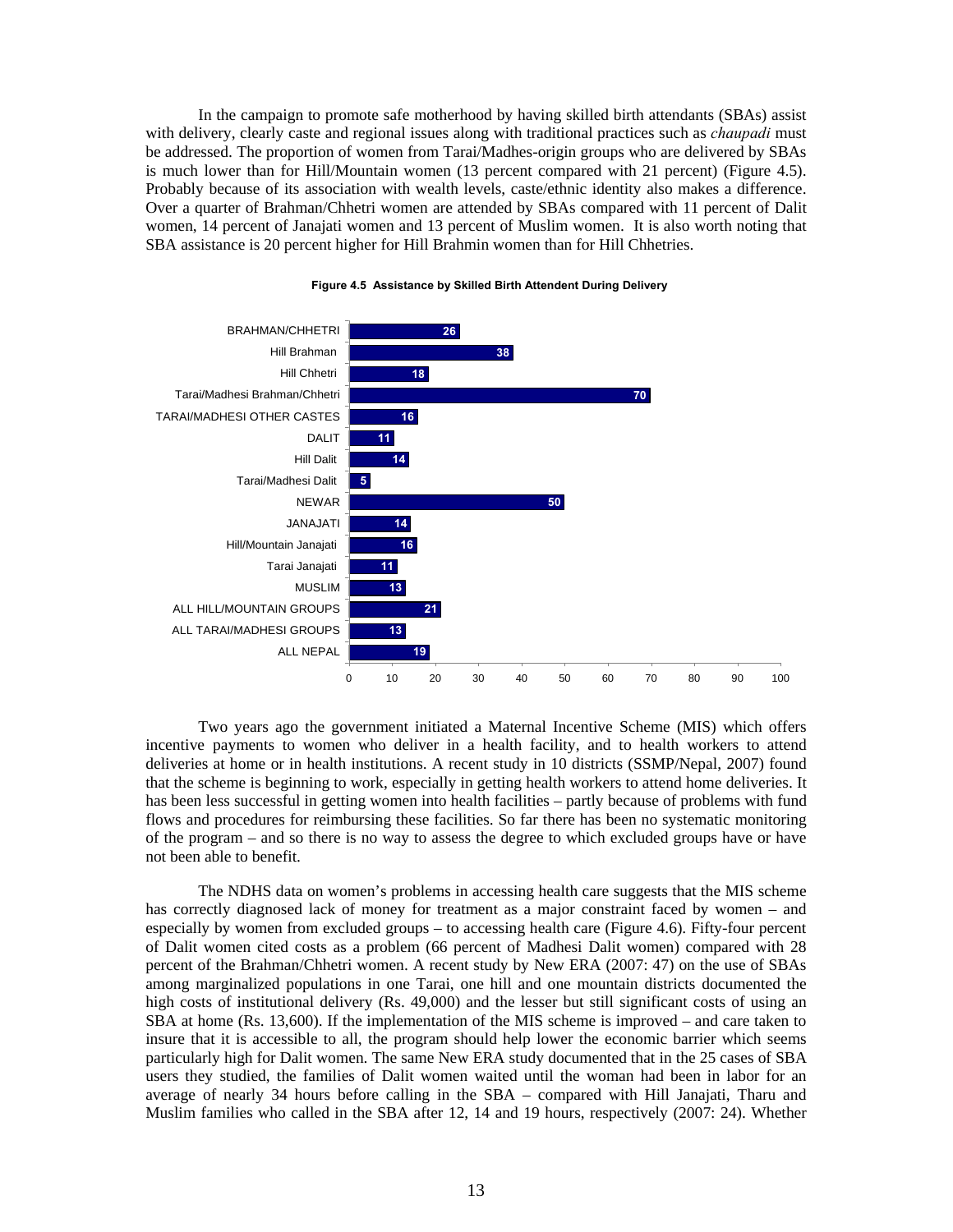In the campaign to promote safe motherhood by having skilled birth attendants (SBAs) assist with delivery, clearly caste and regional issues along with traditional practices such as *chaupadi* must be addressed. The proportion of women from Tarai/Madhes-origin groups who are delivered by SBAs is much lower than for Hill/Mountain women (13 percent compared with 21 percent) (Figure 4.5). Probably because of its association with wealth levels, caste/ethnic identity also makes a difference. Over a quarter of Brahman/Chhetri women are attended by SBAs compared with 11 percent of Dalit women, 14 percent of Janajati women and 13 percent of Muslim women. It is also worth noting that SBA assistance is 20 percent higher for Hill Brahmin women than for Hill Chhetries.

**Figure 4.5 Assistance by Skilled Birth Attendant During Delivery**

| Group | Percent |
|---|---|
| BRAHMAN/CHHETRI | 26 |
| Hill Brahman | 38 |
| Hill Chhetri | 18 |
| Tarai/Madhesi Brahman/Chhetri | 70 |
| TARAI/MADHESI OTHER CASTES | 16 |
| DALIT | 11 |
| Hill Dalit | 14 |
| Tarai/Madhesi Dalit | 5 |
| NEWAR | 50 |
| JANAJATI | 14 |
| Hill/Mountain Janajati | 16 |
| Tarai Janajati | 11 |
| MUSLIM | 13 |
| ALL HILL/MOUNTAIN GROUPS | 21 |
| ALL TARAI/MADHESI GROUPS | 13 |
| ALL NEPAL | 19 |

Two years ago the government initiated a Maternal Incentive Scheme (MIS) which offers incentive payments to women who deliver in a health facility, and to health workers to attend deliveries at home or in health institutions. A recent study in 10 districts (SSMP/Nepal, 2007) found that the scheme is beginning to work, especially in getting health workers to attend home deliveries. It has been less successful in getting women into health facilities – partly because of problems with fund flows and procedures for reimbursing these facilities. So far there has been no systematic monitoring of the program – and so there is no way to assess the degree to which excluded groups have or have not been able to benefit.

The NDHS data on women's problems in accessing health care suggests that the MIS scheme has correctly diagnosed lack of money for treatment as a major constraint faced by women – and especially by women from excluded groups – to accessing health care (Figure 4.6). Fifty-four percent of Dalit women cited costs as a problem (66 percent of Madhesi Dalit women) compared with 28 percent of the Brahman/Chhetri women. A recent study by New ERA (2007: 47) on the use of SBAs among marginalized populations in one Tarai, one hill and one mountain districts documented the high costs of institutional delivery (Rs. 49,000) and the lesser but still significant costs of using an SBA at home (Rs. 13,600). If the implementation of the MIS scheme is improved – and care taken to insure that it is accessible to all, the program should help lower the economic barrier which seems particularly high for Dalit women. The same New ERA study documented that in the 25 cases of SBA users they studied, the families of Dalit women waited until the woman had been in labor for an average of nearly 34 hours before calling in the SBA – compared with Hill Janajati, Tharu and Muslim families who called in the SBA after 12, 14 and 19 hours, respectively (2007: 24). Whether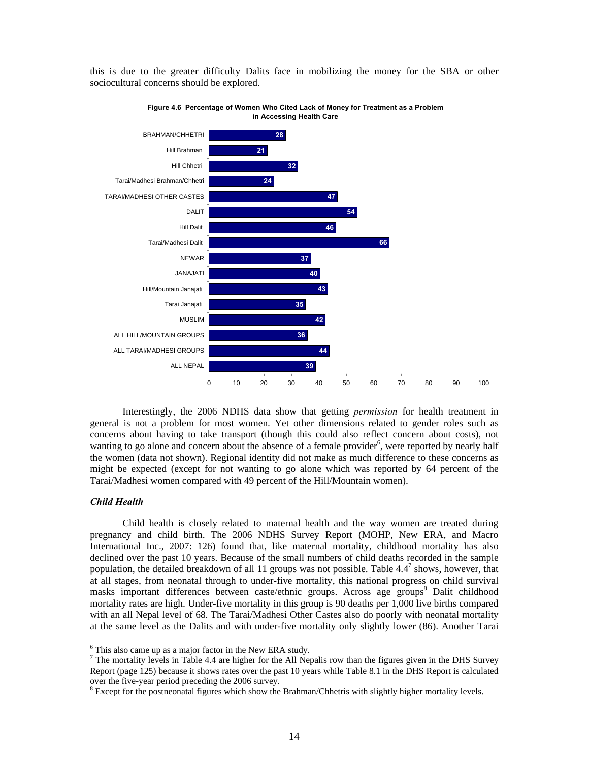this is due to the greater difficulty Dalits face in mobilizing the money for the SBA or other sociocultural concerns should be explored.

**Figure 4.6 Percentage of Women Who Cited Lack of Money for Treatment as a Problem in Accessing Health Care**

| Group | Percent |
|---|---|
| BRAHMAN/CHHETRI | 28 |
| Hill Brahman | 21 |
| Hill Chhetri | 32 |
| Tarai/Madhesi Brahman/Chhetri | 24 |
| TARAI/MADHESI OTHER CASTES | 47 |
| DALIT | 54 |
| Hill Dalit | 46 |
| Tarai/Madhesi Dalit | 66 |
| NEWAR | 37 |
| JANAJATI | 40 |
| Hill/Mountain Janajati | 43 |
| Tarai Janajati | 35 |
| MUSLIM | 42 |
| ALL HILL/MOUNTAIN GROUPS | 36 |
| ALL TARAI/MADHESI GROUPS | 44 |
| ALL NEPAL | 39 |

Interestingly, the 2006 NDHS data show that getting *permission* for health treatment in general is not a problem for most women. Yet other dimensions related to gender roles such as concerns about having to take transport (though this could also reflect concern about costs), not wanting to go alone and concern about the absence of a female provider[6], were reported by nearly half the women (data not shown). Regional identity did not make as much difference to these concerns as might be expected (except for not wanting to go alone which was reported by 64 percent of the Tarai/Madhesi women compared with 49 percent of the Hill/Mountain women).

### *Child Health*

Child health is closely related to maternal health and the way women are treated during pregnancy and child birth. The 2006 NDHS Survey Report (MOHP, New ERA, and Macro International Inc., 2007: 126) found that, like maternal mortality, childhood mortality has also declined over the past 10 years. Because of the small numbers of child deaths recorded in the sample population, the detailed breakdown of all 11 groups was not possible. Table 4.4[7] shows, however, that at all stages, from neonatal through to under-five mortality, this national progress on child survival masks important differences between caste/ethnic groups. Across age groups[8] Dalit childhood mortality rates are high. Under-five mortality in this group is 90 deaths per 1,000 live births compared with an all Nepal level of 68. The Tarai/Madhesi Other Castes also do poorly with neonatal mortality at the same level as the Dalits and with under-five mortality only slightly lower (86). Another Tarai

---

[6] This also came up as a major factor in the New ERA study.

[7] The mortality levels in Table 4.4 are higher for the All Nepalis row than the figures given in the DHS Survey Report (page 125) because it shows rates over the past 10 years while Table 8.1 in the DHS Report is calculated over the five-year period preceding the 2006 survey.

[8] Except for the postneonatal figures which show the Brahman/Chhetris with slightly higher mortality levels.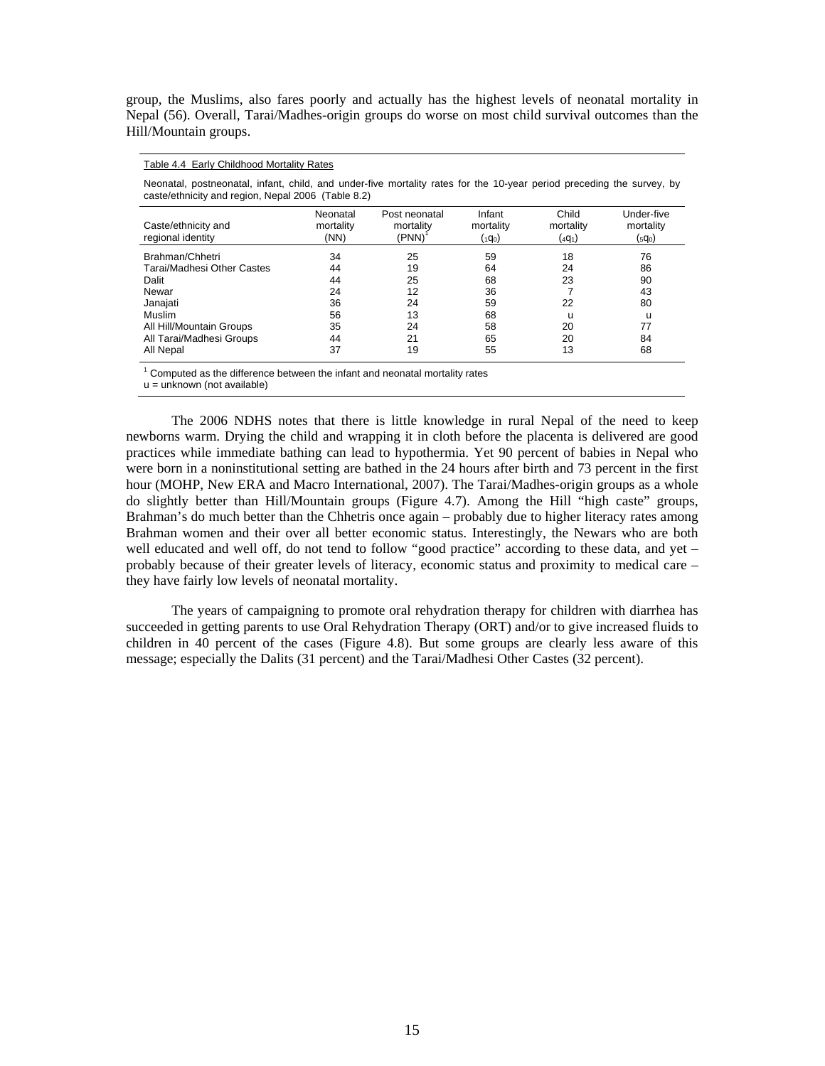group, the Muslims, also fares poorly and actually has the highest levels of neonatal mortality in Nepal (56). Overall, Tarai/Madhes-origin groups do worse on most child survival outcomes than the Hill/Mountain groups.

Table 4.4 Early Childhood Mortality Rates

Neonatal, postneonatal, infant, child, and under-five mortality rates for the 10-year period preceding the survey, by caste/ethnicity and region, Nepal 2006 (Table 8.2)

| Caste/ethnicity and regional identity | Neonatal mortality (NN) | Post neonatal mortality (PNN)[1] | Infant mortality ($_1q_0$) | Child mortality ($_4q_1$) | Under-five mortality ($_5q_0$) |
|---|---|---|---|---|---|
| Brahman/Chhetri | 34 | 25 | 59 | 18 | 76 |
| Tarai/Madhesi Other Castes | 44 | 19 | 64 | 24 | 86 |
| Dalit | 44 | 25 | 68 | 23 | 90 |
| Newar | 24 | 12 | 36 | 7 | 43 |
| Janajati | 36 | 24 | 59 | 22 | 80 |
| Muslim | 56 | 13 | 68 | u | u |
| All Hill/Mountain Groups | 35 | 24 | 58 | 20 | 77 |
| All Tarai/Madhesi Groups | 44 | 21 | 65 | 20 | 84 |
| All Nepal | 37 | 19 | 55 | 13 | 68 |

[1] Computed as the difference between the infant and neonatal mortality rates
u = unknown (not available)

The 2006 NDHS notes that there is little knowledge in rural Nepal of the need to keep newborns warm. Drying the child and wrapping it in cloth before the placenta is delivered are good practices while immediate bathing can lead to hypothermia. Yet 90 percent of babies in Nepal who were born in a noninstitutional setting are bathed in the 24 hours after birth and 73 percent in the first hour (MOHP, New ERA and Macro International, 2007). The Tarai/Madhes-origin groups as a whole do slightly better than Hill/Mountain groups (Figure 4.7). Among the Hill "high caste" groups, Brahman's do much better than the Chhetris once again – probably due to higher literacy rates among Brahman women and their over all better economic status. Interestingly, the Newars who are both well educated and well off, do not tend to follow "good practice" according to these data, and yet – probably because of their greater levels of literacy, economic status and proximity to medical care – they have fairly low levels of neonatal mortality.

The years of campaigning to promote oral rehydration therapy for children with diarrhea has succeeded in getting parents to use Oral Rehydration Therapy (ORT) and/or to give increased fluids to children in 40 percent of the cases (Figure 4.8). But some groups are clearly less aware of this message; especially the Dalits (31 percent) and the Tarai/Madhesi Other Castes (32 percent).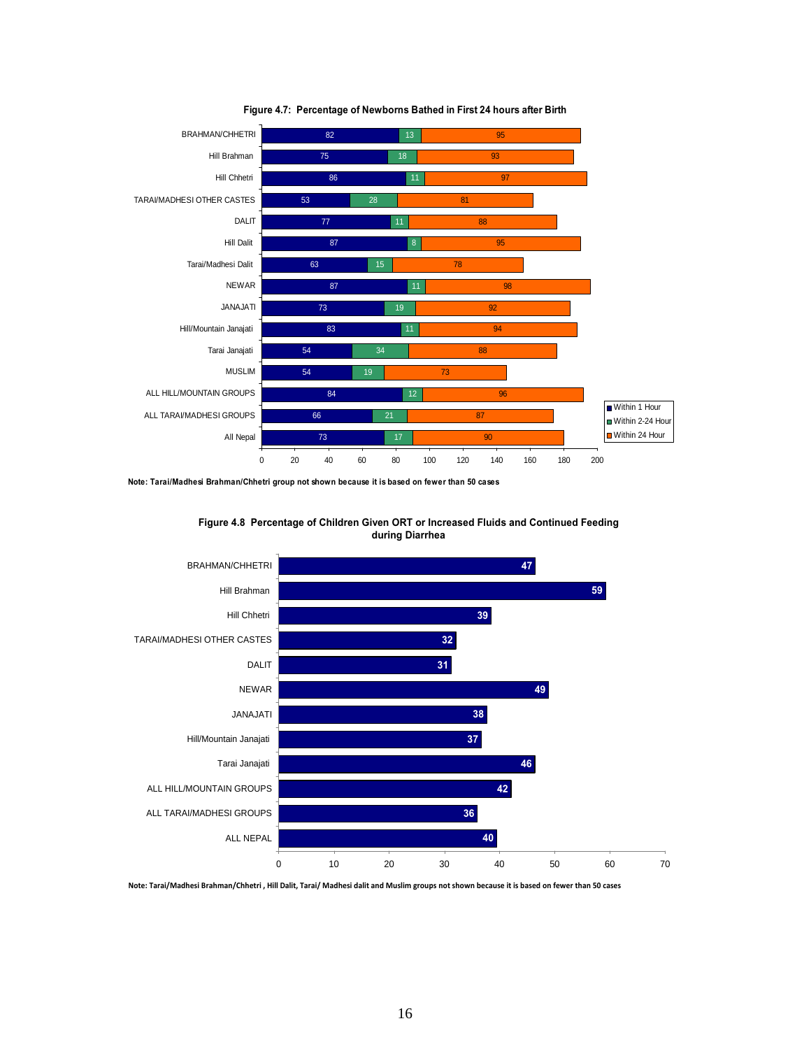**Figure 4.7: Percentage of Newborns Bathed in First 24 hours after Birth**

| Group | Within 1 Hour | Within 2-24 Hour | Within 24 Hour |
|---|---|---|---|
| BRAHMAN/CHHETRI | 82 | 13 | 95 |
| Hill Brahman | 75 | 18 | 93 |
| Hill Chhetri | 86 | 11 | 97 |
| TARAI/MADHESI OTHER CASTES | 53 | 28 | 81 |
| DALIT | 77 | 11 | 88 |
| Hill Dalit | 87 | 8 | 95 |
| Tarai/Madhesi Dalit | 63 | 15 | 78 |
| NEWAR | 87 | 11 | 98 |
| JANAJATI | 73 | 19 | 92 |
| Hill/Mountain Janajati | 83 | 11 | 94 |
| Tarai Janajati | 54 | 34 | 88 |
| MUSLIM | 54 | 19 | 73 |
| ALL HILL/MOUNTAIN GROUPS | 84 | 12 | 96 |
| ALL TARAI/MADHESI GROUPS | 66 | 21 | 87 |
| All Nepal | 73 | 17 | 90 |

**Note: Tarai/Madhesi Brahman/Chhetri group not shown because it is based on fewer than 50 cases**

**Figure 4.8 Percentage of Children Given ORT or Increased Fluids and Continued Feeding during Diarrhea**

| Group | Percentage |
|---|---|
| BRAHMAN/CHHETRI | 47 |
| Hill Brahman | 59 |
| Hill Chhetri | 39 |
| TARAI/MADHESI OTHER CASTES | 32 |
| DALIT | 31 |
| NEWAR | 49 |
| JANAJATI | 38 |
| Hill/Mountain Janajati | 37 |
| Tarai Janajati | 46 |
| ALL HILL/MOUNTAIN GROUPS | 42 |
| ALL TARAI/MADHESI GROUPS | 36 |
| ALL NEPAL | 40 |

**Note: Tarai/Madhesi Brahman/Chhetri , Hill Dalit, Tarai/ Madhesi dalit and Muslim groups not shown because it is based on fewer than 50 cases**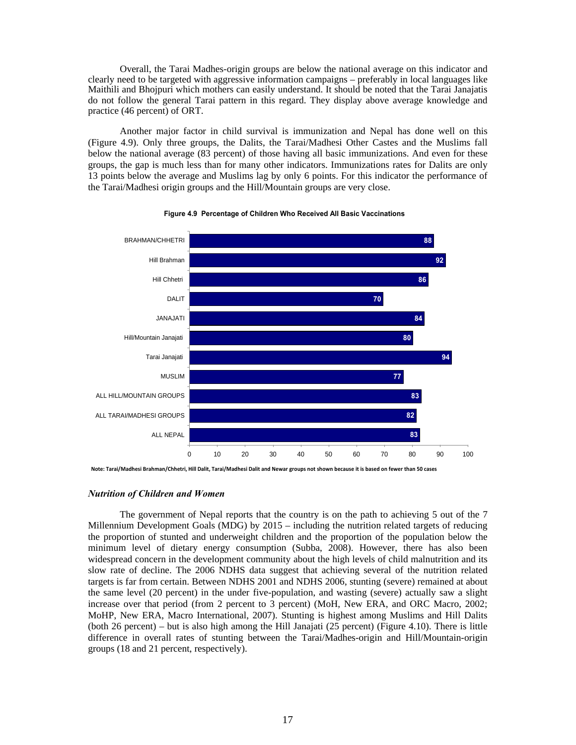Overall, the Tarai Madhes-origin groups are below the national average on this indicator and clearly need to be targeted with aggressive information campaigns – preferably in local languages like Maithili and Bhojpuri which mothers can easily understand. It should be noted that the Tarai Janajatis do not follow the general Tarai pattern in this regard. They display above average knowledge and practice (46 percent) of ORT.

Another major factor in child survival is immunization and Nepal has done well on this (Figure 4.9). Only three groups, the Dalits, the Tarai/Madhesi Other Castes and the Muslims fall below the national average (83 percent) of those having all basic immunizations. And even for these groups, the gap is much less than for many other indicators. Immunizations rates for Dalits are only 13 points below the average and Muslims lag by only 6 points. For this indicator the performance of the Tarai/Madhesi origin groups and the Hill/Mountain groups are very close.

**Figure 4.9 Percentage of Children Who Received All Basic Vaccinations**

| Group | Percentage |
|---|---|
| BRAHMAN/CHHETRI | 88 |
| Hill Brahman | 92 |
| Hill Chhetri | 86 |
| DALIT | 70 |
| JANAJATI | 84 |
| Hill/Mountain Janajati | 80 |
| Tarai Janajati | 94 |
| MUSLIM | 77 |
| ALL HILL/MOUNTAIN GROUPS | 83 |
| ALL TARAI/MADHESI GROUPS | 82 |
| ALL NEPAL | 83 |

**Note: Tarai/Madhesi Brahman/Chhetri, Hill Dalit, Tarai/Madhesi Dalit and Newar groups not shown because it is based on fewer than 50 cases**

### *Nutrition of Children and Women*

The government of Nepal reports that the country is on the path to achieving 5 out of the 7 Millennium Development Goals (MDG) by 2015 – including the nutrition related targets of reducing the proportion of stunted and underweight children and the proportion of the population below the minimum level of dietary energy consumption (Subba, 2008). However, there has also been widespread concern in the development community about the high levels of child malnutrition and its slow rate of decline. The 2006 NDHS data suggest that achieving several of the nutrition related targets is far from certain. Between NDHS 2001 and NDHS 2006, stunting (severe) remained at about the same level (20 percent) in the under five-population, and wasting (severe) actually saw a slight increase over that period (from 2 percent to 3 percent) (MoH, New ERA, and ORC Macro, 2002; MoHP, New ERA, Macro International, 2007). Stunting is highest among Muslims and Hill Dalits (both 26 percent) – but is also high among the Hill Janajati (25 percent) (Figure 4.10). There is little difference in overall rates of stunting between the Tarai/Madhes-origin and Hill/Mountain-origin groups (18 and 21 percent, respectively).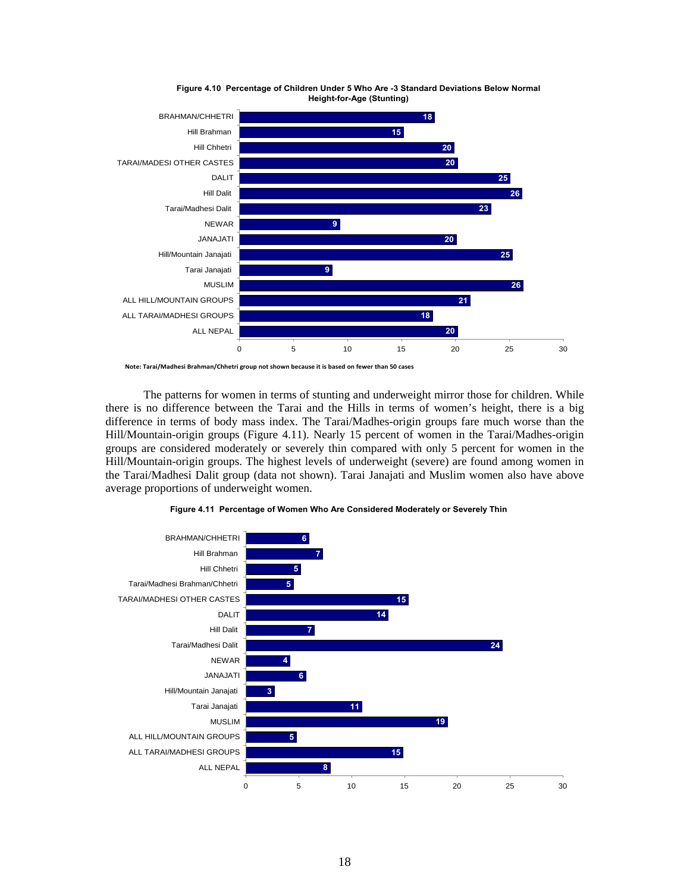**Figure 4.10 Percentage of Children Under 5 Who Are -3 Standard Deviations Below Normal Height-for-Age (Stunting)**

| Group | Percent |
|---|---|
| BRAHMAN/CHHETRI | 18 |
| Hill Brahman | 15 |
| Hill Chhetri | 20 |
| TARAI/MADESI OTHER CASTES | 20 |
| DALIT | 25 |
| Hill Dalit | 26 |
| Tarai/Madhesi Dalit | 23 |
| NEWAR | 9 |
| JANAJATI | 20 |
| Hill/Mountain Janajati | 25 |
| Tarai Janajati | 9 |
| MUSLIM | 26 |
| ALL HILL/MOUNTAIN GROUPS | 21 |
| ALL TARAI/MADHESI GROUPS | 18 |
| ALL NEPAL | 20 |

Note: Tarai/Madhesi Brahman/Chhetri group not shown because it is based on fewer than 50 cases

The patterns for women in terms of stunting and underweight mirror those for children. While there is no difference between the Tarai and the Hills in terms of women's height, there is a big difference in terms of body mass index. The Tarai/Madhes-origin groups fare much worse than the Hill/Mountain-origin groups (Figure 4.11). Nearly 15 percent of women in the Tarai/Madhes-origin groups are considered moderately or severely thin compared with only 5 percent for women in the Hill/Mountain-origin groups. The highest levels of underweight (severe) are found among women in the Tarai/Madhesi Dalit group (data not shown). Tarai Janajati and Muslim women also have above average proportions of underweight women.

**Figure 4.11 Percentage of Women Who Are Considered Moderately or Severely Thin**

| Group | Percent |
|---|---|
| BRAHMAN/CHHETRI | 6 |
| Hill Brahman | 7 |
| Hill Chhetri | 5 |
| Tarai/Madhesi Brahman/Chhetri | 5 |
| TARAI/MADHESI OTHER CASTES | 15 |
| DALIT | 14 |
| Hill Dalit | 7 |
| Tarai/Madhesi Dalit | 24 |
| NEWAR | 4 |
| JANAJATI | 6 |
| Hill/Mountain Janajati | 3 |
| Tarai Janajati | 11 |
| MUSLIM | 19 |
| ALL HILL/MOUNTAIN GROUPS | 5 |
| ALL TARAI/MADHESI GROUPS | 15 |
| ALL NEPAL | 8 |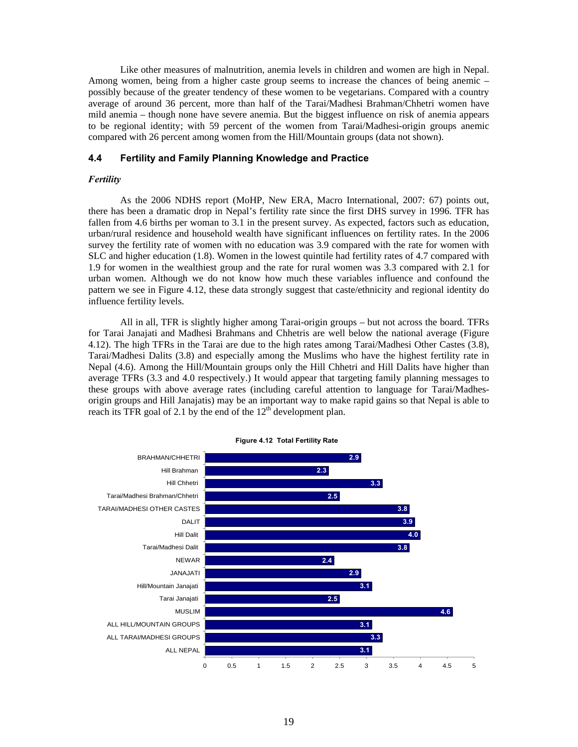Like other measures of malnutrition, anemia levels in children and women are high in Nepal. Among women, being from a higher caste group seems to increase the chances of being anemic – possibly because of the greater tendency of these women to be vegetarians. Compared with a country average of around 36 percent, more than half of the Tarai/Madhesi Brahman/Chhetri women have mild anemia – though none have severe anemia. But the biggest influence on risk of anemia appears to be regional identity; with 59 percent of the women from Tarai/Madhesi-origin groups anemic compared with 26 percent among women from the Hill/Mountain groups (data not shown).

### 4.4 Fertility and Family Planning Knowledge and Practice

***Fertility***

As the 2006 NDHS report (MoHP, New ERA, Macro International, 2007: 67) points out, there has been a dramatic drop in Nepal's fertility rate since the first DHS survey in 1996. TFR has fallen from 4.6 births per woman to 3.1 in the present survey. As expected, factors such as education, urban/rural residence and household wealth have significant influences on fertility rates. In the 2006 survey the fertility rate of women with no education was 3.9 compared with the rate for women with SLC and higher education (1.8). Women in the lowest quintile had fertility rates of 4.7 compared with 1.9 for women in the wealthiest group and the rate for rural women was 3.3 compared with 2.1 for urban women. Although we do not know how much these variables influence and confound the pattern we see in Figure 4.12, these data strongly suggest that caste/ethnicity and regional identity do influence fertility levels.

All in all, TFR is slightly higher among Tarai-origin groups – but not across the board. TFRs for Tarai Janajati and Madhesi Brahmans and Chhetris are well below the national average (Figure 4.12). The high TFRs in the Tarai are due to the high rates among Tarai/Madhesi Other Castes (3.8), Tarai/Madhesi Dalits (3.8) and especially among the Muslims who have the highest fertility rate in Nepal (4.6). Among the Hill/Mountain groups only the Hill Chhetri and Hill Dalits have higher than average TFRs (3.3 and 4.0 respectively.) It would appear that targeting family planning messages to these groups with above average rates (including careful attention to language for Tarai/Madhes-origin groups and Hill Janajatis) may be an important way to make rapid gains so that Nepal is able to reach its TFR goal of 2.1 by the end of the 12th development plan.

**Figure 4.12 Total Fertility Rate**

| Group | TFR |
|---|---|
| BRAHMAN/CHHETRI | 2.9 |
| Hill Brahman | 2.3 |
| Hill Chhetri | 3.3 |
| Tarai/Madhesi Brahman/Chhetri | 2.5 |
| TARAI/MADHESI OTHER CASTES | 3.8 |
| DALIT | 3.9 |
| Hill Dalit | 4.0 |
| Tarai/Madhesi Dalit | 3.8 |
| NEWAR | 2.4 |
| JANAJATI | 2.9 |
| Hill/Mountain Janajati | 3.1 |
| Tarai Janajati | 2.5 |
| MUSLIM | 4.6 |
| ALL HILL/MOUNTAIN GROUPS | 3.1 |
| ALL TARAI/MADHESI GROUPS | 3.3 |
| ALL NEPAL | 3.1 |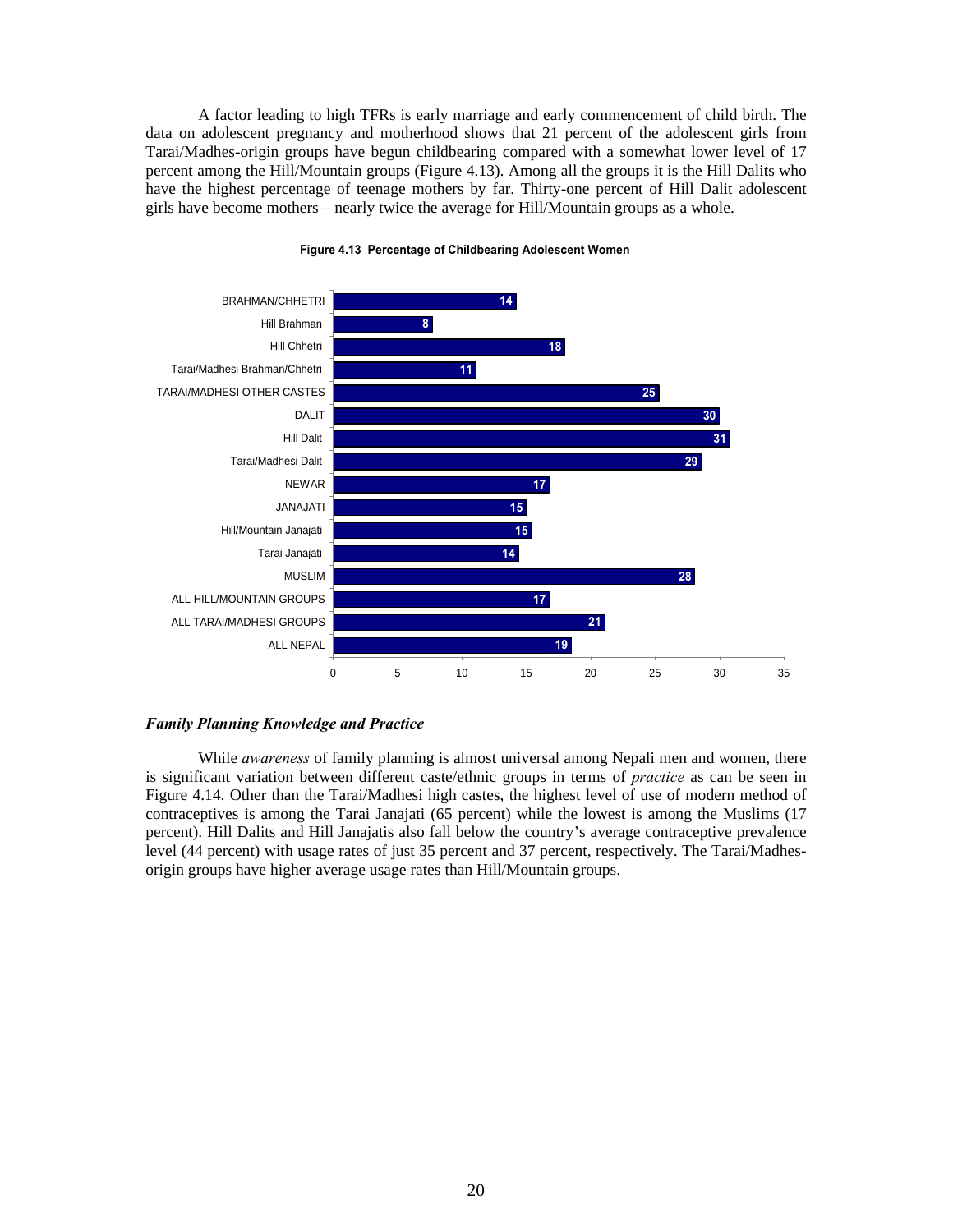A factor leading to high TFRs is early marriage and early commencement of child birth. The data on adolescent pregnancy and motherhood shows that 21 percent of the adolescent girls from Tarai/Madhes-origin groups have begun childbearing compared with a somewhat lower level of 17 percent among the Hill/Mountain groups (Figure 4.13). Among all the groups it is the Hill Dalits who have the highest percentage of teenage mothers by far. Thirty-one percent of Hill Dalit adolescent girls have become mothers – nearly twice the average for Hill/Mountain groups as a whole.

**Figure 4.13 Percentage of Childbearing Adolescent Women**

| Group | Percent |
|---|---|
| BRAHMAN/CHHETRI | 14 |
| Hill Brahman | 8 |
| Hill Chhetri | 18 |
| Tarai/Madhesi Brahman/Chhetri | 11 |
| TARAI/MADHESI OTHER CASTES | 25 |
| DALIT | 30 |
| Hill Dalit | 31 |
| Tarai/Madhesi Dalit | 29 |
| NEWAR | 17 |
| JANAJATI | 15 |
| Hill/Mountain Janajati | 15 |
| Tarai Janajati | 14 |
| MUSLIM | 28 |
| ALL HILL/MOUNTAIN GROUPS | 17 |
| ALL TARAI/MADHESI GROUPS | 21 |
| ALL NEPAL | 19 |

### *Family Planning Knowledge and Practice*

While *awareness* of family planning is almost universal among Nepali men and women, there is significant variation between different caste/ethnic groups in terms of *practice* as can be seen in Figure 4.14. Other than the Tarai/Madhesi high castes, the highest level of use of modern method of contraceptives is among the Tarai Janajati (65 percent) while the lowest is among the Muslims (17 percent). Hill Dalits and Hill Janajatis also fall below the country's average contraceptive prevalence level (44 percent) with usage rates of just 35 percent and 37 percent, respectively. The Tarai/Madhes-origin groups have higher average usage rates than Hill/Mountain groups.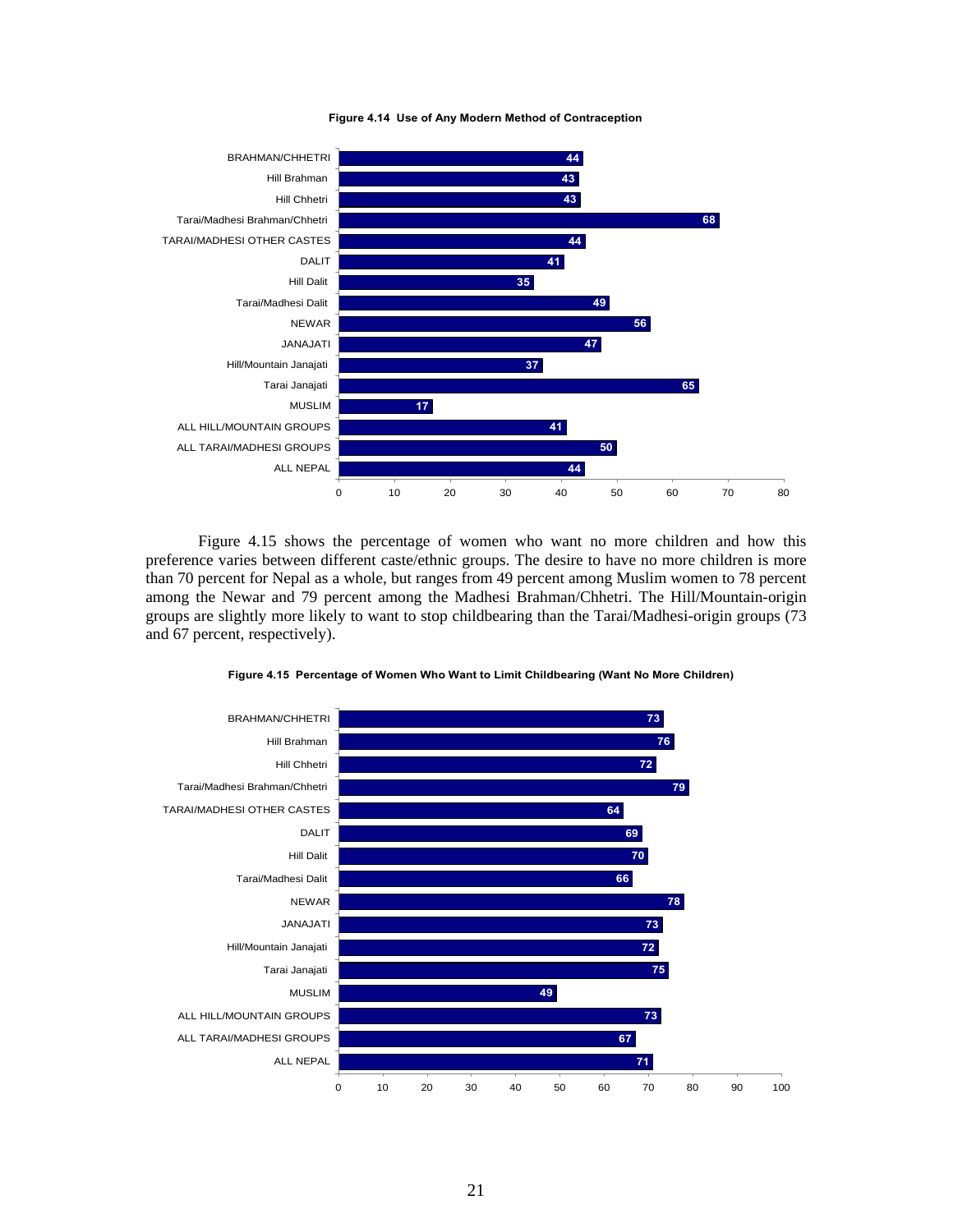**Figure 4.14 Use of Any Modern Method of Contraception**

| Group | Percent |
|---|---|
| BRAHMAN/CHHETRI | 44 |
| Hill Brahman | 43 |
| Hill Chhetri | 43 |
| Tarai/Madhesi Brahman/Chhetri | 68 |
| TARAI/MADHESI OTHER CASTES | 44 |
| DALIT | 41 |
| Hill Dalit | 35 |
| Tarai/Madhesi Dalit | 49 |
| NEWAR | 56 |
| JANAJATI | 47 |
| Hill/Mountain Janajati | 37 |
| Tarai Janajati | 65 |
| MUSLIM | 17 |
| ALL HILL/MOUNTAIN GROUPS | 41 |
| ALL TARAI/MADHESI GROUPS | 50 |
| ALL NEPAL | 44 |

Figure 4.15 shows the percentage of women who want no more children and how this preference varies between different caste/ethnic groups. The desire to have no more children is more than 70 percent for Nepal as a whole, but ranges from 49 percent among Muslim women to 78 percent among the Newar and 79 percent among the Madhesi Brahman/Chhetri. The Hill/Mountain-origin groups are slightly more likely to want to stop childbearing than the Tarai/Madhesi-origin groups (73 and 67 percent, respectively).

**Figure 4.15 Percentage of Women Who Want to Limit Childbearing (Want No More Children)**

| Group | Percent |
|---|---|
| BRAHMAN/CHHETRI | 73 |
| Hill Brahman | 76 |
| Hill Chhetri | 72 |
| Tarai/Madhesi Brahman/Chhetri | 79 |
| TARAI/MADHESI OTHER CASTES | 64 |
| DALIT | 69 |
| Hill Dalit | 70 |
| Tarai/Madhesi Dalit | 66 |
| NEWAR | 78 |
| JANAJATI | 73 |
| Hill/Mountain Janajati | 72 |
| Tarai Janajati | 75 |
| MUSLIM | 49 |
| ALL HILL/MOUNTAIN GROUPS | 73 |
| ALL TARAI/MADHESI GROUPS | 67 |
| ALL NEPAL | 71 |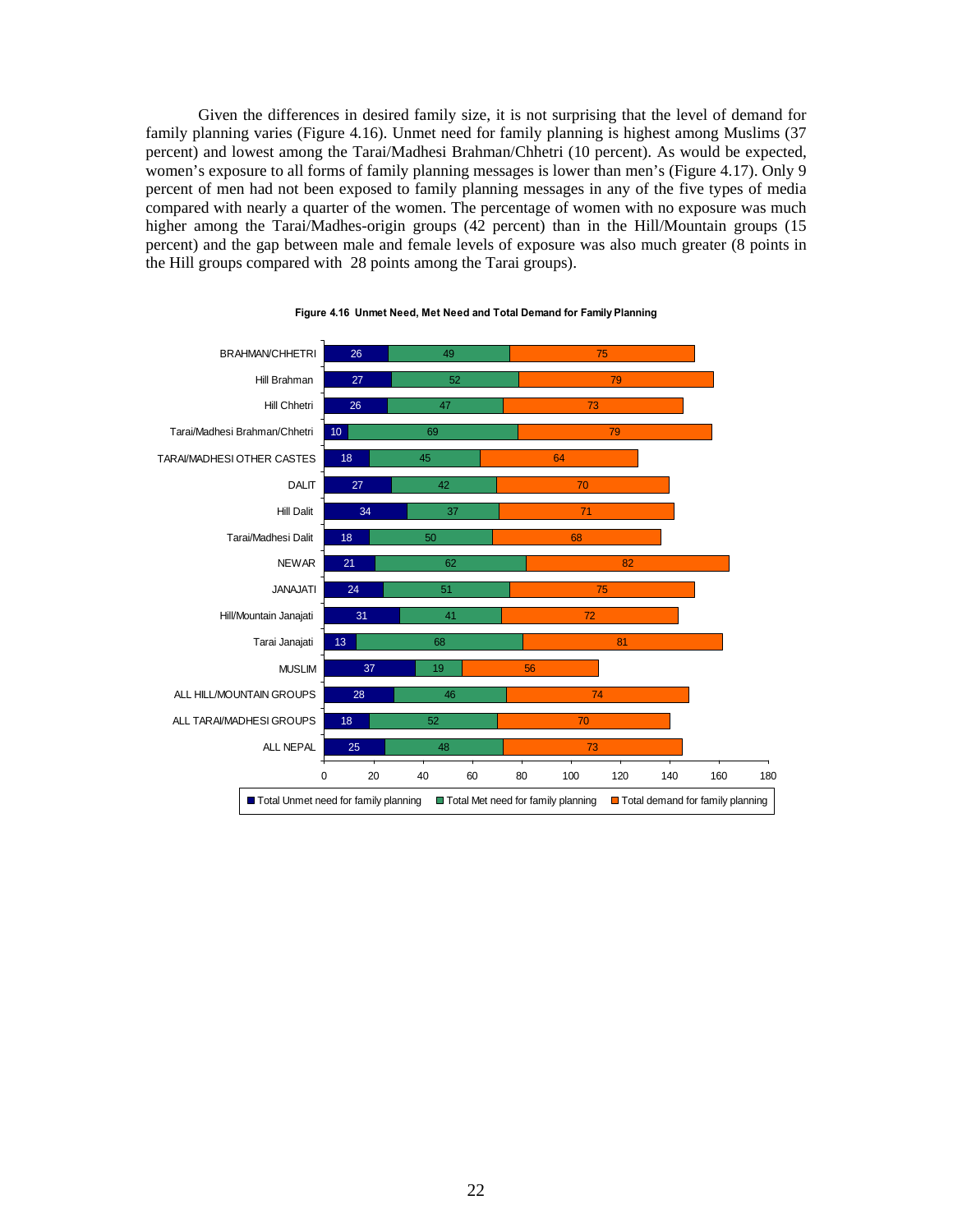Given the differences in desired family size, it is not surprising that the level of demand for family planning varies (Figure 4.16). Unmet need for family planning is highest among Muslims (37 percent) and lowest among the Tarai/Madhesi Brahman/Chhetri (10 percent). As would be expected, women's exposure to all forms of family planning messages is lower than men's (Figure 4.17). Only 9 percent of men had not been exposed to family planning messages in any of the five types of media compared with nearly a quarter of the women. The percentage of women with no exposure was much higher among the Tarai/Madhes-origin groups (42 percent) than in the Hill/Mountain groups (15 percent) and the gap between male and female levels of exposure was also much greater (8 points in the Hill groups compared with 28 points among the Tarai groups).

**Figure 4.16 Unmet Need, Met Need and Total Demand for Family Planning**

| Group | Total Unmet need for family planning | Total Met need for family planning | Total demand for family planning |
|---|---|---|---|
| BRAHMAN/CHHETRI | 26 | 49 | 75 |
| Hill Brahman | 27 | 52 | 79 |
| Hill Chhetri | 26 | 47 | 73 |
| Tarai/Madhesi Brahman/Chhetri | 10 | 69 | 79 |
| TARAI/MADHESI OTHER CASTES | 18 | 45 | 64 |
| DALIT | 27 | 42 | 70 |
| Hill Dalit | 34 | 37 | 71 |
| Tarai/Madhesi Dalit | 18 | 50 | 68 |
| NEWAR | 21 | 62 | 82 |
| JANAJATI | 24 | 51 | 75 |
| Hill/Mountain Janajati | 31 | 41 | 72 |
| Tarai Janajati | 13 | 68 | 81 |
| MUSLIM | 37 | 19 | 56 |
| ALL HILL/MOUNTAIN GROUPS | 28 | 46 | 74 |
| ALL TARAI/MADHESI GROUPS | 18 | 52 | 70 |
| ALL NEPAL | 25 | 48 | 73 |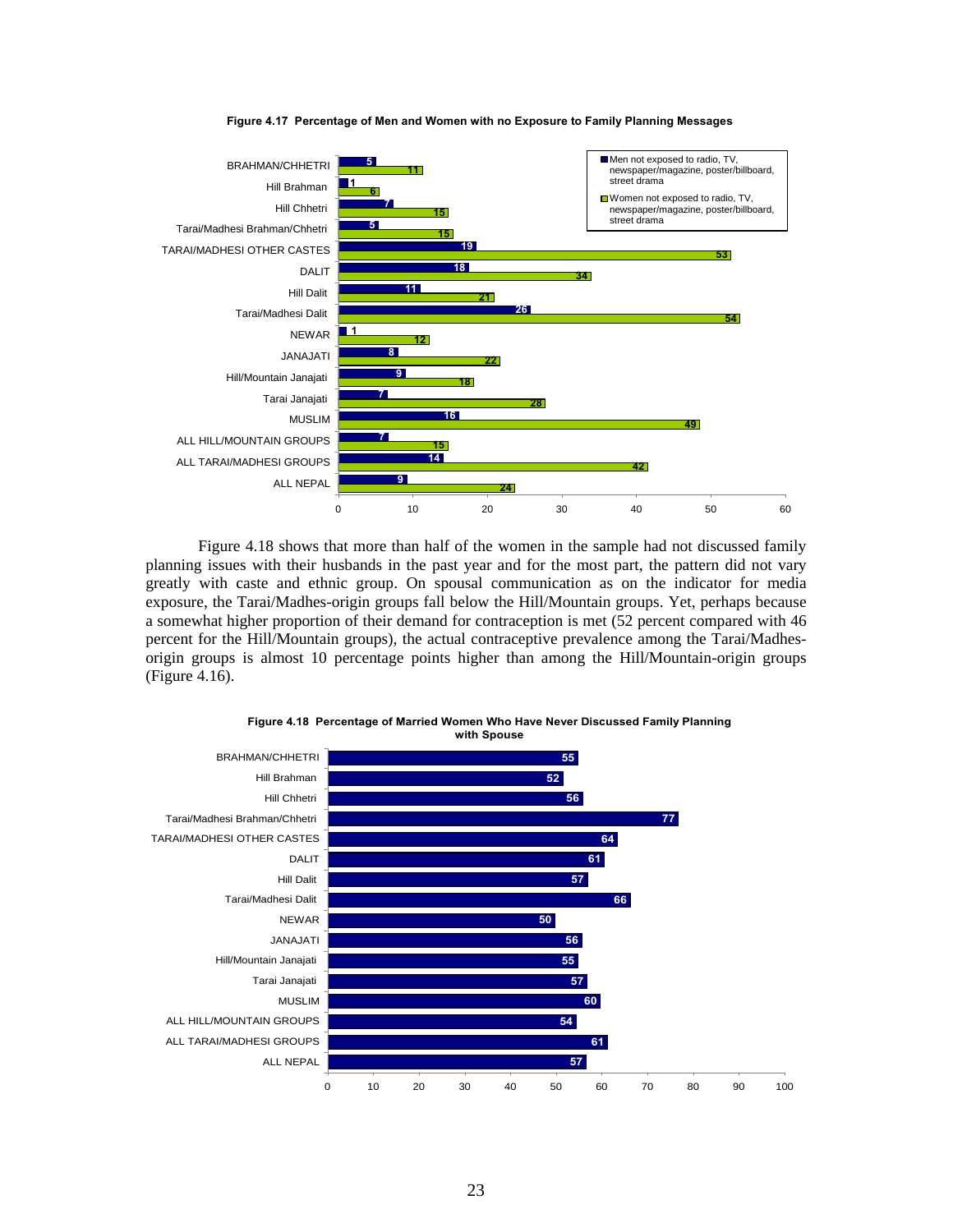**Figure 4.17 Percentage of Men and Women with no Exposure to Family Planning Messages**

| Group | Men not exposed to radio, TV, newspaper/magazine, poster/billboard, street drama | Women not exposed to radio, TV, newspaper/magazine, poster/billboard, street drama |
|---|---|---|
| BRAHMAN/CHHETRI | 5 | 11 |
| Hill Brahman | 1 | 6 |
| Hill Chhetri | 7 | 15 |
| Tarai/Madhesi Brahman/Chhetri | 5 | 15 |
| TARAI/MADHESI OTHER CASTES | 19 | 53 |
| DALIT | 18 | 34 |
| Hill Dalit | 11 | 21 |
| Tarai/Madhesi Dalit | 26 | 54 |
| NEWAR | 1 | 12 |
| JANAJATI | 8 | 22 |
| Hill/Mountain Janajati | 9 | 18 |
| Tarai Janajati | 7 | 28 |
| MUSLIM | 16 | 49 |
| ALL HILL/MOUNTAIN GROUPS | 7 | 15 |
| ALL TARAI/MADHESI GROUPS | 14 | 42 |
| ALL NEPAL | 9 | 24 |

Figure 4.18 shows that more than half of the women in the sample had not discussed family planning issues with their husbands in the past year and for the most part, the pattern did not vary greatly with caste and ethnic group. On spousal communication as on the indicator for media exposure, the Tarai/Madhes-origin groups fall below the Hill/Mountain groups. Yet, perhaps because a somewhat higher proportion of their demand for contraception is met (52 percent compared with 46 percent for the Hill/Mountain groups), the actual contraceptive prevalence among the Tarai/Madhes-origin groups is almost 10 percentage points higher than among the Hill/Mountain-origin groups (Figure 4.16).

**Figure 4.18 Percentage of Married Women Who Have Never Discussed Family Planning with Spouse**

| Group | Percent |
|---|---|
| BRAHMAN/CHHETRI | 55 |
| Hill Brahman | 52 |
| Hill Chhetri | 56 |
| Tarai/Madhesi Brahman/Chhetri | 77 |
| TARAI/MADHESI OTHER CASTES | 64 |
| DALIT | 61 |
| Hill Dalit | 57 |
| Tarai/Madhesi Dalit | 66 |
| NEWAR | 50 |
| JANAJATI | 56 |
| Hill/Mountain Janajati | 55 |
| Tarai Janajati | 57 |
| MUSLIM | 60 |
| ALL HILL/MOUNTAIN GROUPS | 54 |
| ALL TARAI/MADHESI GROUPS | 61 |
| ALL NEPAL | 57 |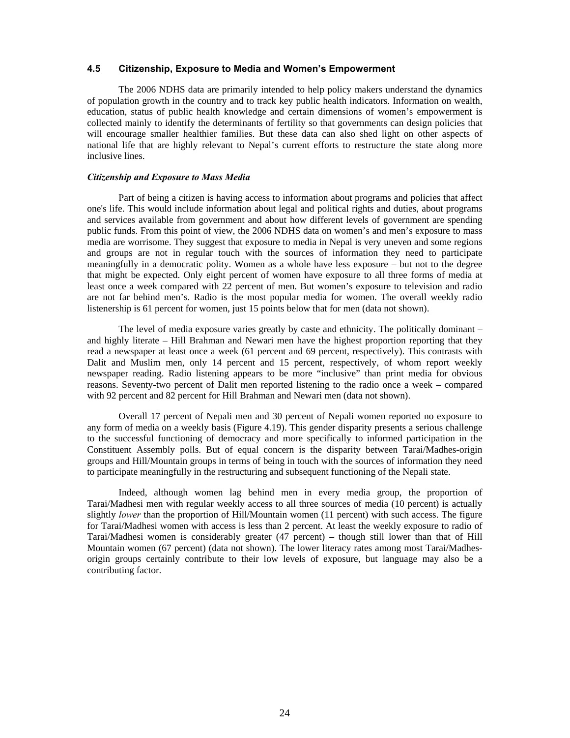## 4.5 Citizenship, Exposure to Media and Women's Empowerment

The 2006 NDHS data are primarily intended to help policy makers understand the dynamics of population growth in the country and to track key public health indicators. Information on wealth, education, status of public health knowledge and certain dimensions of women's empowerment is collected mainly to identify the determinants of fertility so that governments can design policies that will encourage smaller healthier families. But these data can also shed light on other aspects of national life that are highly relevant to Nepal's current efforts to restructure the state along more inclusive lines.

### *Citizenship and Exposure to Mass Media*

Part of being a citizen is having access to information about programs and policies that affect one's life. This would include information about legal and political rights and duties, about programs and services available from government and about how different levels of government are spending public funds. From this point of view, the 2006 NDHS data on women's and men's exposure to mass media are worrisome. They suggest that exposure to media in Nepal is very uneven and some regions and groups are not in regular touch with the sources of information they need to participate meaningfully in a democratic polity. Women as a whole have less exposure – but not to the degree that might be expected. Only eight percent of women have exposure to all three forms of media at least once a week compared with 22 percent of men. But women's exposure to television and radio are not far behind men's. Radio is the most popular media for women. The overall weekly radio listenership is 61 percent for women, just 15 points below that for men (data not shown).

The level of media exposure varies greatly by caste and ethnicity. The politically dominant – and highly literate – Hill Brahman and Newari men have the highest proportion reporting that they read a newspaper at least once a week (61 percent and 69 percent, respectively). This contrasts with Dalit and Muslim men, only 14 percent and 15 percent, respectively, of whom report weekly newspaper reading. Radio listening appears to be more "inclusive" than print media for obvious reasons. Seventy-two percent of Dalit men reported listening to the radio once a week – compared with 92 percent and 82 percent for Hill Brahman and Newari men (data not shown).

Overall 17 percent of Nepali men and 30 percent of Nepali women reported no exposure to any form of media on a weekly basis (Figure 4.19). This gender disparity presents a serious challenge to the successful functioning of democracy and more specifically to informed participation in the Constituent Assembly polls. But of equal concern is the disparity between Tarai/Madhes-origin groups and Hill/Mountain groups in terms of being in touch with the sources of information they need to participate meaningfully in the restructuring and subsequent functioning of the Nepali state.

Indeed, although women lag behind men in every media group, the proportion of Tarai/Madhesi men with regular weekly access to all three sources of media (10 percent) is actually slightly *lower* than the proportion of Hill/Mountain women (11 percent) with such access. The figure for Tarai/Madhesi women with access is less than 2 percent. At least the weekly exposure to radio of Tarai/Madhesi women is considerably greater (47 percent) – though still lower than that of Hill Mountain women (67 percent) (data not shown). The lower literacy rates among most Tarai/Madhes-origin groups certainly contribute to their low levels of exposure, but language may also be a contributing factor.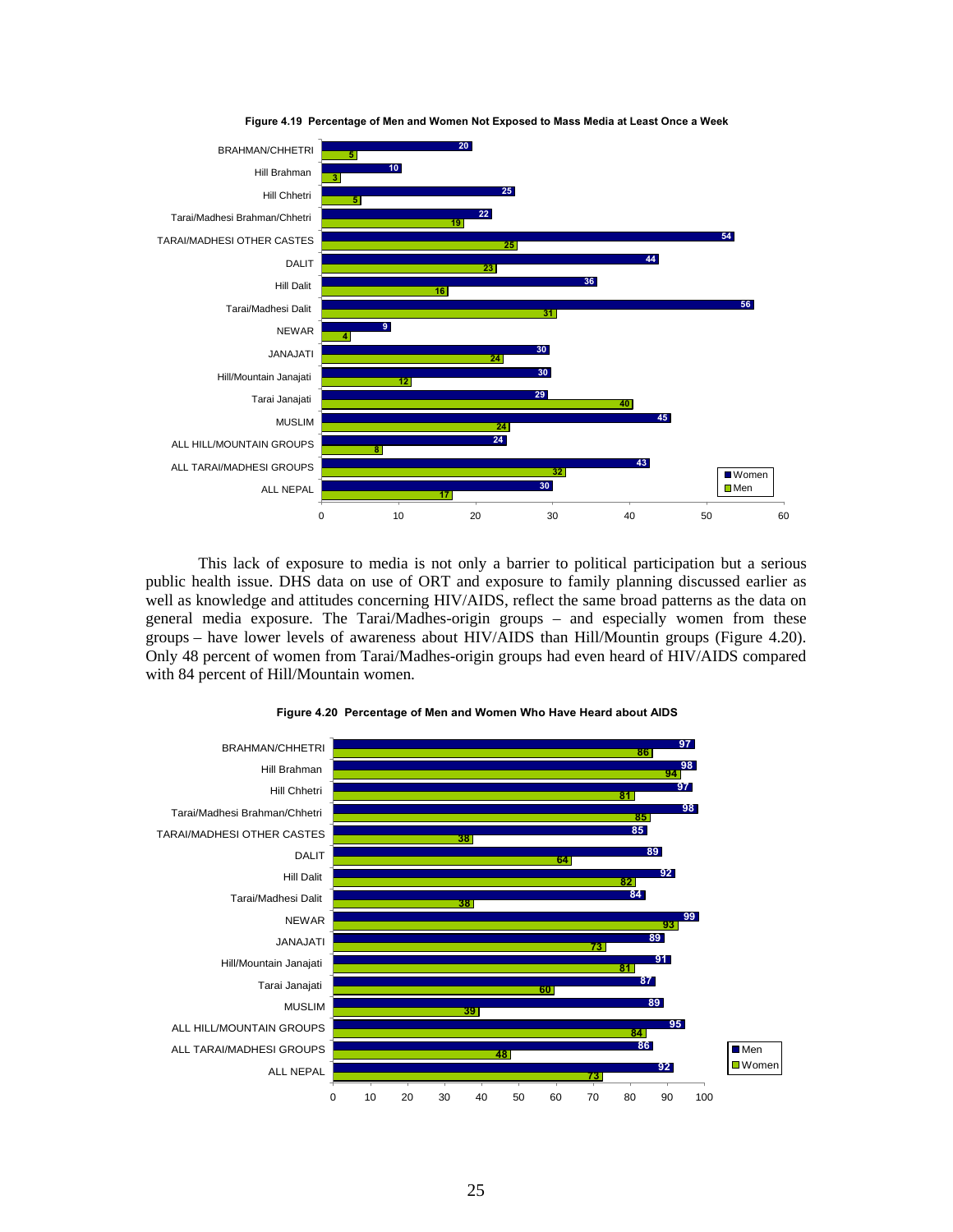**Figure 4.19 Percentage of Men and Women Not Exposed to Mass Media at Least Once a Week**

| Group | Women | Men |
|---|---|---|
| BRAHMAN/CHHETRI | 20 | 5 |
| Hill Brahman | 10 | 3 |
| Hill Chhetri | 25 | 5 |
| Tarai/Madhesi Brahman/Chhetri | 22 | 19 |
| TARAI/MADHESI OTHER CASTES | 54 | 25 |
| DALIT | 44 | 23 |
| Hill Dalit | 36 | 16 |
| Tarai/Madhesi Dalit | 56 | 31 |
| NEWAR | 9 | 4 |
| JANAJATI | 30 | 24 |
| Hill/Mountain Janajati | 30 | 12 |
| Tarai Janajati | 29 | 40 |
| MUSLIM | 45 | 24 |
| ALL HILL/MOUNTAIN GROUPS | 24 | 8 |
| ALL TARAI/MADHESI GROUPS | 43 | 32 |
| ALL NEPAL | 30 | 17 |

This lack of exposure to media is not only a barrier to political participation but a serious public health issue. DHS data on use of ORT and exposure to family planning discussed earlier as well as knowledge and attitudes concerning HIV/AIDS, reflect the same broad patterns as the data on general media exposure. The Tarai/Madhes-origin groups – and especially women from these groups – have lower levels of awareness about HIV/AIDS than Hill/Mountin groups (Figure 4.20). Only 48 percent of women from Tarai/Madhes-origin groups had even heard of HIV/AIDS compared with 84 percent of Hill/Mountain women.

**Figure 4.20 Percentage of Men and Women Who Have Heard about AIDS**

| Group | Men | Women |
|---|---|---|
| BRAHMAN/CHHETRI | 97 | 86 |
| Hill Brahman | 98 | 94 |
| Hill Chhetri | 97 | 81 |
| Tarai/Madhesi Brahman/Chhetri | 98 | 85 |
| TARAI/MADHESI OTHER CASTES | 85 | 38 |
| DALIT | 89 | 64 |
| Hill Dalit | 92 | 82 |
| Tarai/Madhesi Dalit | 84 | 38 |
| NEWAR | 99 | 93 |
| JANAJATI | 89 | 73 |
| Hill/Mountain Janajati | 91 | 81 |
| Tarai Janajati | 87 | 60 |
| MUSLIM | 89 | 39 |
| ALL HILL/MOUNTAIN GROUPS | 95 | 84 |
| ALL TARAI/MADHESI GROUPS | 86 | 48 |
| ALL NEPAL | 92 | 73 |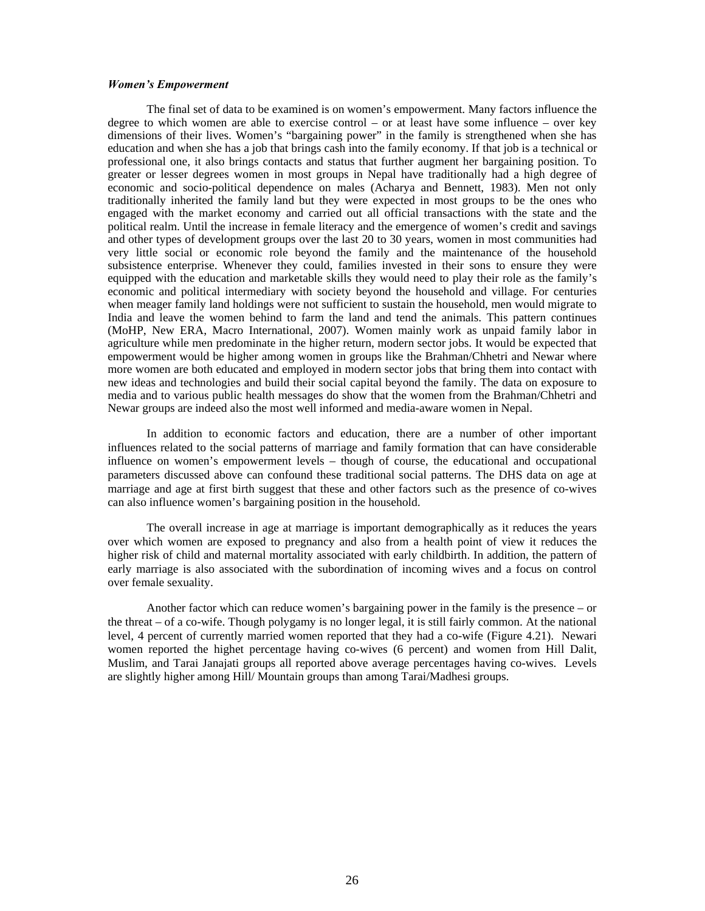***Women's Empowerment***

The final set of data to be examined is on women's empowerment. Many factors influence the degree to which women are able to exercise control – or at least have some influence – over key dimensions of their lives. Women's "bargaining power" in the family is strengthened when she has education and when she has a job that brings cash into the family economy. If that job is a technical or professional one, it also brings contacts and status that further augment her bargaining position. To greater or lesser degrees women in most groups in Nepal have traditionally had a high degree of economic and socio-political dependence on males (Acharya and Bennett, 1983). Men not only traditionally inherited the family land but they were expected in most groups to be the ones who engaged with the market economy and carried out all official transactions with the state and the political realm. Until the increase in female literacy and the emergence of women's credit and savings and other types of development groups over the last 20 to 30 years, women in most communities had very little social or economic role beyond the family and the maintenance of the household subsistence enterprise. Whenever they could, families invested in their sons to ensure they were equipped with the education and marketable skills they would need to play their role as the family's economic and political intermediary with society beyond the household and village. For centuries when meager family land holdings were not sufficient to sustain the household, men would migrate to India and leave the women behind to farm the land and tend the animals. This pattern continues (MoHP, New ERA, Macro International, 2007). Women mainly work as unpaid family labor in agriculture while men predominate in the higher return, modern sector jobs. It would be expected that empowerment would be higher among women in groups like the Brahman/Chhetri and Newar where more women are both educated and employed in modern sector jobs that bring them into contact with new ideas and technologies and build their social capital beyond the family. The data on exposure to media and to various public health messages do show that the women from the Brahman/Chhetri and Newar groups are indeed also the most well informed and media-aware women in Nepal.

In addition to economic factors and education, there are a number of other important influences related to the social patterns of marriage and family formation that can have considerable influence on women's empowerment levels – though of course, the educational and occupational parameters discussed above can confound these traditional social patterns. The DHS data on age at marriage and age at first birth suggest that these and other factors such as the presence of co-wives can also influence women's bargaining position in the household.

The overall increase in age at marriage is important demographically as it reduces the years over which women are exposed to pregnancy and also from a health point of view it reduces the higher risk of child and maternal mortality associated with early childbirth. In addition, the pattern of early marriage is also associated with the subordination of incoming wives and a focus on control over female sexuality.

Another factor which can reduce women's bargaining power in the family is the presence – or the threat – of a co-wife. Though polygamy is no longer legal, it is still fairly common. At the national level, 4 percent of currently married women reported that they had a co-wife (Figure 4.21). Newari women reported the highet percentage having co-wives (6 percent) and women from Hill Dalit, Muslim, and Tarai Janajati groups all reported above average percentages having co-wives. Levels are slightly higher among Hill/ Mountain groups than among Tarai/Madhesi groups.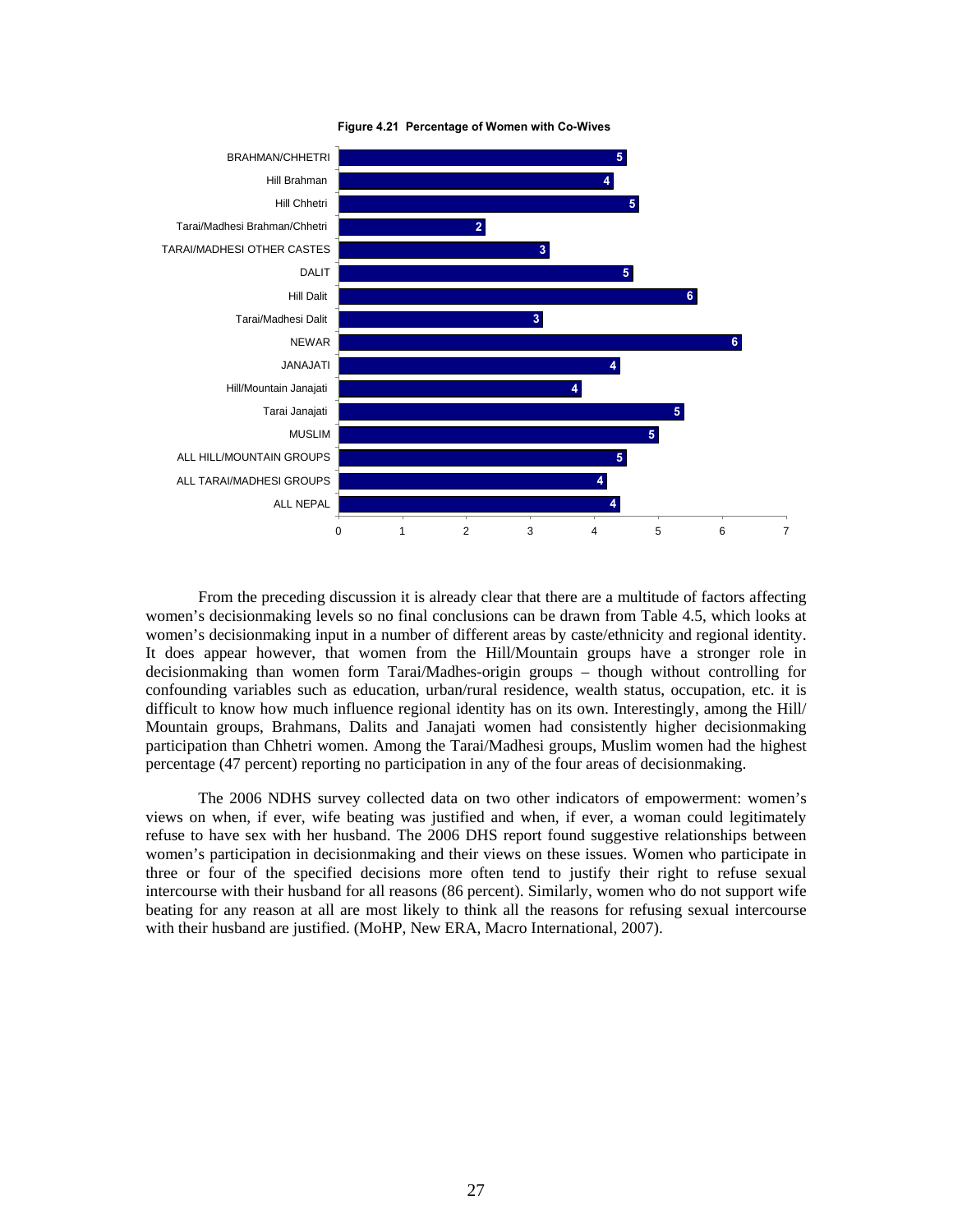**Figure 4.21 Percentage of Women with Co-Wives**

| Group | Percent |
|---|---|
| BRAHMAN/CHHETRI | 5 |
| Hill Brahman | 4 |
| Hill Chhetri | 5 |
| Tarai/Madhesi Brahman/Chhetri | 2 |
| TARAI/MADHESI OTHER CASTES | 3 |
| DALIT | 5 |
| Hill Dalit | 6 |
| Tarai/Madhesi Dalit | 3 |
| NEWAR | 6 |
| JANAJATI | 4 |
| Hill/Mountain Janajati | 4 |
| Tarai Janajati | 5 |
| MUSLIM | 5 |
| ALL HILL/MOUNTAIN GROUPS | 5 |
| ALL TARAI/MADHESI GROUPS | 4 |
| ALL NEPAL | 4 |

From the preceding discussion it is already clear that there are a multitude of factors affecting women's decisionmaking levels so no final conclusions can be drawn from Table 4.5, which looks at women's decisionmaking input in a number of different areas by caste/ethnicity and regional identity. It does appear however, that women from the Hill/Mountain groups have a stronger role in decisionmaking than women form Tarai/Madhes-origin groups – though without controlling for confounding variables such as education, urban/rural residence, wealth status, occupation, etc. it is difficult to know how much influence regional identity has on its own. Interestingly, among the Hill/ Mountain groups, Brahmans, Dalits and Janajati women had consistently higher decisionmaking participation than Chhetri women. Among the Tarai/Madhesi groups, Muslim women had the highest percentage (47 percent) reporting no participation in any of the four areas of decisionmaking.

The 2006 NDHS survey collected data on two other indicators of empowerment: women's views on when, if ever, wife beating was justified and when, if ever, a woman could legitimately refuse to have sex with her husband. The 2006 DHS report found suggestive relationships between women's participation in decisionmaking and their views on these issues. Women who participate in three or four of the specified decisions more often tend to justify their right to refuse sexual intercourse with their husband for all reasons (86 percent). Similarly, women who do not support wife beating for any reason at all are most likely to think all the reasons for refusing sexual intercourse with their husband are justified. (MoHP, New ERA, Macro International, 2007).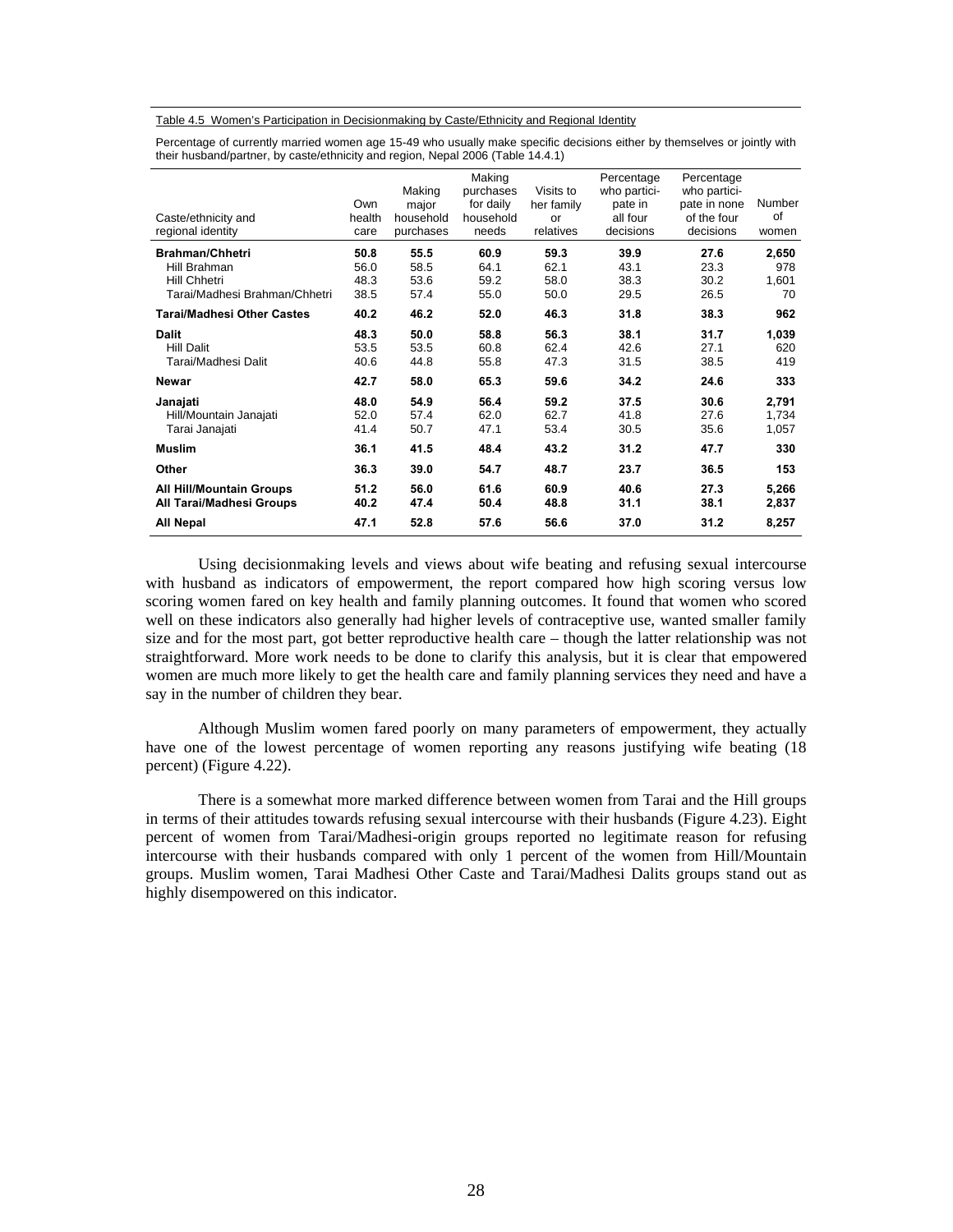Table 4.5 Women's Participation in Decisionmaking by Caste/Ethnicity and Regional Identity

Percentage of currently married women age 15-49 who usually make specific decisions either by themselves or jointly with their husband/partner, by caste/ethnicity and region, Nepal 2006 (Table 14.4.1)

| Caste/ethnicity and regional identity | Own health care | Making major household purchases | Making purchases for daily household needs | Visits to her family or relatives | Percentage who participate in all four decisions | Percentage who participate in none of the four decisions | Number of women |
|---|---|---|---|---|---|---|---|
| **Brahman/Chhetri** | **50.8** | **55.5** | **60.9** | **59.3** | **39.9** | **27.6** | **2,650** |
| Hill Brahman | 56.0 | 58.5 | 64.1 | 62.1 | 43.1 | 23.3 | 978 |
| Hill Chhetri | 48.3 | 53.6 | 59.2 | 58.0 | 38.3 | 30.2 | 1,601 |
| Tarai/Madhesi Brahman/Chhetri | 38.5 | 57.4 | 55.0 | 50.0 | 29.5 | 26.5 | 70 |
| **Tarai/Madhesi Other Castes** | **40.2** | **46.2** | **52.0** | **46.3** | **31.8** | **38.3** | **962** |
| **Dalit** | **48.3** | **50.0** | **58.8** | **56.3** | **38.1** | **31.7** | **1,039** |
| Hill Dalit | 53.5 | 53.5 | 60.8 | 62.4 | 42.6 | 27.1 | 620 |
| Tarai/Madhesi Dalit | 40.6 | 44.8 | 55.8 | 47.3 | 31.5 | 38.5 | 419 |
| **Newar** | **42.7** | **58.0** | **65.3** | **59.6** | **34.2** | **24.6** | **333** |
| **Janajati** | **48.0** | **54.9** | **56.4** | **59.2** | **37.5** | **30.6** | **2,791** |
| Hill/Mountain Janajati | 52.0 | 57.4 | 62.0 | 62.7 | 41.8 | 27.6 | 1,734 |
| Tarai Janajati | 41.4 | 50.7 | 47.1 | 53.4 | 30.5 | 35.6 | 1,057 |
| **Muslim** | **36.1** | **41.5** | **48.4** | **43.2** | **31.2** | **47.7** | **330** |
| **Other** | **36.3** | **39.0** | **54.7** | **48.7** | **23.7** | **36.5** | **153** |
| **All Hill/Mountain Groups** | **51.2** | **56.0** | **61.6** | **60.9** | **40.6** | **27.3** | **5,266** |
| **All Tarai/Madhesi Groups** | **40.2** | **47.4** | **50.4** | **48.8** | **31.1** | **38.1** | **2,837** |
| **All Nepal** | **47.1** | **52.8** | **57.6** | **56.6** | **37.0** | **31.2** | **8,257** |

Using decisionmaking levels and views about wife beating and refusing sexual intercourse with husband as indicators of empowerment, the report compared how high scoring versus low scoring women fared on key health and family planning outcomes. It found that women who scored well on these indicators also generally had higher levels of contraceptive use, wanted smaller family size and for the most part, got better reproductive health care – though the latter relationship was not straightforward. More work needs to be done to clarify this analysis, but it is clear that empowered women are much more likely to get the health care and family planning services they need and have a say in the number of children they bear.

Although Muslim women fared poorly on many parameters of empowerment, they actually have one of the lowest percentage of women reporting any reasons justifying wife beating (18 percent) (Figure 4.22).

There is a somewhat more marked difference between women from Tarai and the Hill groups in terms of their attitudes towards refusing sexual intercourse with their husbands (Figure 4.23). Eight percent of women from Tarai/Madhesi-origin groups reported no legitimate reason for refusing intercourse with their husbands compared with only 1 percent of the women from Hill/Mountain groups. Muslim women, Tarai Madhesi Other Caste and Tarai/Madhesi Dalits groups stand out as highly disempowered on this indicator.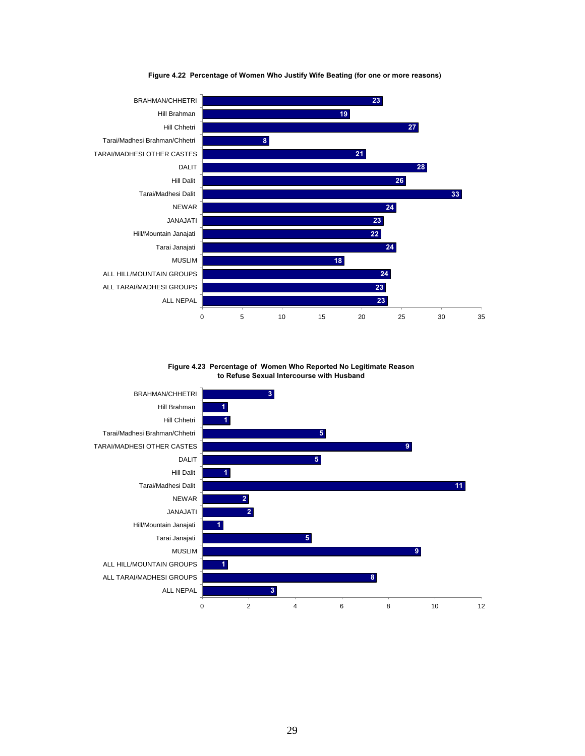**Figure 4.22 Percentage of Women Who Justify Wife Beating (for one or more reasons)**

| Group | Percentage |
|---|---|
| BRAHMAN/CHHETRI | 23 |
| Hill Brahman | 19 |
| Hill Chhetri | 27 |
| Tarai/Madhesi Brahman/Chhetri | 8 |
| TARAI/MADHESI OTHER CASTES | 21 |
| DALIT | 28 |
| Hill Dalit | 26 |
| Tarai/Madhesi Dalit | 33 |
| NEWAR | 24 |
| JANAJATI | 23 |
| Hill/Mountain Janajati | 22 |
| Tarai Janajati | 24 |
| MUSLIM | 18 |
| ALL HILL/MOUNTAIN GROUPS | 24 |
| ALL TARAI/MADHESI GROUPS | 23 |
| ALL NEPAL | 23 |

**Figure 4.23 Percentage of Women Who Reported No Legitimate Reason to Refuse Sexual Intercourse with Husband**

| Group | Percentage |
|---|---|
| BRAHMAN/CHHETRI | 3 |
| Hill Brahman | 1 |
| Hill Chhetri | 1 |
| Tarai/Madhesi Brahman/Chhetri | 5 |
| TARAI/MADHESI OTHER CASTES | 9 |
| DALIT | 5 |
| Hill Dalit | 1 |
| Tarai/Madhesi Dalit | 11 |
| NEWAR | 2 |
| JANAJATI | 2 |
| Hill/Mountain Janajati | 1 |
| Tarai Janajati | 5 |
| MUSLIM | 9 |
| ALL HILL/MOUNTAIN GROUPS | 1 |
| ALL TARAI/MADHESI GROUPS | 8 |
| ALL NEPAL | 3 |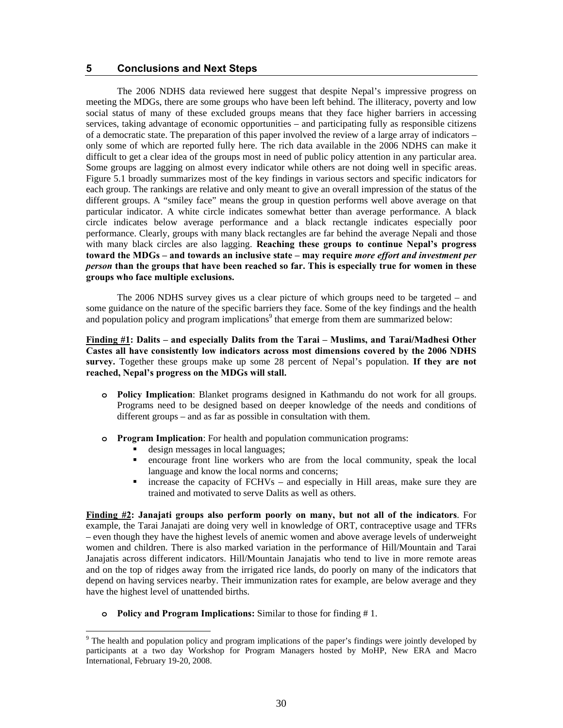# 5 Conclusions and Next Steps

The 2006 NDHS data reviewed here suggest that despite Nepal's impressive progress on meeting the MDGs, there are some groups who have been left behind. The illiteracy, poverty and low social status of many of these excluded groups means that they face higher barriers in accessing services, taking advantage of economic opportunities – and participating fully as responsible citizens of a democratic state. The preparation of this paper involved the review of a large array of indicators – only some of which are reported fully here. The rich data available in the 2006 NDHS can make it difficult to get a clear idea of the groups most in need of public policy attention in any particular area. Some groups are lagging on almost every indicator while others are not doing well in specific areas. Figure 5.1 broadly summarizes most of the key findings in various sectors and specific indicators for each group. The rankings are relative and only meant to give an overall impression of the status of the different groups. A "smiley face" means the group in question performs well above average on that particular indicator. A white circle indicates somewhat better than average performance. A black circle indicates below average performance and a black rectangle indicates especially poor performance. Clearly, groups with many black rectangles are far behind the average Nepali and those with many black circles are also lagging. **Reaching these groups to continue Nepal's progress toward the MDGs – and towards an inclusive state – may require *more effort and investment per person* than the groups that have been reached so far. This is especially true for women in these groups who face multiple exclusions.**

The 2006 NDHS survey gives us a clear picture of which groups need to be targeted – and some guidance on the nature of the specific barriers they face. Some of the key findings and the health and population policy and program implications[9] that emerge from them are summarized below:

**Finding #1: Dalits – and especially Dalits from the Tarai – Muslims, and Tarai/Madhesi Other Castes all have consistently low indicators across most dimensions covered by the 2006 NDHS survey.** Together these groups make up some 28 percent of Nepal's population. **If they are not reached, Nepal's progress on the MDGs will stall.**

- **Policy Implication**: Blanket programs designed in Kathmandu do not work for all groups. Programs need to be designed based on deeper knowledge of the needs and conditions of different groups – and as far as possible in consultation with them.
- **Program Implication**: For health and population communication programs:
  - design messages in local languages;
  - encourage front line workers who are from the local community, speak the local language and know the local norms and concerns;
  - increase the capacity of FCHVs – and especially in Hill areas, make sure they are trained and motivated to serve Dalits as well as others.

**Finding #2: Janajati groups also perform poorly on many, but not all of the indicators**. For example, the Tarai Janajati are doing very well in knowledge of ORT, contraceptive usage and TFRs – even though they have the highest levels of anemic women and above average levels of underweight women and children. There is also marked variation in the performance of Hill/Mountain and Tarai Janajatis across different indicators. Hill/Mountain Janajatis who tend to live in more remote areas and on the top of ridges away from the irrigated rice lands, do poorly on many of the indicators that depend on having services nearby. Their immunization rates for example, are below average and they have the highest level of unattended births.

- **Policy and Program Implications:** Similar to those for finding # 1.

[9] The health and population policy and program implications of the paper's findings were jointly developed by participants at a two day Workshop for Program Managers hosted by MoHP, New ERA and Macro International, February 19-20, 2008.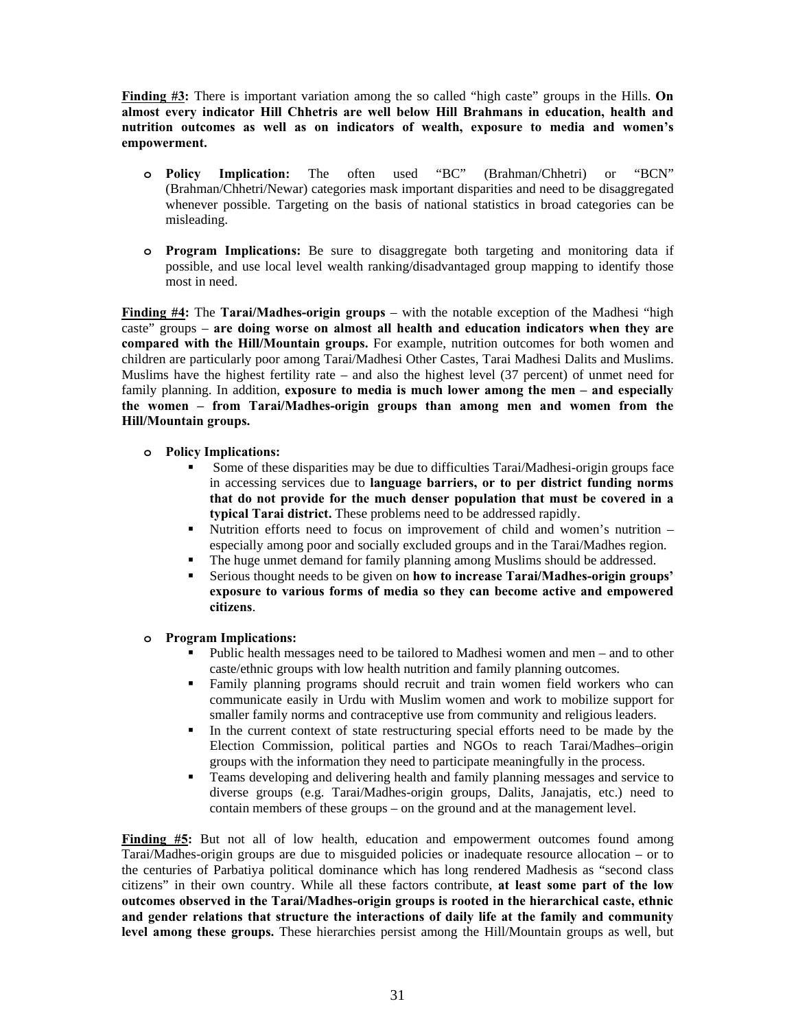**<u>Finding #3</u>:** There is important variation among the so called "high caste" groups in the Hills. **On almost every indicator Hill Chhetris are well below Hill Brahmans in education, health and nutrition outcomes as well as on indicators of wealth, exposure to media and women's empowerment.**

- **Policy Implication:** The often used "BC" (Brahman/Chhetri) or "BCN" (Brahman/Chhetri/Newar) categories mask important disparities and need to be disaggregated whenever possible. Targeting on the basis of national statistics in broad categories can be misleading.

- **Program Implications:** Be sure to disaggregate both targeting and monitoring data if possible, and use local level wealth ranking/disadvantaged group mapping to identify those most in need.

**<u>Finding #4</u>:** The **Tarai/Madhes-origin groups** – with the notable exception of the Madhesi "high caste" groups – **are doing worse on almost all health and education indicators when they are compared with the Hill/Mountain groups.** For example, nutrition outcomes for both women and children are particularly poor among Tarai/Madhesi Other Castes, Tarai Madhesi Dalits and Muslims. Muslims have the highest fertility rate – and also the highest level (37 percent) of unmet need for family planning. In addition, **exposure to media is much lower among the men – and especially the women – from Tarai/Madhes-origin groups than among men and women from the Hill/Mountain groups.**

- **Policy Implications:**
  - Some of these disparities may be due to difficulties Tarai/Madhesi-origin groups face in accessing services due to **language barriers, or to per district funding norms that do not provide for the much denser population that must be covered in a typical Tarai district.** These problems need to be addressed rapidly.
  - Nutrition efforts need to focus on improvement of child and women's nutrition – especially among poor and socially excluded groups and in the Tarai/Madhes region.
  - The huge unmet demand for family planning among Muslims should be addressed.
  - Serious thought needs to be given on **how to increase Tarai/Madhes-origin groups' exposure to various forms of media so they can become active and empowered citizens**.

- **Program Implications:**
  - Public health messages need to be tailored to Madhesi women and men – and to other caste/ethnic groups with low health nutrition and family planning outcomes.
  - Family planning programs should recruit and train women field workers who can communicate easily in Urdu with Muslim women and work to mobilize support for smaller family norms and contraceptive use from community and religious leaders.
  - In the current context of state restructuring special efforts need to be made by the Election Commission, political parties and NGOs to reach Tarai/Madhes–origin groups with the information they need to participate meaningfully in the process.
  - Teams developing and delivering health and family planning messages and service to diverse groups (e.g. Tarai/Madhes-origin groups, Dalits, Janajatis, etc.) need to contain members of these groups – on the ground and at the management level.

**<u>Finding #5</u>:** But not all of low health, education and empowerment outcomes found among Tarai/Madhes-origin groups are due to misguided policies or inadequate resource allocation – or to the centuries of Parbatiya political dominance which has long rendered Madhesis as "second class citizens" in their own country. While all these factors contribute, **at least some part of the low outcomes observed in the Tarai/Madhes-origin groups is rooted in the hierarchical caste, ethnic and gender relations that structure the interactions of daily life at the family and community level among these groups.** These hierarchies persist among the Hill/Mountain groups as well, but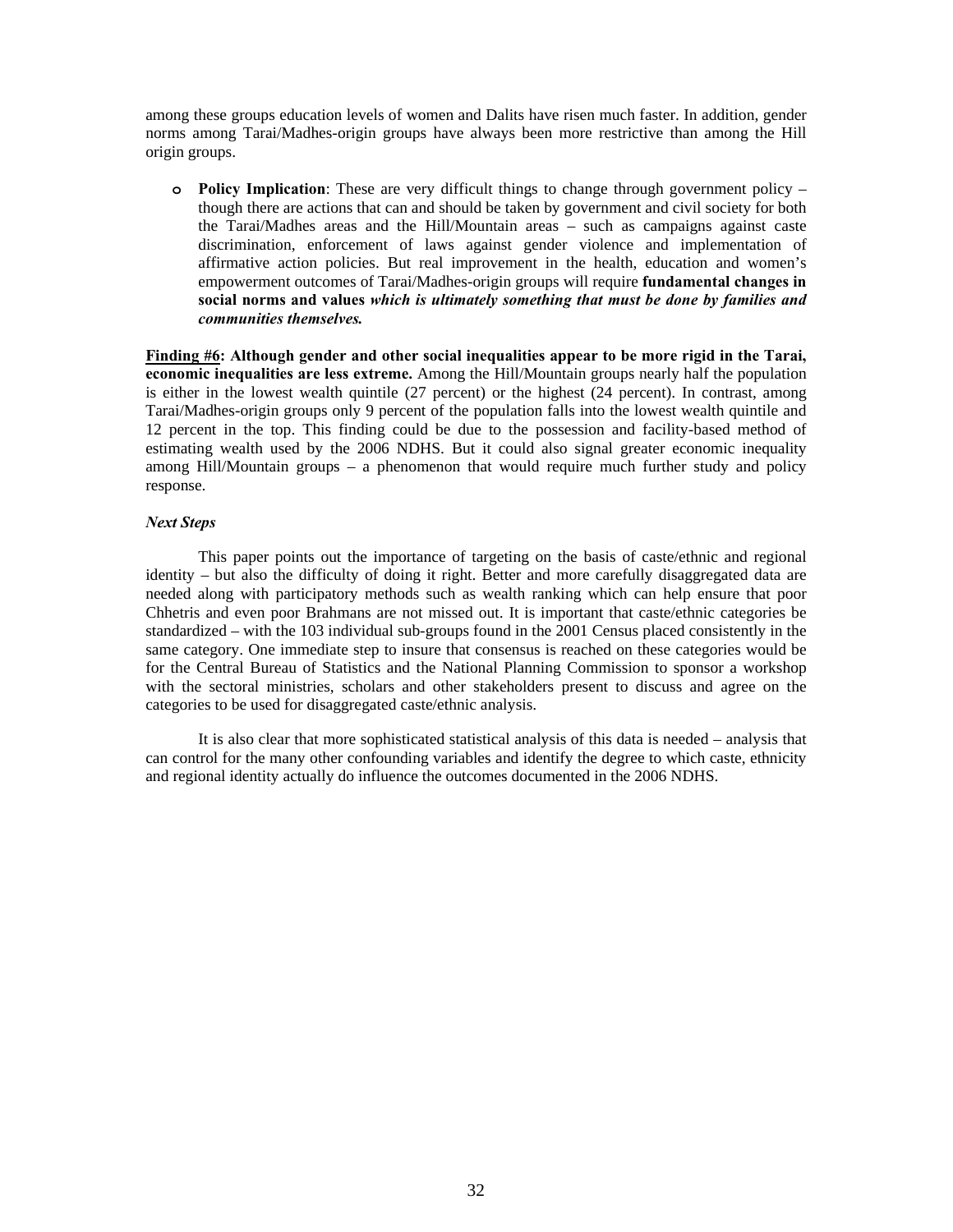among these groups education levels of women and Dalits have risen much faster. In addition, gender norms among Tarai/Madhes-origin groups have always been more restrictive than among the Hill origin groups.

- **Policy Implication**: These are very difficult things to change through government policy – though there are actions that can and should be taken by government and civil society for both the Tarai/Madhes areas and the Hill/Mountain areas – such as campaigns against caste discrimination, enforcement of laws against gender violence and implementation of affirmative action policies. But real improvement in the health, education and women's empowerment outcomes of Tarai/Madhes-origin groups will require **fundamental changes in social norms and values** ***which is ultimately something that must be done by families and communities themselves.***

**Finding #6: Although gender and other social inequalities appear to be more rigid in the Tarai, economic inequalities are less extreme.** Among the Hill/Mountain groups nearly half the population is either in the lowest wealth quintile (27 percent) or the highest (24 percent). In contrast, among Tarai/Madhes-origin groups only 9 percent of the population falls into the lowest wealth quintile and 12 percent in the top. This finding could be due to the possession and facility-based method of estimating wealth used by the 2006 NDHS. But it could also signal greater economic inequality among Hill/Mountain groups – a phenomenon that would require much further study and policy response.

### *Next Steps*

This paper points out the importance of targeting on the basis of caste/ethnic and regional identity – but also the difficulty of doing it right. Better and more carefully disaggregated data are needed along with participatory methods such as wealth ranking which can help ensure that poor Chhetris and even poor Brahmans are not missed out. It is important that caste/ethnic categories be standardized – with the 103 individual sub-groups found in the 2001 Census placed consistently in the same category. One immediate step to insure that consensus is reached on these categories would be for the Central Bureau of Statistics and the National Planning Commission to sponsor a workshop with the sectoral ministries, scholars and other stakeholders present to discuss and agree on the categories to be used for disaggregated caste/ethnic analysis.

It is also clear that more sophisticated statistical analysis of this data is needed – analysis that can control for the many other confounding variables and identify the degree to which caste, ethnicity and regional identity actually do influence the outcomes documented in the 2006 NDHS.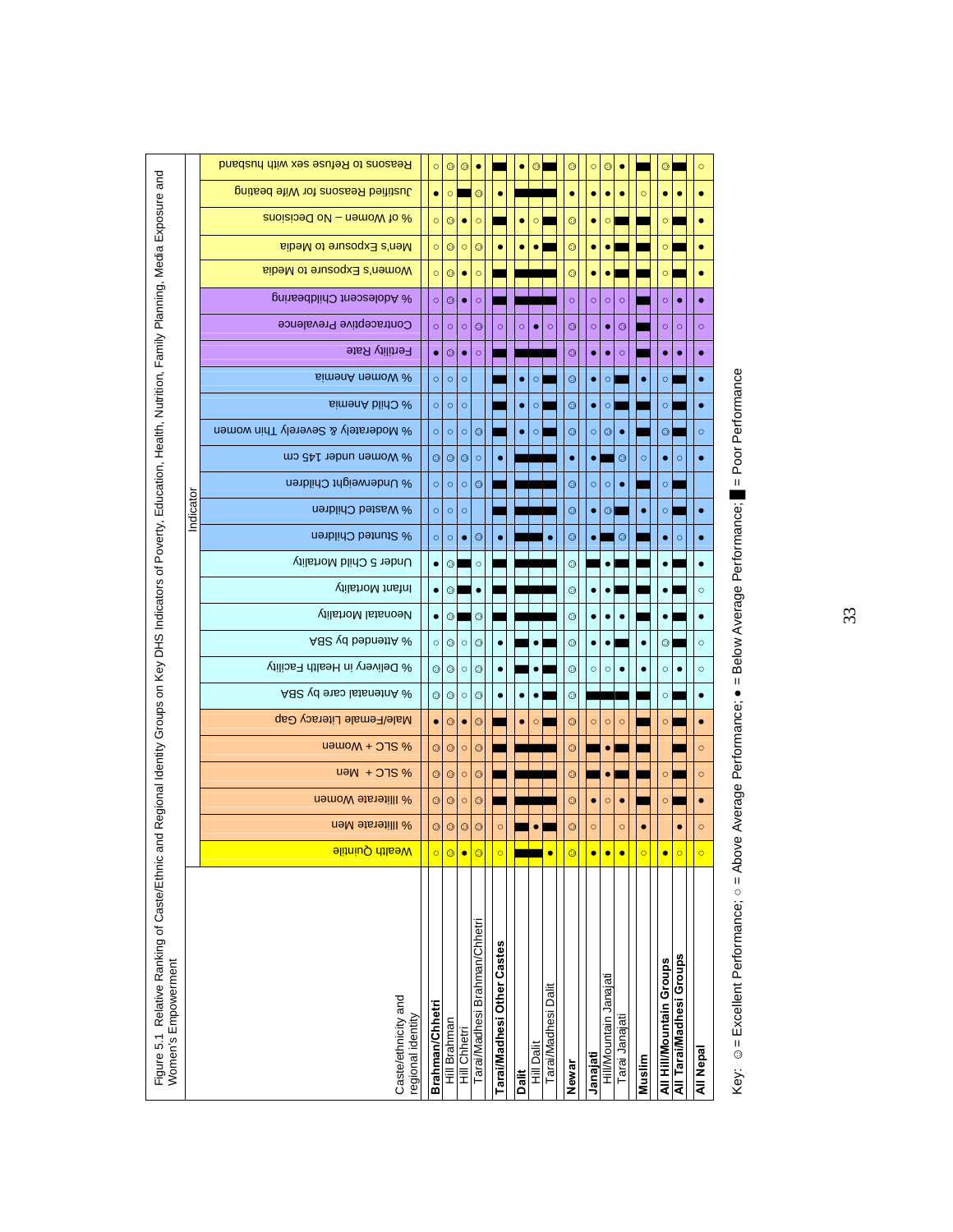Figure 5.1 Relative Ranking of Caste/Ethnic and Regional Identity Groups on Key DHS Indicators of Poverty, Education, Health, Nutrition, Family Planning, Media Exposure and Women's Empowerment

| Caste/ethnicity and regional identity | Wealth Quintile | % Illiterate Men | % Illiterate Women | % SLC + Men | % SLC + Women | Male/Female Literacy Gap | % Antenatal care by SBA | % Delivery in Health Facility | % Attended by SBA | Neonatal Mortality | Infant Mortality | Under 5 Child Mortality | % Stunted Children | % Wasted Children | % Underweight Children | % Women under 145 cm | % Moderately & Severely Thin women | % Child Anemia | % Women Anemia | Fertility Rate | Contraceptive Prevalence | % Adolescent Childbearing | Women's Exposure to Media | Men's Exposure to Media | % of Women – No Decisions | Justified Reasons for Wife beating | Reasons to Refuse sex with husband |
|---|---|---|---|---|---|---|---|---|---|---|---|---|---|---|---|---|---|---|---|---|---|---|---|---|---|---|---|
| **Brahman/Chhetri** | ○ | ☺ | ☺ | ☺ | ☺ | ● | ☺ | ☺ | ○ | ● | ● | ● | ○ | ○ | ○ | ☺ | ○ | ○ | ○ | ● | ○ | ○ | ○ | ○ | ○ | ● | ○ |
| Hill Brahman | ☺ | ☺ | ☺ | ☺ | ☺ | ☺ | ☺ | ☺ | ☺ | ☺ | ☺ | ☺ | ○ | ○ | ○ | ☺ | ○ | ○ | ○ | ☺ | ○ | ☺ | ☺ | ☺ | ☺ | ○ | ☺ |
| Hill Chhetri | ● | ☺ | ○ | ○ | ○ | ● | ○ | ○ | ○ | ■ | ■ | ■ | ● | ○ | ○ | ☺ | ○ | ○ | ○ | ● | ○ | ● | ● | ○ | ● | ■ | ☺ |
| Tarai/Madhesi Brahman/Chhetri | ☺ | ☺ | ☺ | ☺ | ☺ | ☺ | ☺ | ☺ | ☺ | ☺ | ● | ○ | ☺ | | ☺ | ○ | ☺ | | | ○ | ☺ | ○ | ○ | ☺ | ○ | ☺ | ● |
| **Tarai/Madhesi Other Castes** | ○ | ○ | ■ | ■ | ■ | ■ | ● | ● | ● | ■ | ■ | ■ | ● | ■ | ■ | ● | ■ | ■ | ■ | ■ | ○ | ■ | ■ | ● | ■ | ■ | ■ |
| **Dalit** | ■ | ■ | ■ | ■ | ■ | ● | ● | ■ | ■ | ■ | ■ | ■ | ■ | ■ | ■ | ■ | ● | ● | ● | ■ | ○ | ■ | ■ | ● | ● | ■ | ● |
| Hill Dalit | ■ | ● | ■ | ■ | ■ | ○ | ● | ● | ● | ■ | ■ | ■ | ■ | ■ | ■ | ■ | ○ | ○ | ○ | ■ | ● | ■ | ■ | ● | ○ | ■ | ☺ |
| Tarai/Madhesi Dalit | ● | ■ | ■ | ■ | ■ | ■ | ■ | ■ | ■ | ■ | ■ | ■ | ● | ■ | ■ | ■ | ■ | ■ | ■ | ■ | ○ | ■ | ■ | ■ | ■ | ■ | ■ |
| **Newar** | ☺ | ☺ | ☺ | ☺ | ☺ | ☺ | ☺ | ☺ | ☺ | ☺ | ☺ | ☺ | ☺ | ☺ | ☺ | ● | ☺ | ☺ | ☺ | ☺ | ☺ | ○ | ☺ | ☺ | ☺ | ● | ☺ |
| **Janajati** | ● | ○ | ● | ■ | ■ | ○ | ■ | ○ | ● | ● | ● | ■ | ● | ● | ○ | ● | ○ | ● | ● | ● | ○ | ○ | ● | ● | ● | ● | ○ |
| Hill/Mountain Janajati | ● | | ○ | ● | ● | ○ | ■ | ○ | ● | ● | ● | ● | ■ | ☺ | ○ | ■ | ☺ | ○ | ○ | ● | ● | ○ | ● | ● | ○ | ● | ☺ |
| Tarai Janajati | ● | ○ | ● | ■ | ■ | ○ | ■ | ● | ■ | ● | ■ | ■ | ☺ | ■ | ● | ☺ | ● | ■ | ■ | ○ | ☺ | ○ | ■ | ■ | ■ | ● | ● |
| **Muslim** | ○ | ● | ■ | ■ | ■ | ■ | ■ | ● | ● | ■ | ■ | ■ | ■ | ● | ■ | ○ | ■ | ■ | ● | ■ | ■ | ■ | ■ | ■ | ■ | ○ | ■ |
| **All Hill/Mountain Groups** | ● | | ○ | ○ | | ○ | ○ | ○ | ☺ | ● | ● | ● | ● | ○ | ○ | ● | ☺ | ○ | ○ | ● | ○ | ○ | ○ | ○ | ○ | ● | ☺ |
| **All Tarai/Madhesi Groups** | ○ | ● | ■ | ■ | ■ | ■ | ■ | ● | ■ | ■ | ■ | ■ | ○ | ■ | ■ | ○ | ■ | ■ | ■ | ● | ○ | ● | ■ | ■ | ■ | ● | ■ |
| **All Nepal** | ○ | ○ | ● | ○ | ○ | ● | ● | ○ | ○ | ● | ○ | ● | ● | ● | | ● | ○ | ● | ● | ● | ○ | ● | ● | ● | ● | ● | ○ |

Key: ☺ = Excellent Performance; ○ = Above Average Performance; ● = Below Average Performance; ■ = Poor Performance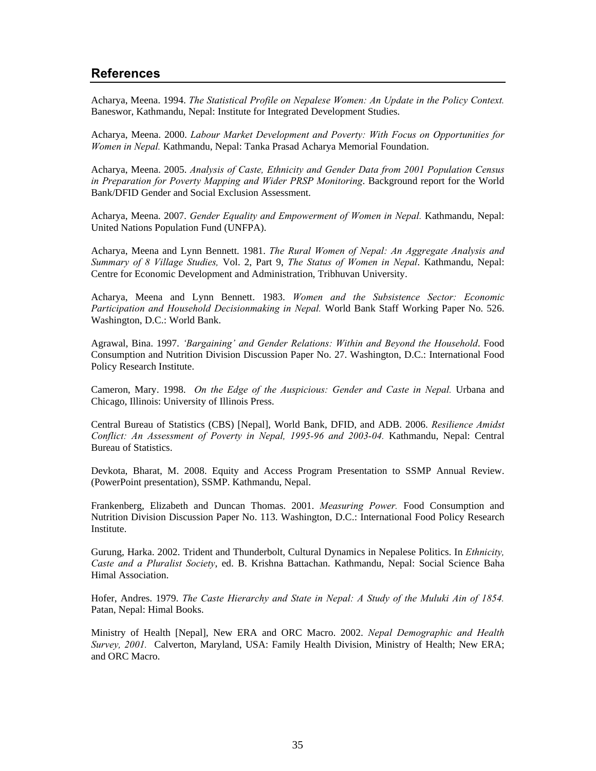## References

Acharya, Meena. 1994. *The Statistical Profile on Nepalese Women: An Update in the Policy Context.* Baneswor, Kathmandu, Nepal: Institute for Integrated Development Studies.

Acharya, Meena. 2000. *Labour Market Development and Poverty: With Focus on Opportunities for Women in Nepal.* Kathmandu, Nepal: Tanka Prasad Acharya Memorial Foundation.

Acharya, Meena. 2005. *Analysis of Caste, Ethnicity and Gender Data from 2001 Population Census in Preparation for Poverty Mapping and Wider PRSP Monitoring*. Background report for the World Bank/DFID Gender and Social Exclusion Assessment.

Acharya, Meena. 2007. *Gender Equality and Empowerment of Women in Nepal.* Kathmandu, Nepal: United Nations Population Fund (UNFPA).

Acharya, Meena and Lynn Bennett. 1981. *The Rural Women of Nepal: An Aggregate Analysis and Summary of 8 Village Studies,* Vol. 2, Part 9, *The Status of Women in Nepal*. Kathmandu, Nepal: Centre for Economic Development and Administration, Tribhuvan University.

Acharya, Meena and Lynn Bennett. 1983. *Women and the Subsistence Sector: Economic Participation and Household Decisionmaking in Nepal.* World Bank Staff Working Paper No. 526. Washington, D.C.: World Bank.

Agrawal, Bina. 1997. *'Bargaining' and Gender Relations: Within and Beyond the Household*. Food Consumption and Nutrition Division Discussion Paper No. 27. Washington, D.C.: International Food Policy Research Institute.

Cameron, Mary. 1998. *On the Edge of the Auspicious: Gender and Caste in Nepal.* Urbana and Chicago, Illinois: University of Illinois Press.

Central Bureau of Statistics (CBS) [Nepal], World Bank, DFID, and ADB. 2006. *Resilience Amidst Conflict: An Assessment of Poverty in Nepal, 1995-96 and 2003-04.* Kathmandu, Nepal: Central Bureau of Statistics.

Devkota, Bharat, M. 2008. Equity and Access Program Presentation to SSMP Annual Review. (PowerPoint presentation), SSMP. Kathmandu, Nepal.

Frankenberg, Elizabeth and Duncan Thomas. 2001. *Measuring Power.* Food Consumption and Nutrition Division Discussion Paper No. 113. Washington, D.C.: International Food Policy Research Institute.

Gurung, Harka. 2002. Trident and Thunderbolt, Cultural Dynamics in Nepalese Politics. In *Ethnicity, Caste and a Pluralist Society*, ed. B. Krishna Battachan. Kathmandu, Nepal: Social Science Baha Himal Association.

Hofer, Andres. 1979. *The Caste Hierarchy and State in Nepal: A Study of the Muluki Ain of 1854.* Patan, Nepal: Himal Books.

Ministry of Health [Nepal], New ERA and ORC Macro. 2002. *Nepal Demographic and Health Survey, 2001.* Calverton, Maryland, USA: Family Health Division, Ministry of Health; New ERA; and ORC Macro.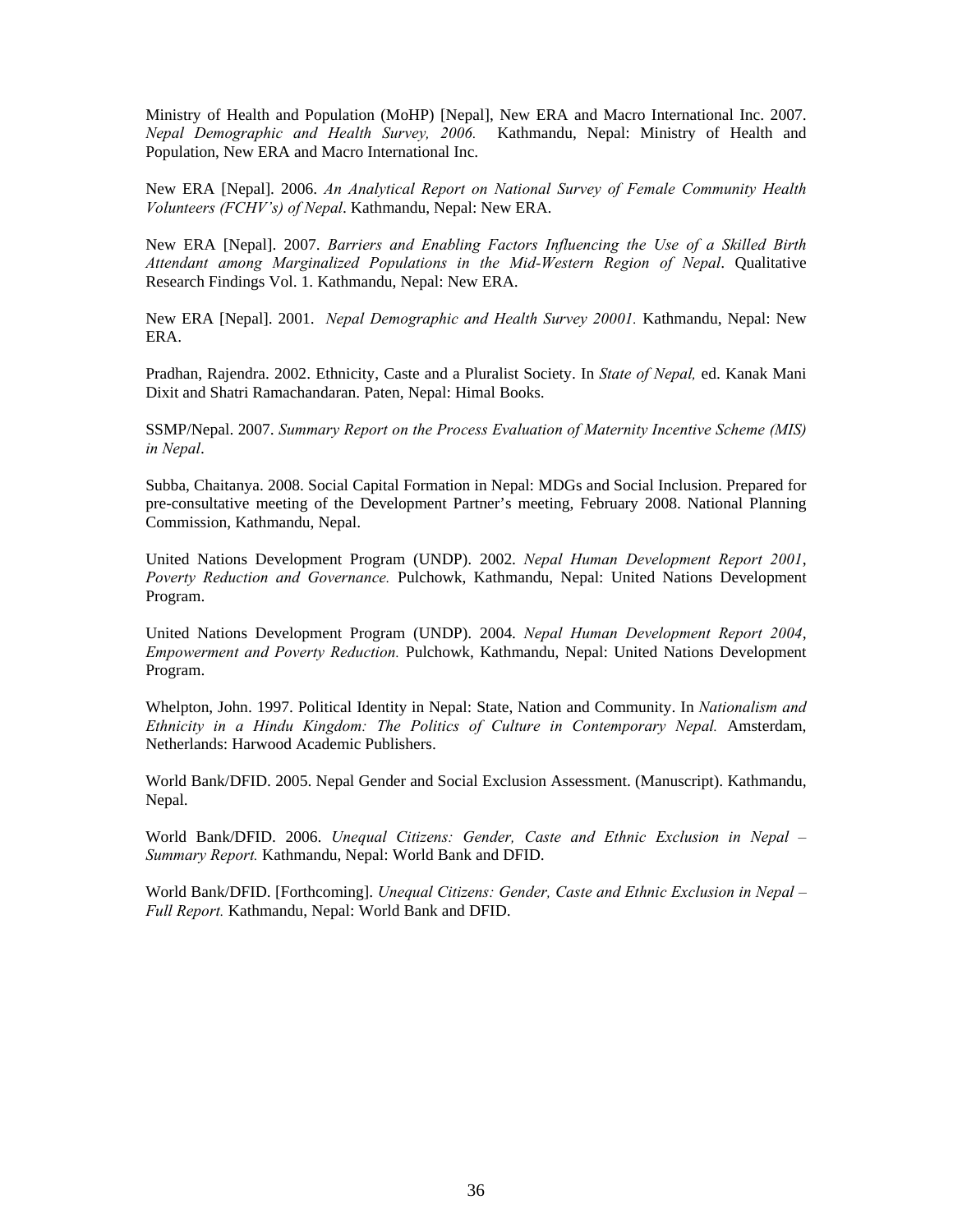Ministry of Health and Population (MoHP) [Nepal], New ERA and Macro International Inc. 2007. *Nepal Demographic and Health Survey, 2006.* Kathmandu, Nepal: Ministry of Health and Population, New ERA and Macro International Inc.

New ERA [Nepal]. 2006. *An Analytical Report on National Survey of Female Community Health Volunteers (FCHV's) of Nepal*. Kathmandu, Nepal: New ERA.

New ERA [Nepal]. 2007. *Barriers and Enabling Factors Influencing the Use of a Skilled Birth Attendant among Marginalized Populations in the Mid-Western Region of Nepal*. Qualitative Research Findings Vol. 1. Kathmandu, Nepal: New ERA.

New ERA [Nepal]. 2001. *Nepal Demographic and Health Survey 20001.* Kathmandu, Nepal: New ERA.

Pradhan, Rajendra. 2002. Ethnicity, Caste and a Pluralist Society. In *State of Nepal,* ed. Kanak Mani Dixit and Shatri Ramachandaran. Paten, Nepal: Himal Books.

SSMP/Nepal. 2007. *Summary Report on the Process Evaluation of Maternity Incentive Scheme (MIS) in Nepal*.

Subba, Chaitanya. 2008. Social Capital Formation in Nepal: MDGs and Social Inclusion. Prepared for pre-consultative meeting of the Development Partner's meeting, February 2008. National Planning Commission, Kathmandu, Nepal.

United Nations Development Program (UNDP). 2002. *Nepal Human Development Report 2001*, *Poverty Reduction and Governance.* Pulchowk, Kathmandu, Nepal: United Nations Development Program.

United Nations Development Program (UNDP). 2004. *Nepal Human Development Report 2004*, *Empowerment and Poverty Reduction.* Pulchowk, Kathmandu, Nepal: United Nations Development Program.

Whelpton, John. 1997. Political Identity in Nepal: State, Nation and Community. In *Nationalism and Ethnicity in a Hindu Kingdom: The Politics of Culture in Contemporary Nepal.* Amsterdam, Netherlands: Harwood Academic Publishers.

World Bank/DFID. 2005. Nepal Gender and Social Exclusion Assessment. (Manuscript). Kathmandu, Nepal.

World Bank/DFID. 2006. *Unequal Citizens: Gender, Caste and Ethnic Exclusion in Nepal – Summary Report.* Kathmandu, Nepal: World Bank and DFID.

World Bank/DFID. [Forthcoming]. *Unequal Citizens: Gender, Caste and Ethnic Exclusion in Nepal – Full Report.* Kathmandu, Nepal: World Bank and DFID.